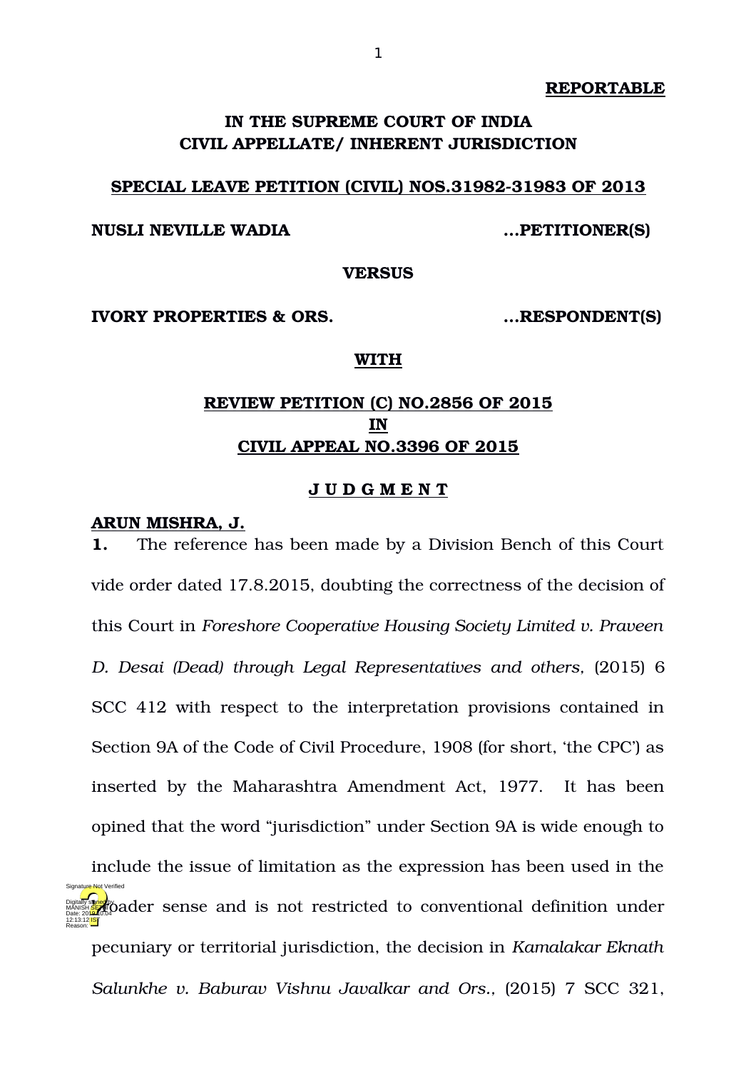**REPORTABLE**

# IN THE SUPREME COURT OF INDIA
## CIVIL APPELLATE/ INHERENT JURISDICTION

**SPECIAL LEAVE PETITION (CIVIL) NOS.31982-31983 OF 2013**

**NUSLI NEVILLE WADIA** …**PETITIONER(S)**

**VERSUS**

**IVORY PROPERTIES & ORS.** …**RESPONDENT(S)**

**WITH**

**REVIEW PETITION (C) NO.2856 OF 2015**
**IN**
**CIVIL APPEAL NO.3396 OF 2015**

**J U D G M E N T**

**ARUN MISHRA, J.**

**1.** The reference has been made by a Division Bench of this Court vide order dated 17.8.2015, doubting the correctness of the decision of this Court in *Foreshore Cooperative Housing Society Limited v. Praveen D. Desai (Dead) through Legal Representatives and others,* (2015) 6 SCC 412 with respect to the interpretation provisions contained in Section 9A of the Code of Civil Procedure, 1908 (for short, 'the CPC') as inserted by the Maharashtra Amendment Act, 1977. It has been opined that the word "jurisdiction" under Section 9A is wide enough to include the issue of limitation as the expression has been used in the broader sense and is not restricted to conventional definition under pecuniary or territorial jurisdiction, the decision in *Kamalakar Eknath Salunkhe v. Baburav Vishnu Javalkar and Ors.,* (2015) 7 SCC 321,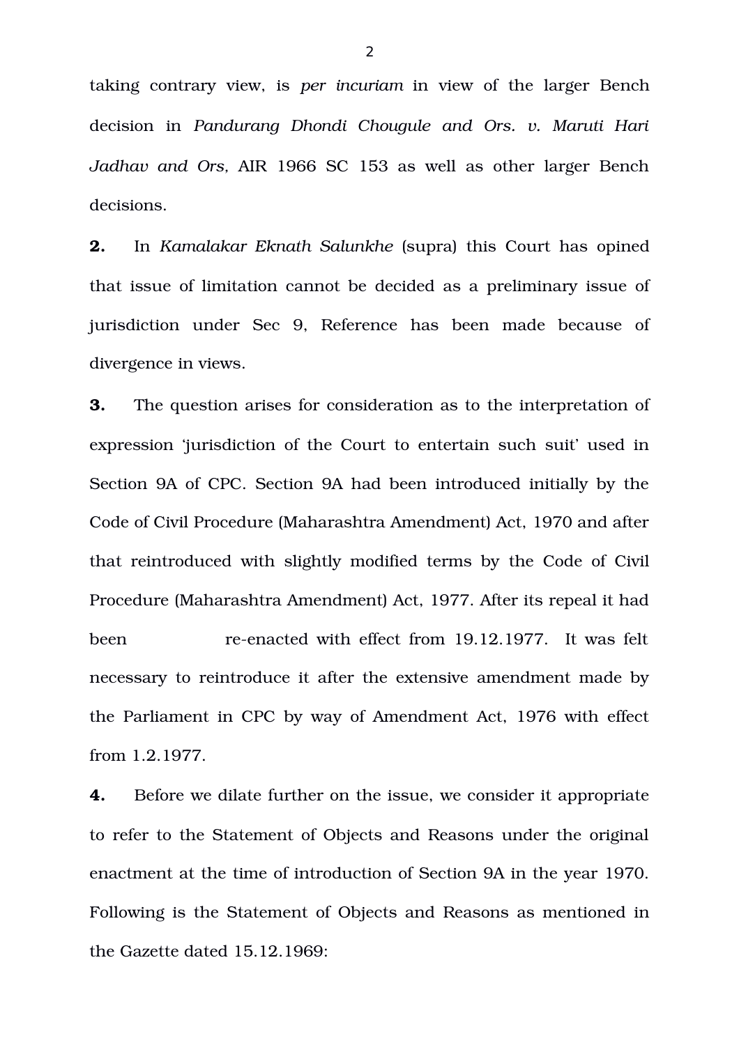taking contrary view, is *per incuriam* in view of the larger Bench decision in *Pandurang Dhondi Chougule and Ors. v. Maruti Hari Jadhav and Ors,* AIR 1966 SC 153 as well as other larger Bench decisions.

**2.** In *Kamalakar Eknath Salunkhe* (supra) this Court has opined that issue of limitation cannot be decided as a preliminary issue of jurisdiction under Sec 9, Reference has been made because of divergence in views.

**3.** The question arises for consideration as to the interpretation of expression 'jurisdiction of the Court to entertain such suit' used in Section 9A of CPC. Section 9A had been introduced initially by the Code of Civil Procedure (Maharashtra Amendment) Act, 1970 and after that reintroduced with slightly modified terms by the Code of Civil Procedure (Maharashtra Amendment) Act, 1977. After its repeal it had been re-enacted with effect from 19.12.1977. It was felt necessary to reintroduce it after the extensive amendment made by the Parliament in CPC by way of Amendment Act, 1976 with effect from 1.2.1977.

**4.** Before we dilate further on the issue, we consider it appropriate to refer to the Statement of Objects and Reasons under the original enactment at the time of introduction of Section 9A in the year 1970. Following is the Statement of Objects and Reasons as mentioned in the Gazette dated 15.12.1969: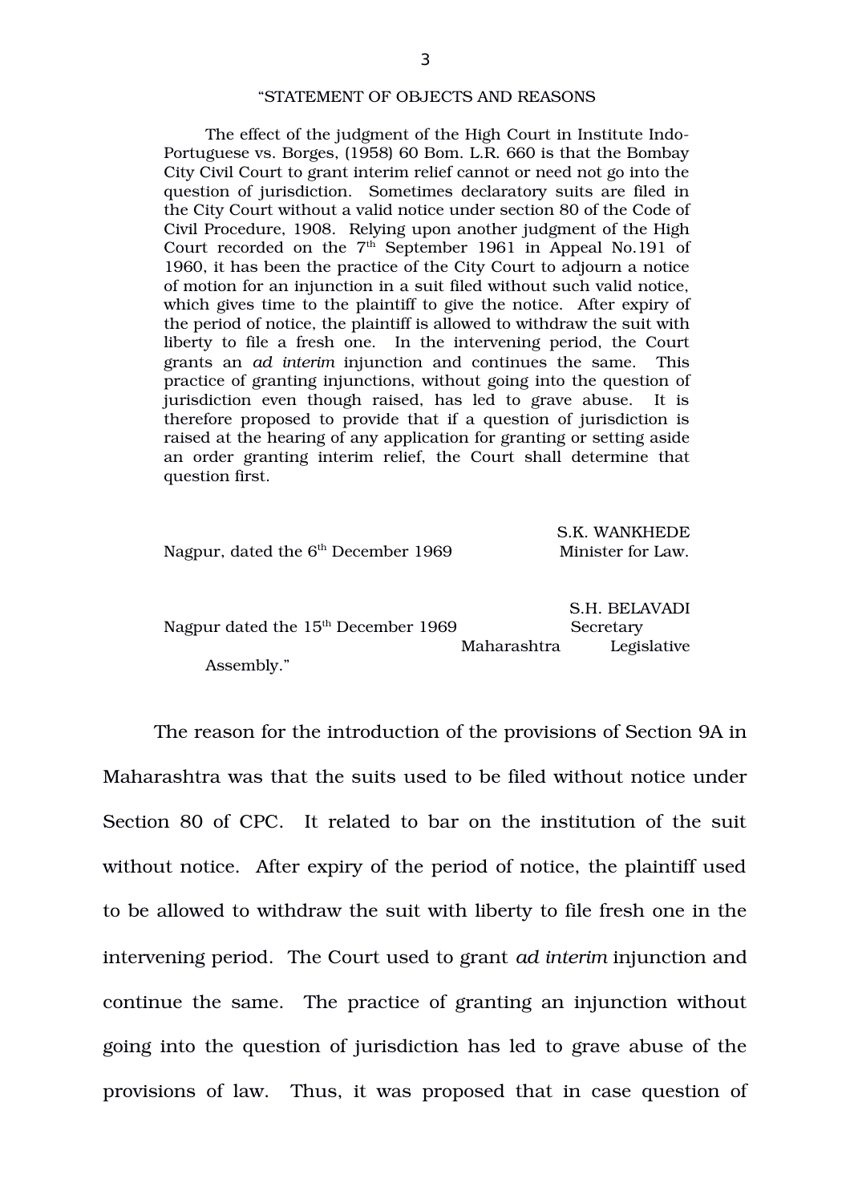"STATEMENT OF OBJECTS AND REASONS

> The effect of the judgment of the High Court in Institute Indo-Portuguese vs. Borges, (1958) 60 Bom. L.R. 660 is that the Bombay City Civil Court to grant interim relief cannot or need not go into the question of jurisdiction. Sometimes declaratory suits are filed in the City Court without a valid notice under section 80 of the Code of Civil Procedure, 1908. Relying upon another judgment of the High Court recorded on the 7th September 1961 in Appeal No.191 of 1960, it has been the practice of the City Court to adjourn a notice of motion for an injunction in a suit filed without such valid notice, which gives time to the plaintiff to give the notice. After expiry of the period of notice, the plaintiff is allowed to withdraw the suit with liberty to file a fresh one. In the intervening period, the Court grants an *ad interim* injunction and continues the same. This practice of granting injunctions, without going into the question of jurisdiction even though raised, has led to grave abuse. It is therefore proposed to provide that if a question of jurisdiction is raised at the hearing of any application for granting or setting aside an order granting interim relief, the Court shall determine that question first.
>
> Nagpur, dated the 6th December 1969 — S.K. WANKHEDE, Minister for Law.
>
> Nagpur dated the 15th December 1969 — S.H. BELAVADI, Secretary Maharashtra Legislative Assembly."

The reason for the introduction of the provisions of Section 9A in Maharashtra was that the suits used to be filed without notice under Section 80 of CPC. It related to bar on the institution of the suit without notice. After expiry of the period of notice, the plaintiff used to be allowed to withdraw the suit with liberty to file fresh one in the intervening period. The Court used to grant *ad interim* injunction and continue the same. The practice of granting an injunction without going into the question of jurisdiction has led to grave abuse of the provisions of law. Thus, it was proposed that in case question of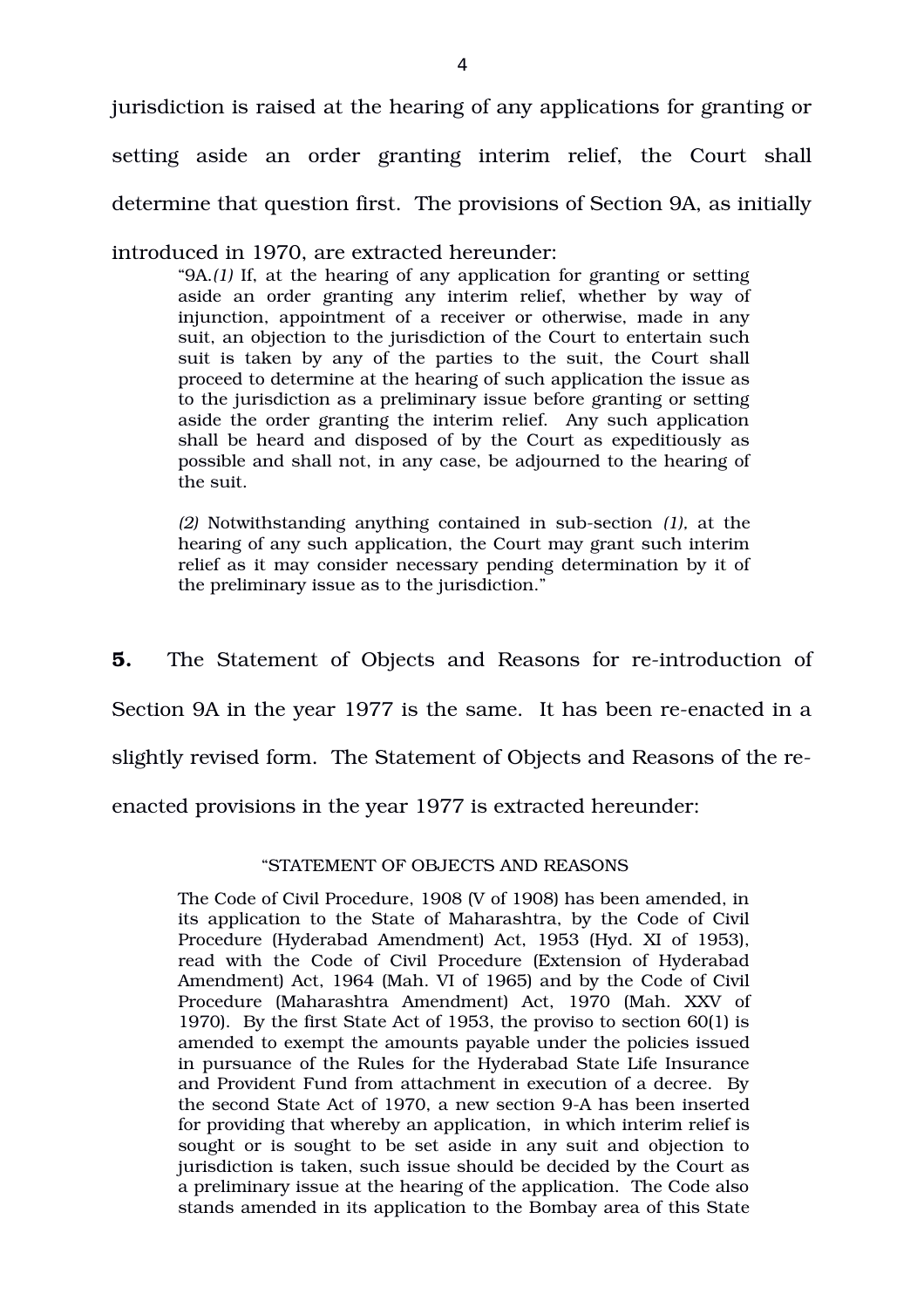jurisdiction is raised at the hearing of any applications for granting or setting aside an order granting interim relief, the Court shall determine that question first. The provisions of Section 9A, as initially introduced in 1970, are extracted hereunder:

> "9A.*(1)* If, at the hearing of any application for granting or setting aside an order granting any interim relief, whether by way of injunction, appointment of a receiver or otherwise, made in any suit, an objection to the jurisdiction of the Court to entertain such suit is taken by any of the parties to the suit, the Court shall proceed to determine at the hearing of such application the issue as to the jurisdiction as a preliminary issue before granting or setting aside the order granting the interim relief. Any such application shall be heard and disposed of by the Court as expeditiously as possible and shall not, in any case, be adjourned to the hearing of the suit.
>
> *(2)* Notwithstanding anything contained in sub-section *(1),* at the hearing of any such application, the Court may grant such interim relief as it may consider necessary pending determination by it of the preliminary issue as to the jurisdiction."

**5.** The Statement of Objects and Reasons for re-introduction of Section 9A in the year 1977 is the same. It has been re-enacted in a slightly revised form. The Statement of Objects and Reasons of the re-enacted provisions in the year 1977 is extracted hereunder:

> "STATEMENT OF OBJECTS AND REASONS
>
> The Code of Civil Procedure, 1908 (V of 1908) has been amended, in its application to the State of Maharashtra, by the Code of Civil Procedure (Hyderabad Amendment) Act, 1953 (Hyd. XI of 1953), read with the Code of Civil Procedure (Extension of Hyderabad Amendment) Act, 1964 (Mah. VI of 1965) and by the Code of Civil Procedure (Maharashtra Amendment) Act, 1970 (Mah. XXV of 1970). By the first State Act of 1953, the proviso to section 60(1) is amended to exempt the amounts payable under the policies issued in pursuance of the Rules for the Hyderabad State Life Insurance and Provident Fund from attachment in execution of a decree. By the second State Act of 1970, a new section 9-A has been inserted for providing that whereby an application, in which interim relief is sought or is sought to be set aside in any suit and objection to jurisdiction is taken, such issue should be decided by the Court as a preliminary issue at the hearing of the application. The Code also stands amended in its application to the Bombay area of this State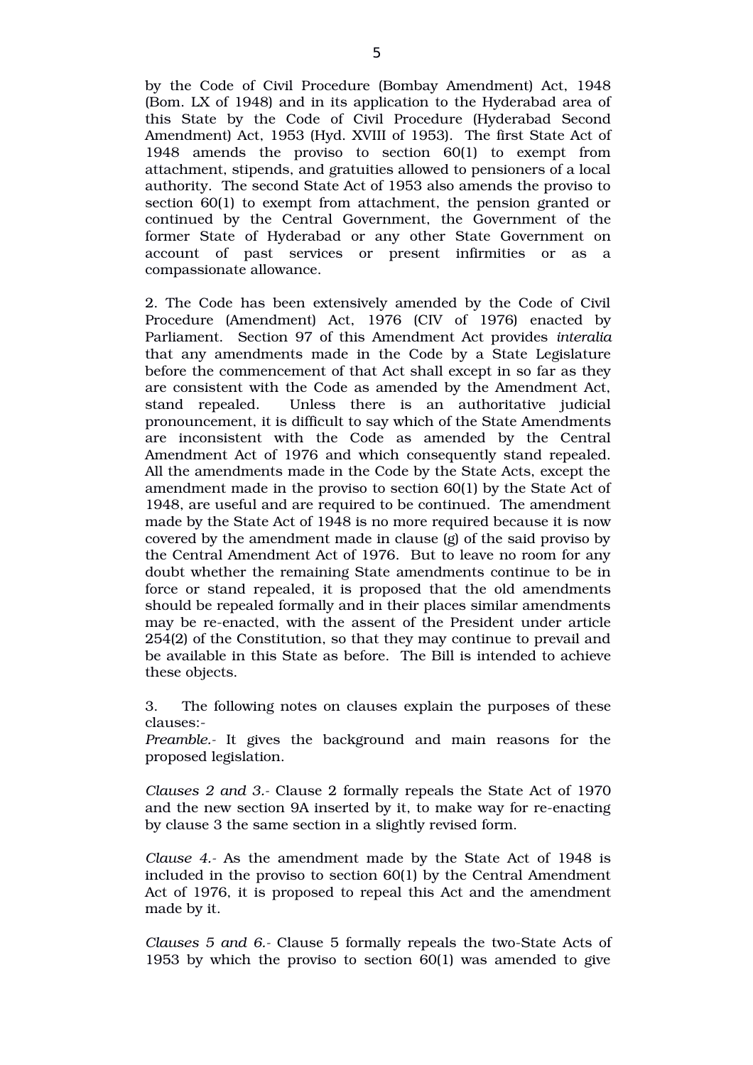by the Code of Civil Procedure (Bombay Amendment) Act, 1948 (Bom. LX of 1948) and in its application to the Hyderabad area of this State by the Code of Civil Procedure (Hyderabad Second Amendment) Act, 1953 (Hyd. XVIII of 1953). The first State Act of 1948 amends the proviso to section 60(1) to exempt from attachment, stipends, and gratuities allowed to pensioners of a local authority. The second State Act of 1953 also amends the proviso to section 60(1) to exempt from attachment, the pension granted or continued by the Central Government, the Government of the former State of Hyderabad or any other State Government on account of past services or present infirmities or as a compassionate allowance.

2. The Code has been extensively amended by the Code of Civil Procedure (Amendment) Act, 1976 (CIV of 1976) enacted by Parliament. Section 97 of this Amendment Act provides *interalia* that any amendments made in the Code by a State Legislature before the commencement of that Act shall except in so far as they are consistent with the Code as amended by the Amendment Act, stand repealed. Unless there is an authoritative judicial pronouncement, it is difficult to say which of the State Amendments are inconsistent with the Code as amended by the Central Amendment Act of 1976 and which consequently stand repealed. All the amendments made in the Code by the State Acts, except the amendment made in the proviso to section 60(1) by the State Act of 1948, are useful and are required to be continued. The amendment made by the State Act of 1948 is no more required because it is now covered by the amendment made in clause (g) of the said proviso by the Central Amendment Act of 1976. But to leave no room for any doubt whether the remaining State amendments continue to be in force or stand repealed, it is proposed that the old amendments should be repealed formally and in their places similar amendments may be re-enacted, with the assent of the President under article 254(2) of the Constitution, so that they may continue to prevail and be available in this State as before. The Bill is intended to achieve these objects.

3. The following notes on clauses explain the purposes of these clauses:-

*Preamble.*- It gives the background and main reasons for the proposed legislation.

*Clauses 2 and 3.*- Clause 2 formally repeals the State Act of 1970 and the new section 9A inserted by it, to make way for re-enacting by clause 3 the same section in a slightly revised form.

*Clause 4.*- As the amendment made by the State Act of 1948 is included in the proviso to section 60(1) by the Central Amendment Act of 1976, it is proposed to repeal this Act and the amendment made by it.

*Clauses 5 and 6.*- Clause 5 formally repeals the two-State Acts of 1953 by which the proviso to section 60(1) was amended to give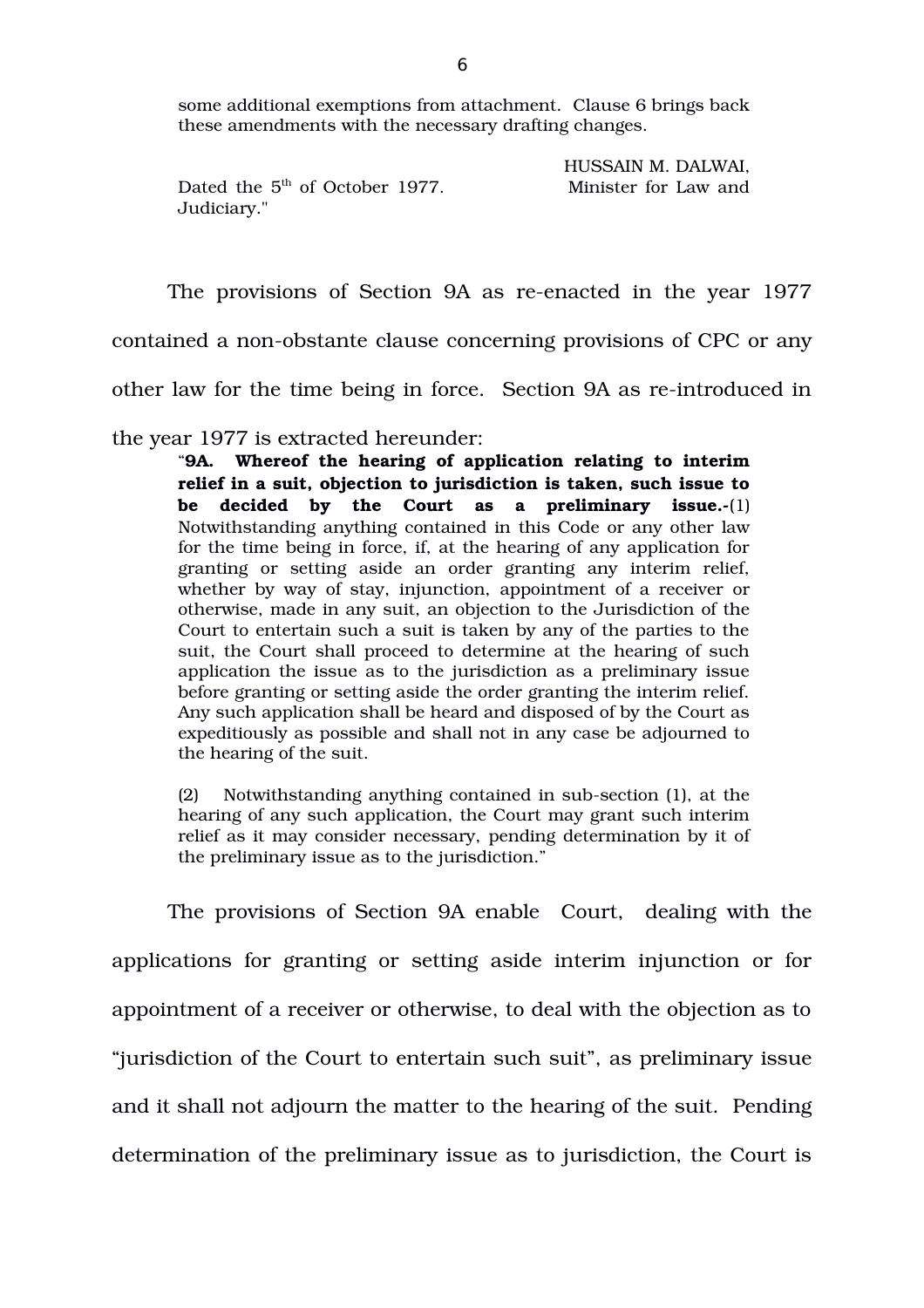some additional exemptions from attachment. Clause 6 brings back these amendments with the necessary drafting changes.

HUSSAIN M. DALWAI,
Dated the 5th of October 1977. Minister for Law and Judiciary."

The provisions of Section 9A as re-enacted in the year 1977 contained a non-obstante clause concerning provisions of CPC or any other law for the time being in force. Section 9A as re-introduced in the year 1977 is extracted hereunder:

> "**9A. Whereof the hearing of application relating to interim relief in a suit, objection to jurisdiction is taken, such issue to be decided by the Court as a preliminary issue.**-(1) Notwithstanding anything contained in this Code or any other law for the time being in force, if, at the hearing of any application for granting or setting aside an order granting any interim relief, whether by way of stay, injunction, appointment of a receiver or otherwise, made in any suit, an objection to the Jurisdiction of the Court to entertain such a suit is taken by any of the parties to the suit, the Court shall proceed to determine at the hearing of such application the issue as to the jurisdiction as a preliminary issue before granting or setting aside the order granting the interim relief. Any such application shall be heard and disposed of by the Court as expeditiously as possible and shall not in any case be adjourned to the hearing of the suit.
>
> (2) Notwithstanding anything contained in sub-section (1), at the hearing of any such application, the Court may grant such interim relief as it may consider necessary, pending determination by it of the preliminary issue as to the jurisdiction."

The provisions of Section 9A enable Court, dealing with the applications for granting or setting aside interim injunction or for appointment of a receiver or otherwise, to deal with the objection as to "jurisdiction of the Court to entertain such suit", as preliminary issue and it shall not adjourn the matter to the hearing of the suit. Pending determination of the preliminary issue as to jurisdiction, the Court is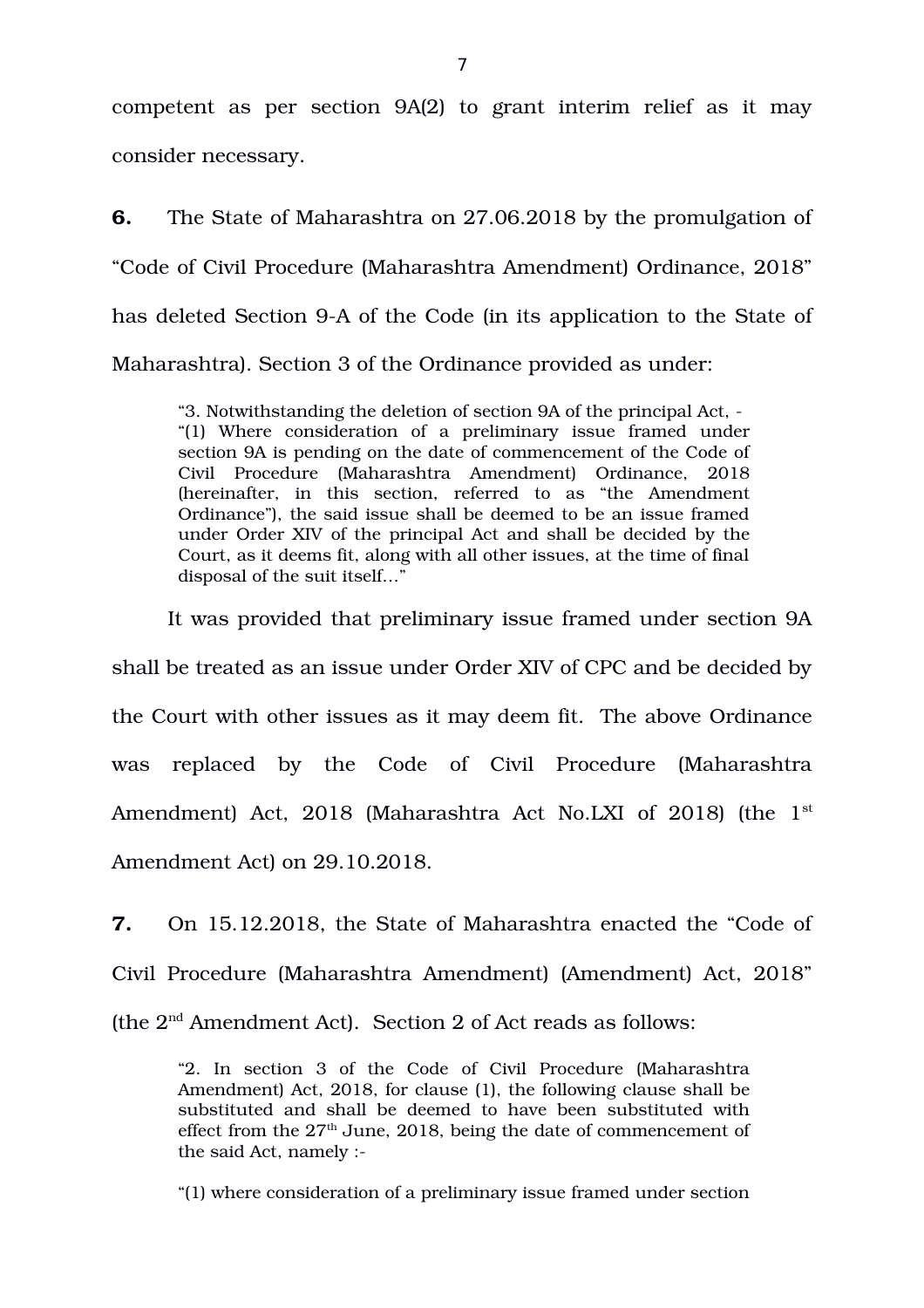competent as per section 9A(2) to grant interim relief as it may consider necessary.

**6.** The State of Maharashtra on 27.06.2018 by the promulgation of "Code of Civil Procedure (Maharashtra Amendment) Ordinance, 2018" has deleted Section 9-A of the Code (in its application to the State of Maharashtra). Section 3 of the Ordinance provided as under:

> "3. Notwithstanding the deletion of section 9A of the principal Act, -
> "(1) Where consideration of a preliminary issue framed under section 9A is pending on the date of commencement of the Code of Civil Procedure (Maharashtra Amendment) Ordinance, 2018 (hereinafter, in this section, referred to as "the Amendment Ordinance"), the said issue shall be deemed to be an issue framed under Order XIV of the principal Act and shall be decided by the Court, as it deems fit, along with all other issues, at the time of final disposal of the suit itself..."

It was provided that preliminary issue framed under section 9A shall be treated as an issue under Order XIV of CPC and be decided by the Court with other issues as it may deem fit. The above Ordinance was replaced by the Code of Civil Procedure (Maharashtra Amendment) Act, 2018 (Maharashtra Act No.LXI of 2018) (the 1st Amendment Act) on 29.10.2018.

**7.** On 15.12.2018, the State of Maharashtra enacted the "Code of Civil Procedure (Maharashtra Amendment) (Amendment) Act, 2018" (the 2nd Amendment Act). Section 2 of Act reads as follows:

> "2. In section 3 of the Code of Civil Procedure (Maharashtra Amendment) Act, 2018, for clause (1), the following clause shall be substituted and shall be deemed to have been substituted with effect from the 27th June, 2018, being the date of commencement of the said Act, namely :-
>
> "(1) where consideration of a preliminary issue framed under section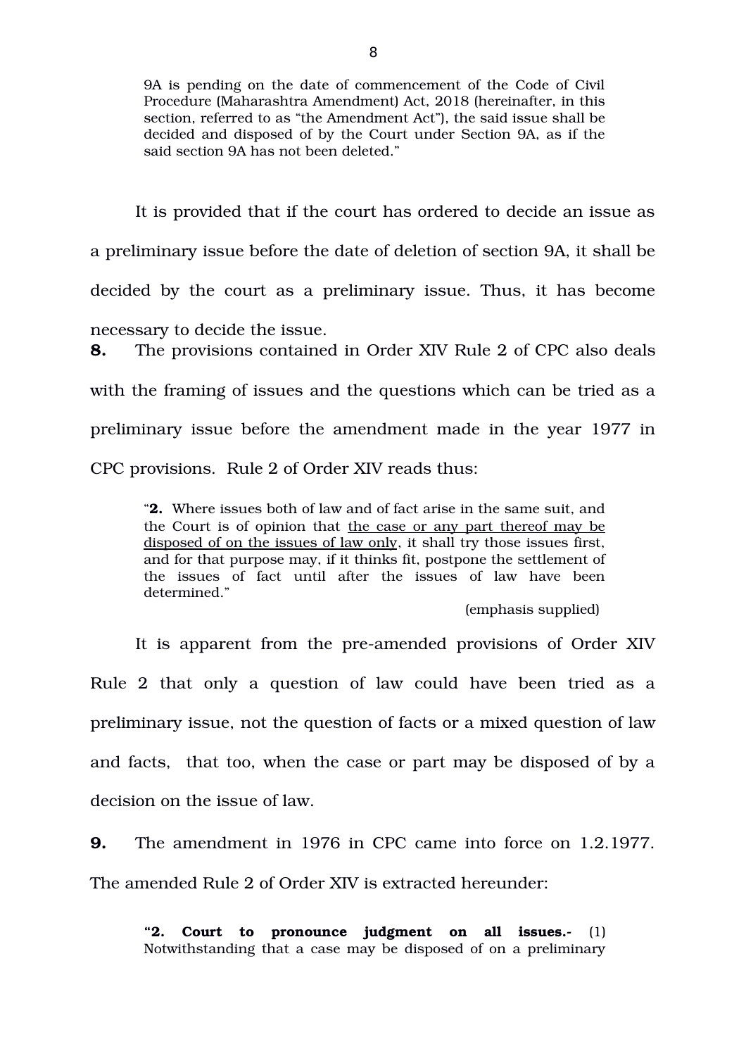> 9A is pending on the date of commencement of the Code of Civil Procedure (Maharashtra Amendment) Act, 2018 (hereinafter, in this section, referred to as "the Amendment Act"), the said issue shall be decided and disposed of by the Court under Section 9A, as if the said section 9A has not been deleted."

It is provided that if the court has ordered to decide an issue as a preliminary issue before the date of deletion of section 9A, it shall be decided by the court as a preliminary issue. Thus, it has become necessary to decide the issue.

**8.** The provisions contained in Order XIV Rule 2 of CPC also deals with the framing of issues and the questions which can be tried as a preliminary issue before the amendment made in the year 1977 in CPC provisions. Rule 2 of Order XIV reads thus:

> "**2.** Where issues both of law and of fact arise in the same suit, and the Court is of opinion that <u>the case or any part thereof may be disposed of on the issues of law only</u>, it shall try those issues first, and for that purpose may, if it thinks fit, postpone the settlement of the issues of fact until after the issues of law have been determined."
>
> (emphasis supplied)

It is apparent from the pre-amended provisions of Order XIV Rule 2 that only a question of law could have been tried as a preliminary issue, not the question of facts or a mixed question of law and facts, that too, when the case or part may be disposed of by a decision on the issue of law.

**9.** The amendment in 1976 in CPC came into force on 1.2.1977. The amended Rule 2 of Order XIV is extracted hereunder:

> **"2. Court to pronounce judgment on all issues.-** (1) Notwithstanding that a case may be disposed of on a preliminary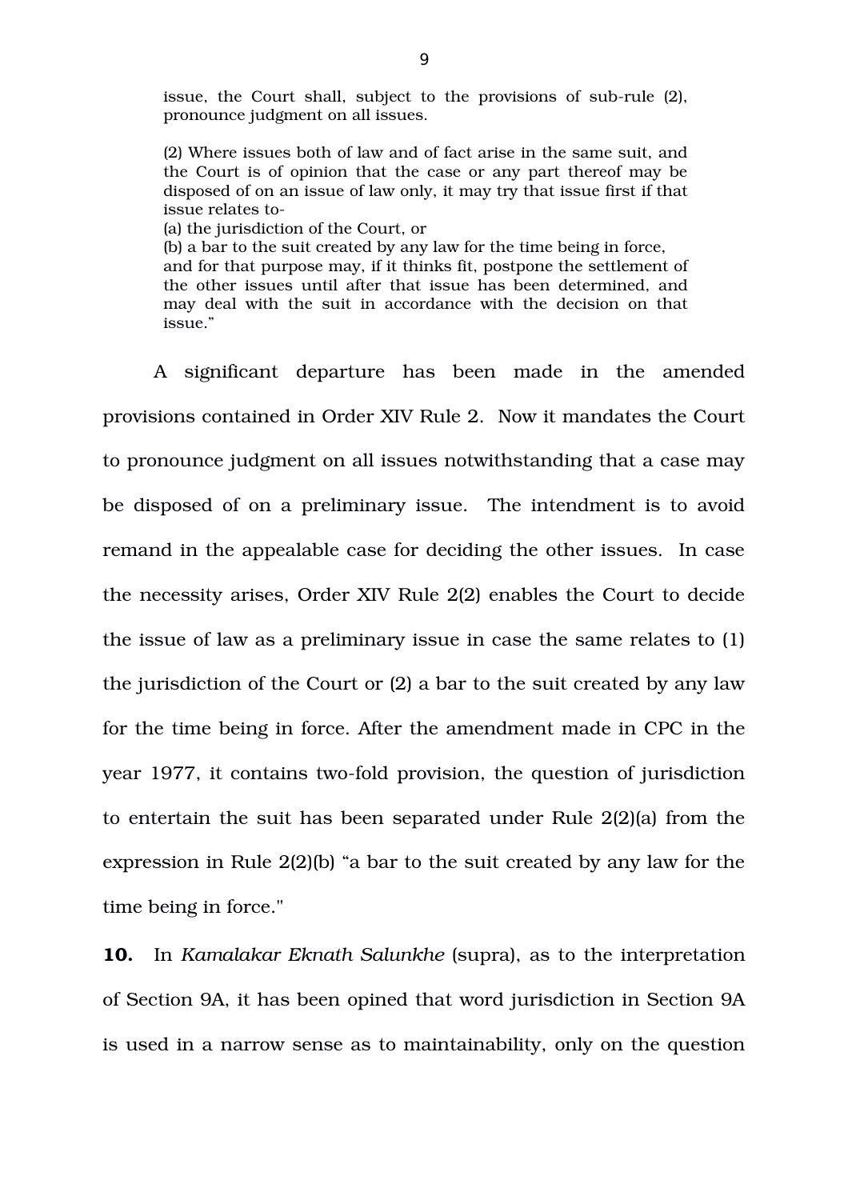> issue, the Court shall, subject to the provisions of sub-rule (2), pronounce judgment on all issues.
>
> (2) Where issues both of law and of fact arise in the same suit, and the Court is of opinion that the case or any part thereof may be disposed of on an issue of law only, it may try that issue first if that issue relates to-
> (a) the jurisdiction of the Court, or
> (b) a bar to the suit created by any law for the time being in force,
> and for that purpose may, if it thinks fit, postpone the settlement of the other issues until after that issue has been determined, and may deal with the suit in accordance with the decision on that issue."

A significant departure has been made in the amended provisions contained in Order XIV Rule 2. Now it mandates the Court to pronounce judgment on all issues notwithstanding that a case may be disposed of on a preliminary issue. The intendment is to avoid remand in the appealable case for deciding the other issues. In case the necessity arises, Order XIV Rule 2(2) enables the Court to decide the issue of law as a preliminary issue in case the same relates to (1) the jurisdiction of the Court or (2) a bar to the suit created by any law for the time being in force. After the amendment made in CPC in the year 1977, it contains two-fold provision, the question of jurisdiction to entertain the suit has been separated under Rule 2(2)(a) from the expression in Rule 2(2)(b) "a bar to the suit created by any law for the time being in force."

**10.** In *Kamalakar Eknath Salunkhe* (supra), as to the interpretation of Section 9A, it has been opined that word jurisdiction in Section 9A is used in a narrow sense as to maintainability, only on the question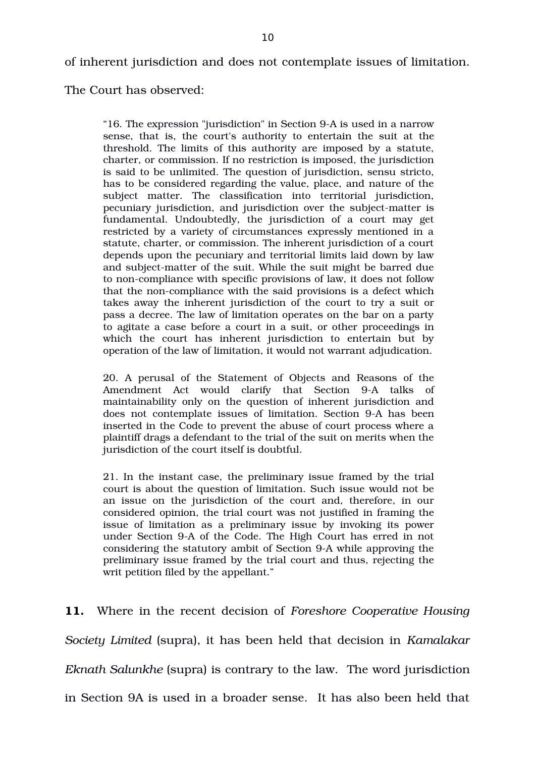of inherent jurisdiction and does not contemplate issues of limitation. The Court has observed:

> "16. The expression "jurisdiction" in Section 9-A is used in a narrow sense, that is, the court's authority to entertain the suit at the threshold. The limits of this authority are imposed by a statute, charter, or commission. If no restriction is imposed, the jurisdiction is said to be unlimited. The question of jurisdiction, sensu stricto, has to be considered regarding the value, place, and nature of the subject matter. The classification into territorial jurisdiction, pecuniary jurisdiction, and jurisdiction over the subject-matter is fundamental. Undoubtedly, the jurisdiction of a court may get restricted by a variety of circumstances expressly mentioned in a statute, charter, or commission. The inherent jurisdiction of a court depends upon the pecuniary and territorial limits laid down by law and subject-matter of the suit. While the suit might be barred due to non-compliance with specific provisions of law, it does not follow that the non-compliance with the said provisions is a defect which takes away the inherent jurisdiction of the court to try a suit or pass a decree. The law of limitation operates on the bar on a party to agitate a case before a court in a suit, or other proceedings in which the court has inherent jurisdiction to entertain but by operation of the law of limitation, it would not warrant adjudication.
>
> 20. A perusal of the Statement of Objects and Reasons of the Amendment Act would clarify that Section 9-A talks of maintainability only on the question of inherent jurisdiction and does not contemplate issues of limitation. Section 9-A has been inserted in the Code to prevent the abuse of court process where a plaintiff drags a defendant to the trial of the suit on merits when the jurisdiction of the court itself is doubtful.
>
> 21. In the instant case, the preliminary issue framed by the trial court is about the question of limitation. Such issue would not be an issue on the jurisdiction of the court and, therefore, in our considered opinion, the trial court was not justified in framing the issue of limitation as a preliminary issue by invoking its power under Section 9-A of the Code. The High Court has erred in not considering the statutory ambit of Section 9-A while approving the preliminary issue framed by the trial court and thus, rejecting the writ petition filed by the appellant."

**11.** Where in the recent decision of *Foreshore Cooperative Housing Society Limited* (supra), it has been held that decision in *Kamalakar Eknath Salunkhe* (supra) is contrary to the law. The word jurisdiction in Section 9A is used in a broader sense. It has also been held that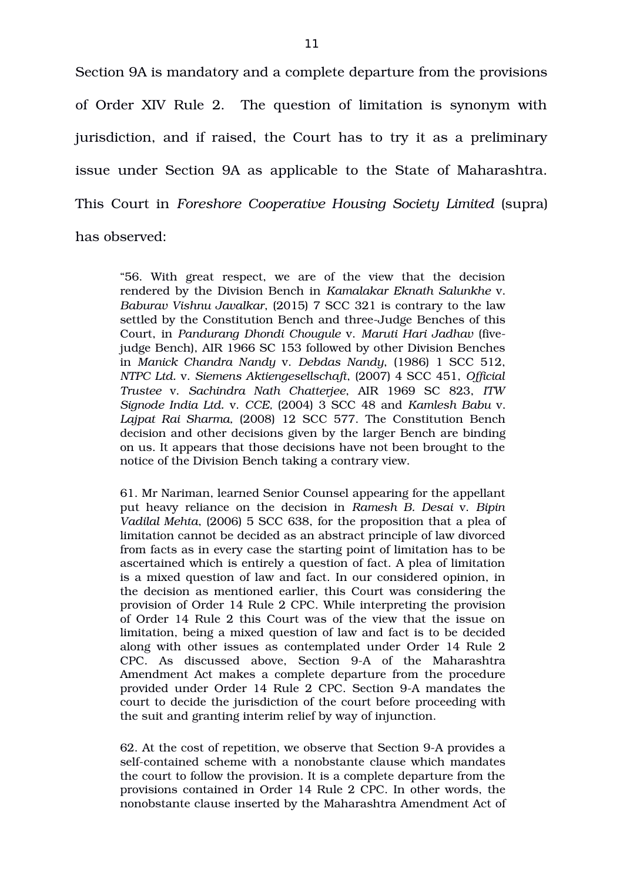Section 9A is mandatory and a complete departure from the provisions of Order XIV Rule 2. The question of limitation is synonym with jurisdiction, and if raised, the Court has to try it as a preliminary issue under Section 9A as applicable to the State of Maharashtra. This Court in *Foreshore Cooperative Housing Society Limited* (supra) has observed:

> "56. With great respect, we are of the view that the decision rendered by the Division Bench in *Kamalakar Eknath Salunkhe* v. *Baburav Vishnu Javalkar*, (2015) 7 SCC 321 is contrary to the law settled by the Constitution Bench and three-Judge Benches of this Court, in *Pandurang Dhondi Chougule* v. *Maruti Hari Jadhav* (five-judge Bench), AIR 1966 SC 153 followed by other Division Benches in *Manick Chandra Nandy* v. *Debdas Nandy*, (1986) 1 SCC 512, *NTPC Ltd.* v. *Siemens Aktiengesellschaft*, (2007) 4 SCC 451, *Official Trustee* v. *Sachindra Nath Chatterjee*, AIR 1969 SC 823, *ITW Signode India Ltd.* v. *CCE*, (2004) 3 SCC 48 and *Kamlesh Babu* v. *Lajpat Rai Sharma*, (2008) 12 SCC 577. The Constitution Bench decision and other decisions given by the larger Bench are binding on us. It appears that those decisions have not been brought to the notice of the Division Bench taking a contrary view.
>
> 61. Mr Nariman, learned Senior Counsel appearing for the appellant put heavy reliance on the decision in *Ramesh B. Desai* v. *Bipin Vadilal Mehta*, (2006) 5 SCC 638, for the proposition that a plea of limitation cannot be decided as an abstract principle of law divorced from facts as in every case the starting point of limitation has to be ascertained which is entirely a question of fact. A plea of limitation is a mixed question of law and fact. In our considered opinion, in the decision as mentioned earlier, this Court was considering the provision of Order 14 Rule 2 CPC. While interpreting the provision of Order 14 Rule 2 this Court was of the view that the issue on limitation, being a mixed question of law and fact is to be decided along with other issues as contemplated under Order 14 Rule 2 CPC. As discussed above, Section 9-A of the Maharashtra Amendment Act makes a complete departure from the procedure provided under Order 14 Rule 2 CPC. Section 9-A mandates the court to decide the jurisdiction of the court before proceeding with the suit and granting interim relief by way of injunction.
>
> 62. At the cost of repetition, we observe that Section 9-A provides a self-contained scheme with a nonobstante clause which mandates the court to follow the provision. It is a complete departure from the provisions contained in Order 14 Rule 2 CPC. In other words, the nonobstante clause inserted by the Maharashtra Amendment Act of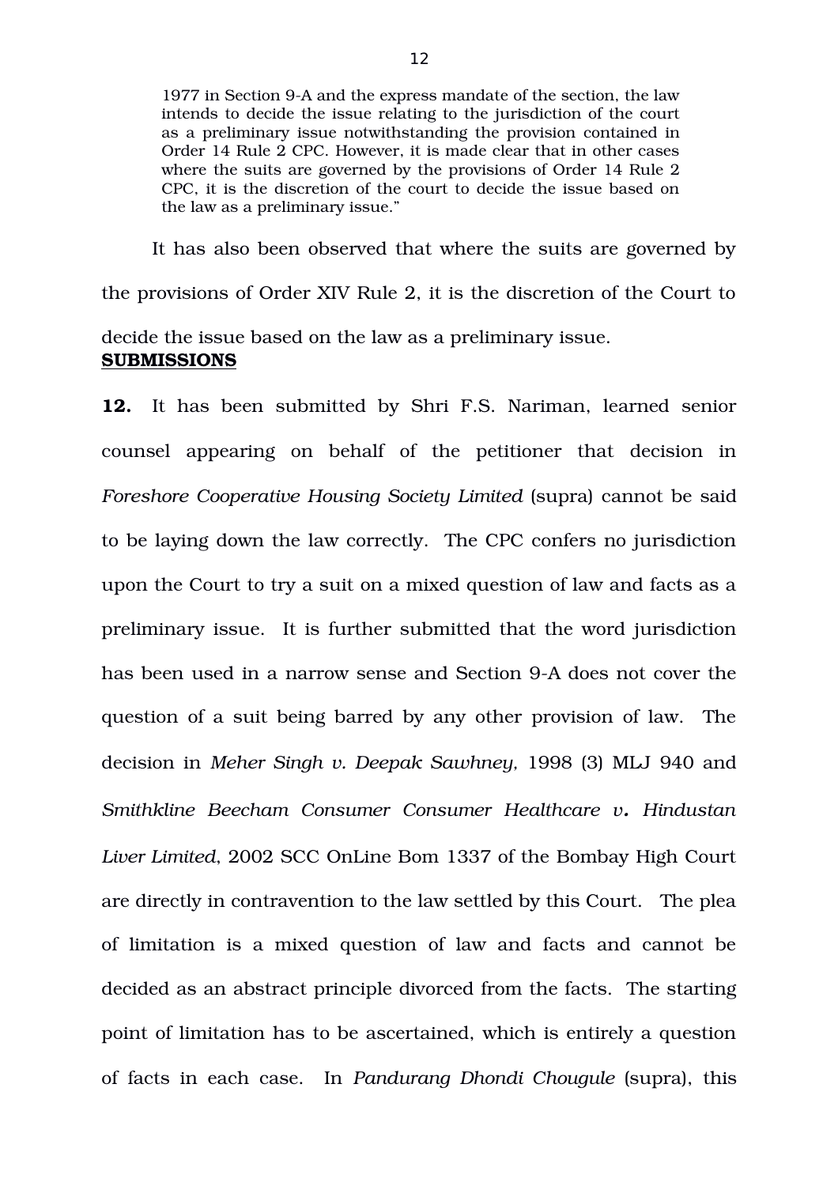> 1977 in Section 9-A and the express mandate of the section, the law intends to decide the issue relating to the jurisdiction of the court as a preliminary issue notwithstanding the provision contained in Order 14 Rule 2 CPC. However, it is made clear that in other cases where the suits are governed by the provisions of Order 14 Rule 2 CPC, it is the discretion of the court to decide the issue based on the law as a preliminary issue."

It has also been observed that where the suits are governed by the provisions of Order XIV Rule 2, it is the discretion of the Court to decide the issue based on the law as a preliminary issue.

**SUBMISSIONS**

**12.** It has been submitted by Shri F.S. Nariman, learned senior counsel appearing on behalf of the petitioner that decision in *Foreshore Cooperative Housing Society Limited* (supra) cannot be said to be laying down the law correctly. The CPC confers no jurisdiction upon the Court to try a suit on a mixed question of law and facts as a preliminary issue. It is further submitted that the word jurisdiction has been used in a narrow sense and Section 9-A does not cover the question of a suit being barred by any other provision of law. The decision in *Meher Singh v. Deepak Sawhney,* 1998 (3) MLJ 940 and *Smithkline Beecham Consumer Consumer Healthcare v. Hindustan Liver Limited*, 2002 SCC OnLine Bom 1337 of the Bombay High Court are directly in contravention to the law settled by this Court. The plea of limitation is a mixed question of law and facts and cannot be decided as an abstract principle divorced from the facts. The starting point of limitation has to be ascertained, which is entirely a question of facts in each case. In *Pandurang Dhondi Chougule* (supra), this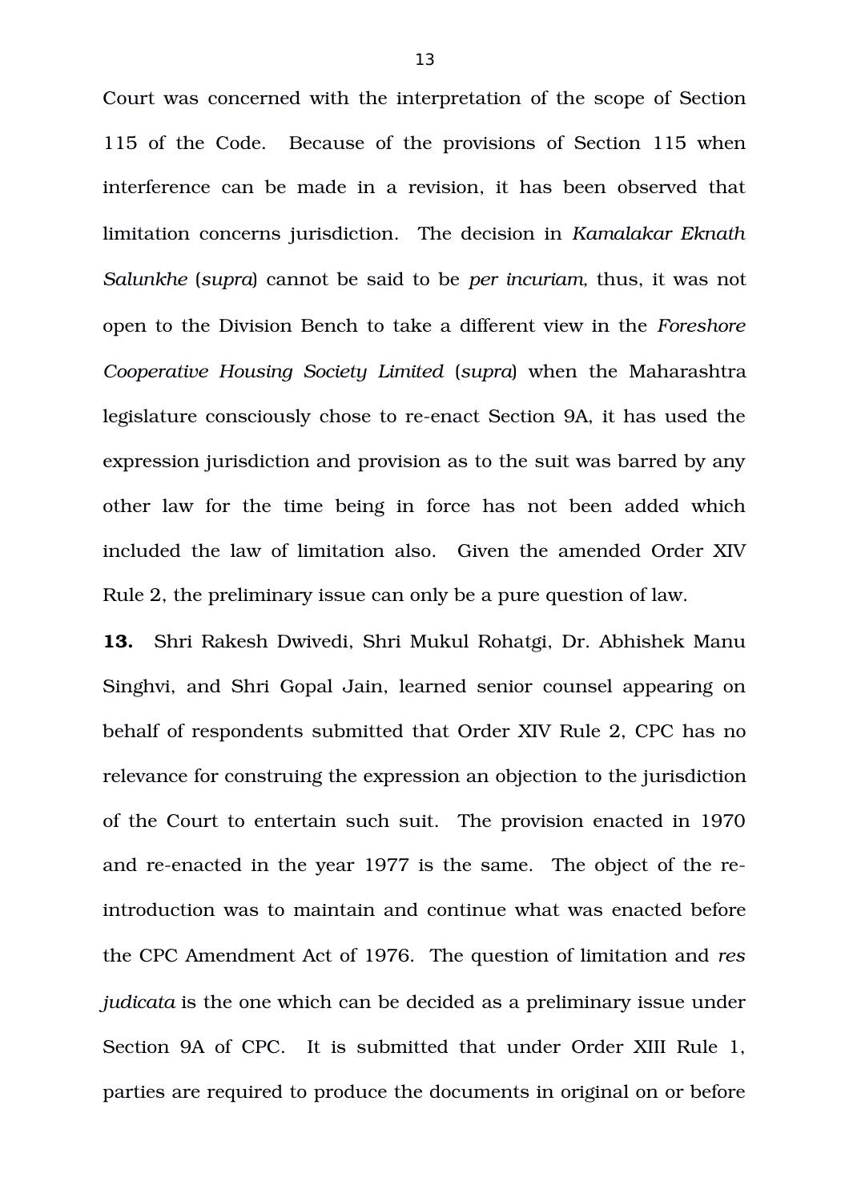Court was concerned with the interpretation of the scope of Section 115 of the Code. Because of the provisions of Section 115 when interference can be made in a revision, it has been observed that limitation concerns jurisdiction. The decision in *Kamalakar Eknath Salunkhe* (*supra*) cannot be said to be *per incuriam*, thus, it was not open to the Division Bench to take a different view in the *Foreshore Cooperative Housing Society Limited* (*supra*) when the Maharashtra legislature consciously chose to re-enact Section 9A, it has used the expression jurisdiction and provision as to the suit was barred by any other law for the time being in force has not been added which included the law of limitation also. Given the amended Order XIV Rule 2, the preliminary issue can only be a pure question of law.

**13.** Shri Rakesh Dwivedi, Shri Mukul Rohatgi, Dr. Abhishek Manu Singhvi, and Shri Gopal Jain, learned senior counsel appearing on behalf of respondents submitted that Order XIV Rule 2, CPC has no relevance for construing the expression an objection to the jurisdiction of the Court to entertain such suit. The provision enacted in 1970 and re-enacted in the year 1977 is the same. The object of the re-introduction was to maintain and continue what was enacted before the CPC Amendment Act of 1976. The question of limitation and *res judicata* is the one which can be decided as a preliminary issue under Section 9A of CPC. It is submitted that under Order XIII Rule 1, parties are required to produce the documents in original on or before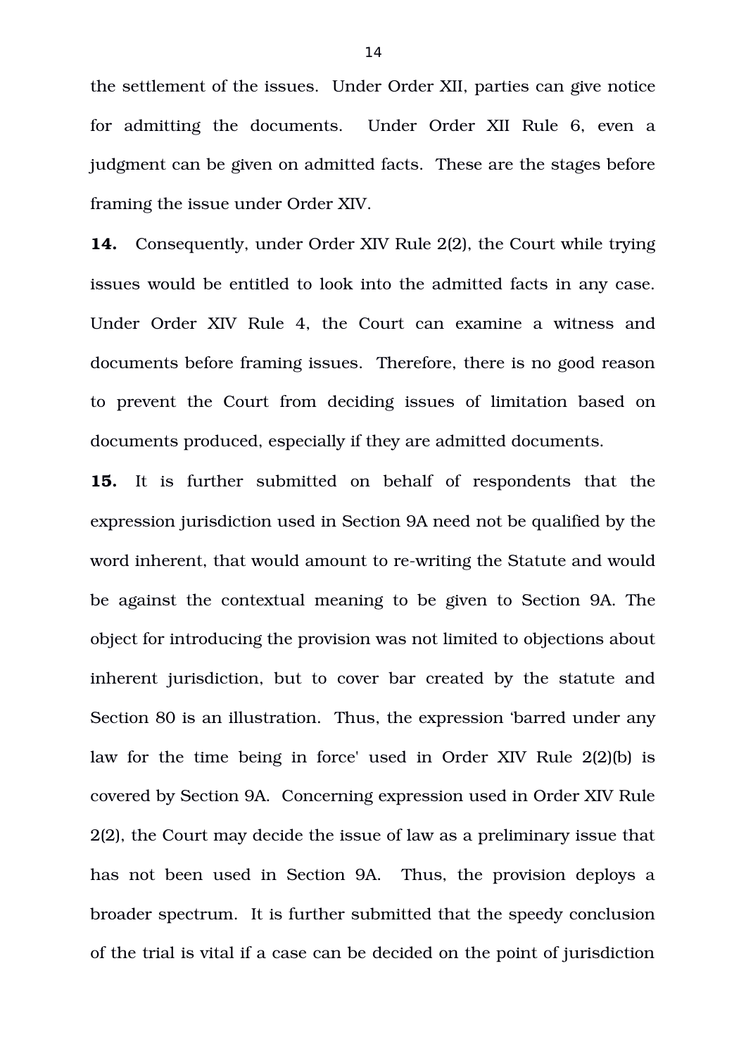the settlement of the issues. Under Order XII, parties can give notice for admitting the documents. Under Order XII Rule 6, even a judgment can be given on admitted facts. These are the stages before framing the issue under Order XIV.

**14.** Consequently, under Order XIV Rule 2(2), the Court while trying issues would be entitled to look into the admitted facts in any case. Under Order XIV Rule 4, the Court can examine a witness and documents before framing issues. Therefore, there is no good reason to prevent the Court from deciding issues of limitation based on documents produced, especially if they are admitted documents.

**15.** It is further submitted on behalf of respondents that the expression jurisdiction used in Section 9A need not be qualified by the word inherent, that would amount to re-writing the Statute and would be against the contextual meaning to be given to Section 9A. The object for introducing the provision was not limited to objections about inherent jurisdiction, but to cover bar created by the statute and Section 80 is an illustration. Thus, the expression 'barred under any law for the time being in force' used in Order XIV Rule 2(2)(b) is covered by Section 9A. Concerning expression used in Order XIV Rule 2(2), the Court may decide the issue of law as a preliminary issue that has not been used in Section 9A. Thus, the provision deploys a broader spectrum. It is further submitted that the speedy conclusion of the trial is vital if a case can be decided on the point of jurisdiction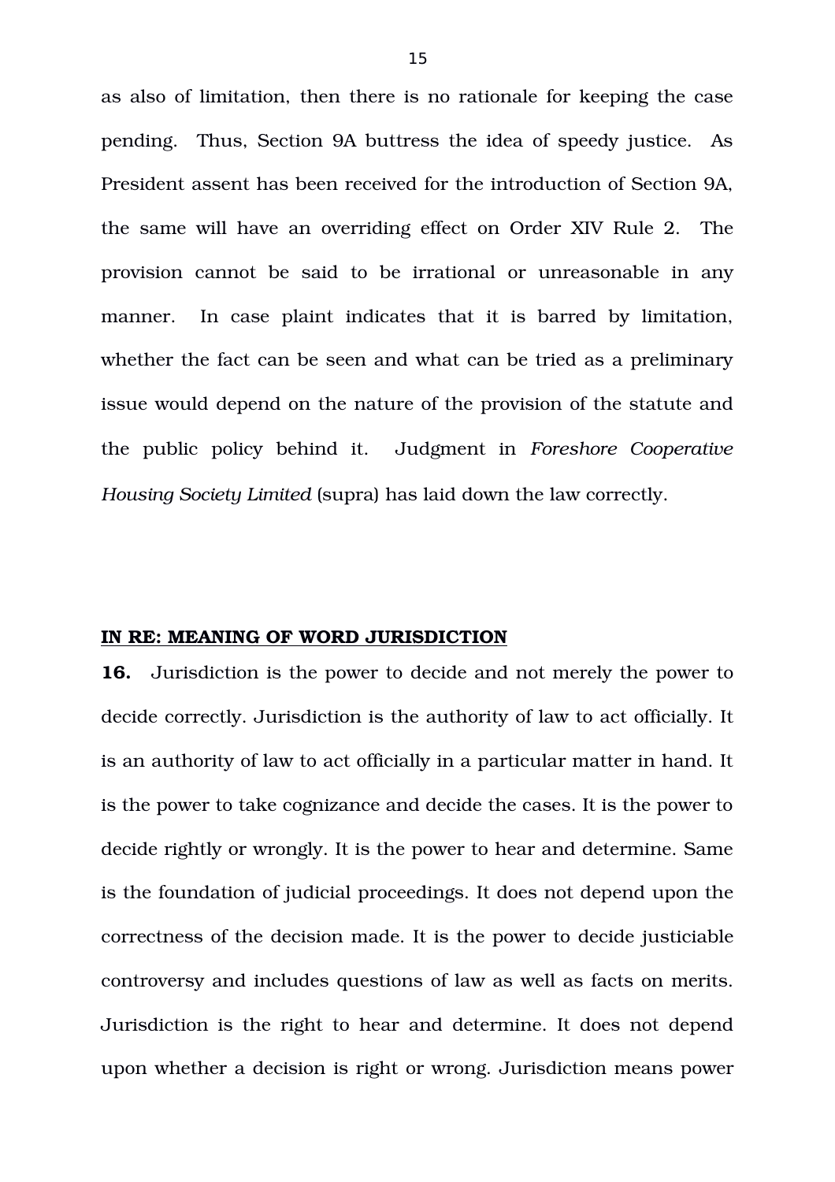as also of limitation, then there is no rationale for keeping the case pending. Thus, Section 9A buttress the idea of speedy justice. As President assent has been received for the introduction of Section 9A, the same will have an overriding effect on Order XIV Rule 2. The provision cannot be said to be irrational or unreasonable in any manner. In case plaint indicates that it is barred by limitation, whether the fact can be seen and what can be tried as a preliminary issue would depend on the nature of the provision of the statute and the public policy behind it. Judgment in *Foreshore Cooperative Housing Society Limited* (supra) has laid down the law correctly.

**<u>IN RE: MEANING OF WORD JURISDICTION</u>**

**16.** Jurisdiction is the power to decide and not merely the power to decide correctly. Jurisdiction is the authority of law to act officially. It is an authority of law to act officially in a particular matter in hand. It is the power to take cognizance and decide the cases. It is the power to decide rightly or wrongly. It is the power to hear and determine. Same is the foundation of judicial proceedings. It does not depend upon the correctness of the decision made. It is the power to decide justiciable controversy and includes questions of law as well as facts on merits. Jurisdiction is the right to hear and determine. It does not depend upon whether a decision is right or wrong. Jurisdiction means power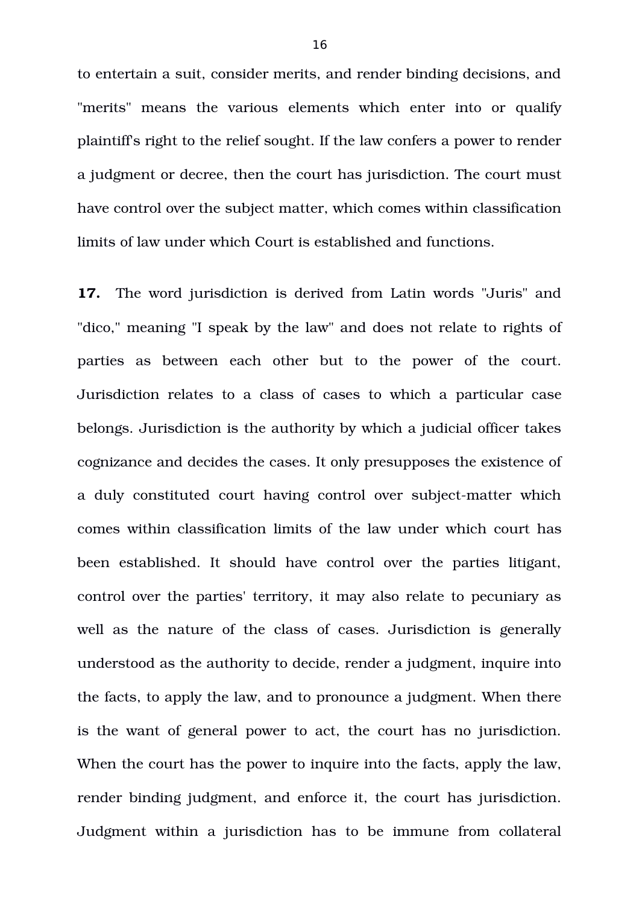to entertain a suit, consider merits, and render binding decisions, and "merits" means the various elements which enter into or qualify plaintiff's right to the relief sought. If the law confers a power to render a judgment or decree, then the court has jurisdiction. The court must have control over the subject matter, which comes within classification limits of law under which Court is established and functions.

**17.** The word jurisdiction is derived from Latin words "Juris" and "dico," meaning "I speak by the law" and does not relate to rights of parties as between each other but to the power of the court. Jurisdiction relates to a class of cases to which a particular case belongs. Jurisdiction is the authority by which a judicial officer takes cognizance and decides the cases. It only presupposes the existence of a duly constituted court having control over subject-matter which comes within classification limits of the law under which court has been established. It should have control over the parties litigant, control over the parties' territory, it may also relate to pecuniary as well as the nature of the class of cases. Jurisdiction is generally understood as the authority to decide, render a judgment, inquire into the facts, to apply the law, and to pronounce a judgment. When there is the want of general power to act, the court has no jurisdiction. When the court has the power to inquire into the facts, apply the law, render binding judgment, and enforce it, the court has jurisdiction. Judgment within a jurisdiction has to be immune from collateral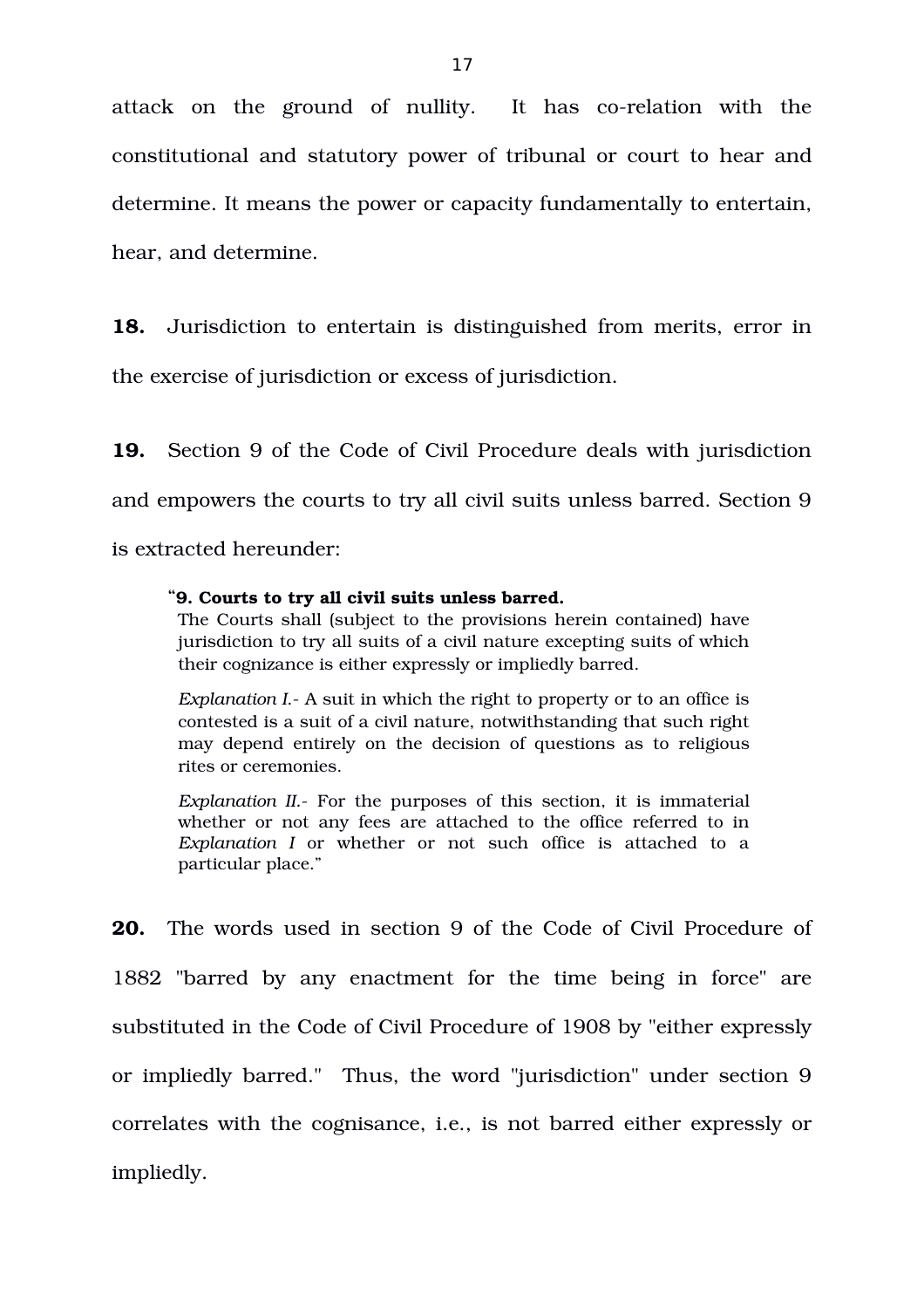attack on the ground of nullity. It has co-relation with the constitutional and statutory power of tribunal or court to hear and determine. It means the power or capacity fundamentally to entertain, hear, and determine.

**18.** Jurisdiction to entertain is distinguished from merits, error in the exercise of jurisdiction or excess of jurisdiction.

**19.** Section 9 of the Code of Civil Procedure deals with jurisdiction and empowers the courts to try all civil suits unless barred. Section 9 is extracted hereunder:

> "**9. Courts to try all civil suits unless barred.**
> The Courts shall (subject to the provisions herein contained) have jurisdiction to try all suits of a civil nature excepting suits of which their cognizance is either expressly or impliedly barred.
>
> *Explanation I.*- A suit in which the right to property or to an office is contested is a suit of a civil nature, notwithstanding that such right may depend entirely on the decision of questions as to religious rites or ceremonies.
>
> *Explanation II.*- For the purposes of this section, it is immaterial whether or not any fees are attached to the office referred to in *Explanation I* or whether or not such office is attached to a particular place."

**20.** The words used in section 9 of the Code of Civil Procedure of 1882 "barred by any enactment for the time being in force" are substituted in the Code of Civil Procedure of 1908 by "either expressly or impliedly barred." Thus, the word "jurisdiction" under section 9 correlates with the cognisance, i.e., is not barred either expressly or impliedly.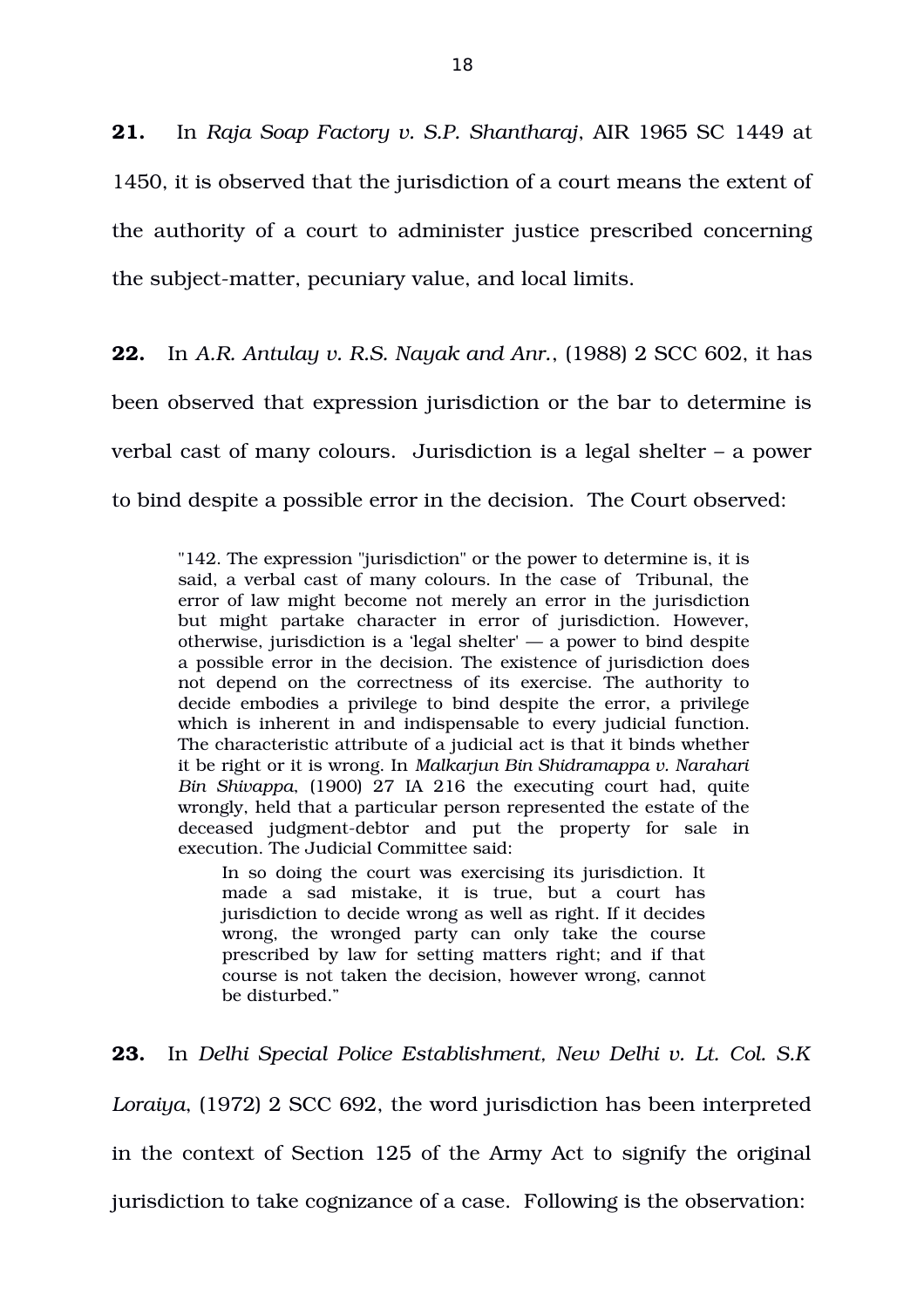**21.** In *Raja Soap Factory v. S.P. Shantharaj*, AIR 1965 SC 1449 at 1450, it is observed that the jurisdiction of a court means the extent of the authority of a court to administer justice prescribed concerning the subject-matter, pecuniary value, and local limits.

**22.** In *A.R. Antulay v. R.S. Nayak and Anr.*, (1988) 2 SCC 602, it has been observed that expression jurisdiction or the bar to determine is verbal cast of many colours. Jurisdiction is a legal shelter – a power to bind despite a possible error in the decision. The Court observed:

> "142. The expression "jurisdiction" or the power to determine is, it is said, a verbal cast of many colours. In the case of Tribunal, the error of law might become not merely an error in the jurisdiction but might partake character in error of jurisdiction. However, otherwise, jurisdiction is a 'legal shelter' — a power to bind despite a possible error in the decision. The existence of jurisdiction does not depend on the correctness of its exercise. The authority to decide embodies a privilege to bind despite the error, a privilege which is inherent in and indispensable to every judicial function. The characteristic attribute of a judicial act is that it binds whether it be right or it is wrong. In *Malkarjun Bin Shidramappa v. Narahari Bin Shivappa*, (1900) 27 IA 216 the executing court had, quite wrongly, held that a particular person represented the estate of the deceased judgment-debtor and put the property for sale in execution. The Judicial Committee said:
>
>> In so doing the court was exercising its jurisdiction. It made a sad mistake, it is true, but a court has jurisdiction to decide wrong as well as right. If it decides wrong, the wronged party can only take the course prescribed by law for setting matters right; and if that course is not taken the decision, however wrong, cannot be disturbed."

**23.** In *Delhi Special Police Establishment, New Delhi v. Lt. Col. S.K Loraiya*, (1972) 2 SCC 692, the word jurisdiction has been interpreted in the context of Section 125 of the Army Act to signify the original jurisdiction to take cognizance of a case. Following is the observation: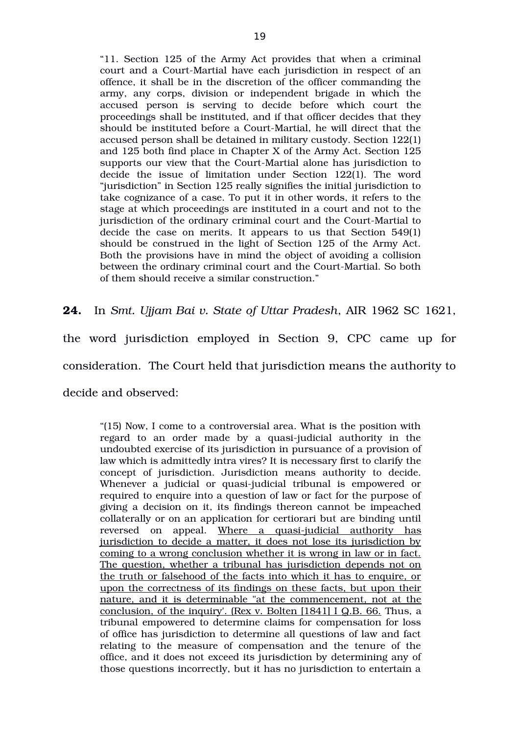> "11. Section 125 of the Army Act provides that when a criminal court and a Court-Martial have each jurisdiction in respect of an offence, it shall be in the discretion of the officer commanding the army, any corps, division or independent brigade in which the accused person is serving to decide before which court the proceedings shall be instituted, and if that officer decides that they should be instituted before a Court-Martial, he will direct that the accused person shall be detained in military custody. Section 122(1) and 125 both find place in Chapter X of the Army Act. Section 125 supports our view that the Court-Martial alone has jurisdiction to decide the issue of limitation under Section 122(1). The word "jurisdiction" in Section 125 really signifies the initial jurisdiction to take cognizance of a case. To put it in other words, it refers to the stage at which proceedings are instituted in a court and not to the jurisdiction of the ordinary criminal court and the Court-Martial to decide the case on merits. It appears to us that Section 549(1) should be construed in the light of Section 125 of the Army Act. Both the provisions have in mind the object of avoiding a collision between the ordinary criminal court and the Court-Martial. So both of them should receive a similar construction."

**24.** In *Smt. Ujjam Bai v. State of Uttar Pradesh*, AIR 1962 SC 1621, the word jurisdiction employed in Section 9, CPC came up for consideration. The Court held that jurisdiction means the authority to decide and observed:

> "(15) Now, I come to a controversial area. What is the position with regard to an order made by a quasi-judicial authority in the undoubted exercise of its jurisdiction in pursuance of a provision of law which is admittedly intra vires? It is necessary first to clarify the concept of jurisdiction. Jurisdiction means authority to decide. Whenever a judicial or quasi-judicial tribunal is empowered or required to enquire into a question of law or fact for the purpose of giving a decision on it, its findings thereon cannot be impeached collaterally or on an application for certiorari but are binding until reversed on appeal. <u>Where a quasi-judicial authority has jurisdiction to decide a matter, it does not lose its jurisdiction by coming to a wrong conclusion whether it is wrong in law or in fact. The question, whether a tribunal has jurisdiction depends not on the truth or falsehood of the facts into which it has to enquire, or upon the correctness of its findings on these facts, but upon their nature, and it is determinable "at the commencement, not at the conclusion, of the inquiry'. (Rex v. Bolten [1841] I Q.B. 66.</u> Thus, a tribunal empowered to determine claims for compensation for loss of office has jurisdiction to determine all questions of law and fact relating to the measure of compensation and the tenure of the office, and it does not exceed its jurisdiction by determining any of those questions incorrectly, but it has no jurisdiction to entertain a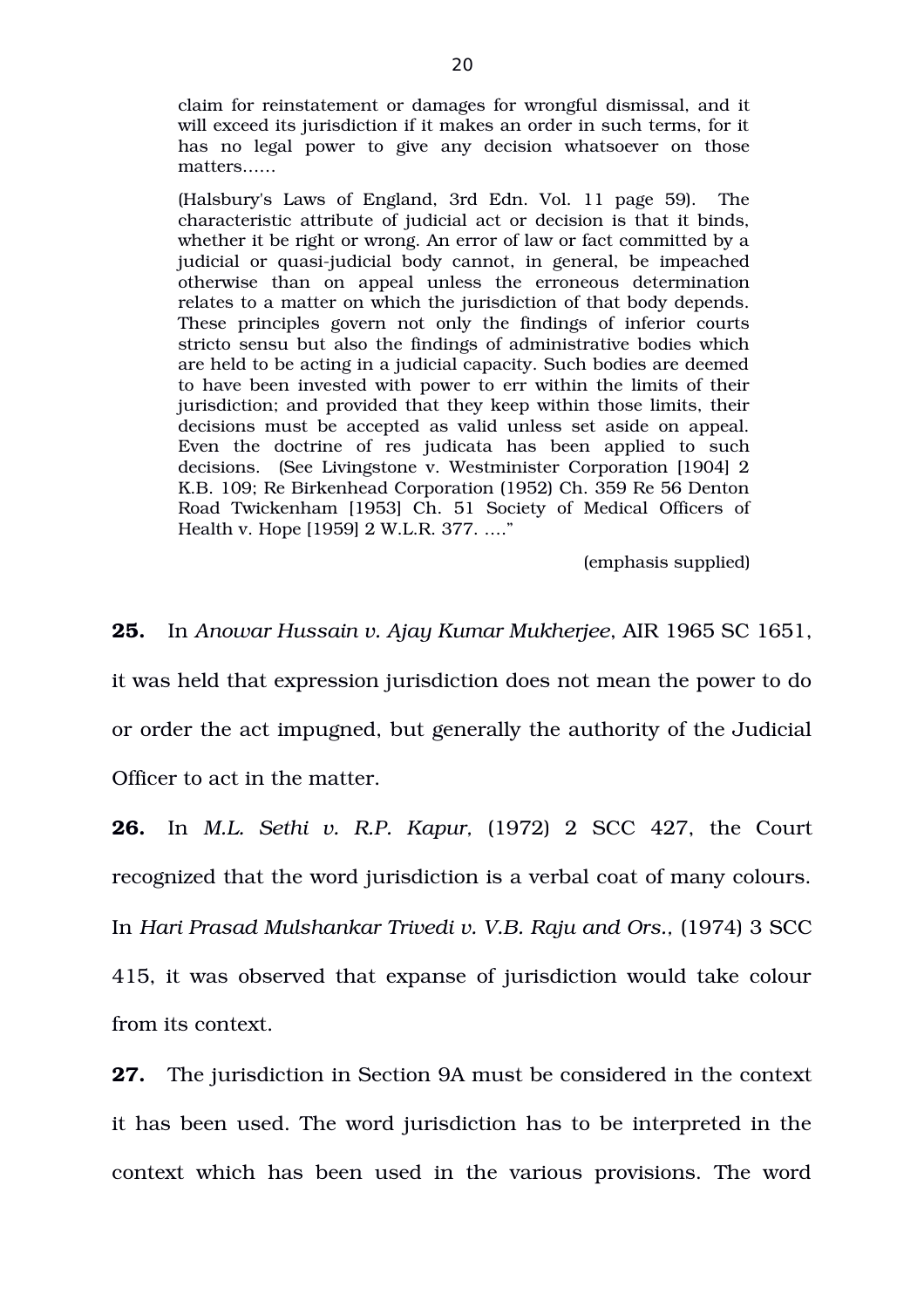> claim for reinstatement or damages for wrongful dismissal, and it will exceed its jurisdiction if it makes an order in such terms, for it has no legal power to give any decision whatsoever on those matters……
>
> (Halsbury's Laws of England, 3rd Edn. Vol. 11 page 59). The characteristic attribute of judicial act or decision is that it binds, whether it be right or wrong. An error of law or fact committed by a judicial or quasi-judicial body cannot, in general, be impeached otherwise than on appeal unless the erroneous determination relates to a matter on which the jurisdiction of that body depends. These principles govern not only the findings of inferior courts stricto sensu but also the findings of administrative bodies which are held to be acting in a judicial capacity. Such bodies are deemed to have been invested with power to err within the limits of their jurisdiction; and provided that they keep within those limits, their decisions must be accepted as valid unless set aside on appeal. Even the doctrine of res judicata has been applied to such decisions. (See Livingstone v. Westminister Corporation [1904] 2 K.B. 109; Re Birkenhead Corporation (1952) Ch. 359 Re 56 Denton Road Twickenham [1953] Ch. 51 Society of Medical Officers of Health v. Hope [1959] 2 W.L.R. 377. ….”
>
> (emphasis supplied)

**25.** In *Anowar Hussain v. Ajay Kumar Mukherjee*, AIR 1965 SC 1651, it was held that expression jurisdiction does not mean the power to do or order the act impugned, but generally the authority of the Judicial Officer to act in the matter.

**26.** In *M.L. Sethi v. R.P. Kapur*, (1972) 2 SCC 427, the Court recognized that the word jurisdiction is a verbal coat of many colours. In *Hari Prasad Mulshankar Trivedi v. V.B. Raju and Ors.*, (1974) 3 SCC 415, it was observed that expanse of jurisdiction would take colour from its context.

**27.** The jurisdiction in Section 9A must be considered in the context it has been used. The word jurisdiction has to be interpreted in the context which has been used in the various provisions. The word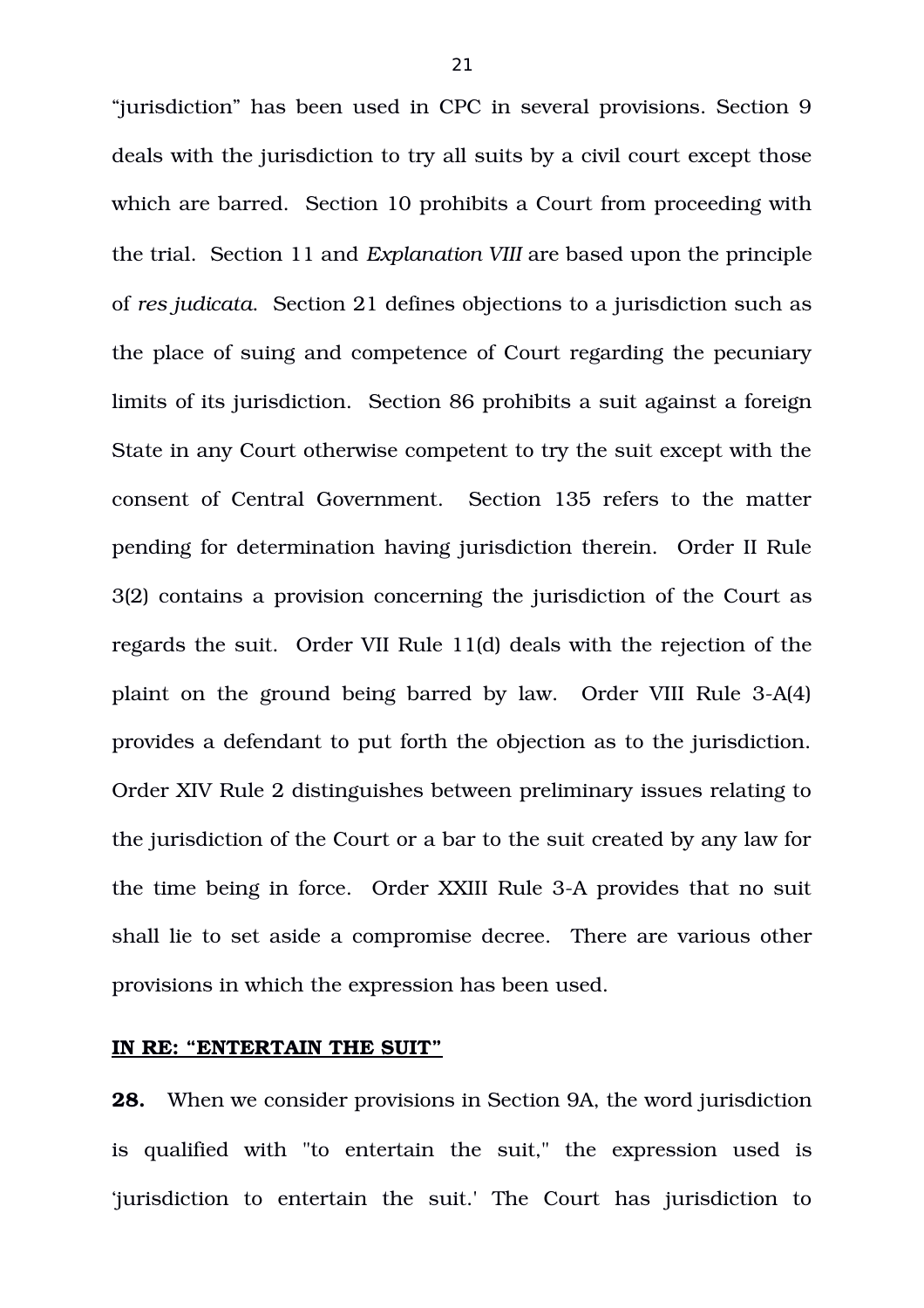"jurisdiction" has been used in CPC in several provisions. Section 9 deals with the jurisdiction to try all suits by a civil court except those which are barred. Section 10 prohibits a Court from proceeding with the trial. Section 11 and *Explanation VIII* are based upon the principle of *res judicata*. Section 21 defines objections to a jurisdiction such as the place of suing and competence of Court regarding the pecuniary limits of its jurisdiction. Section 86 prohibits a suit against a foreign State in any Court otherwise competent to try the suit except with the consent of Central Government. Section 135 refers to the matter pending for determination having jurisdiction therein. Order II Rule 3(2) contains a provision concerning the jurisdiction of the Court as regards the suit. Order VII Rule 11(d) deals with the rejection of the plaint on the ground being barred by law. Order VIII Rule 3-A(4) provides a defendant to put forth the objection as to the jurisdiction. Order XIV Rule 2 distinguishes between preliminary issues relating to the jurisdiction of the Court or a bar to the suit created by any law for the time being in force. Order XXIII Rule 3-A provides that no suit shall lie to set aside a compromise decree. There are various other provisions in which the expression has been used.

**IN RE: "ENTERTAIN THE SUIT"**

**28.** When we consider provisions in Section 9A, the word jurisdiction is qualified with "to entertain the suit," the expression used is 'jurisdiction to entertain the suit.' The Court has jurisdiction to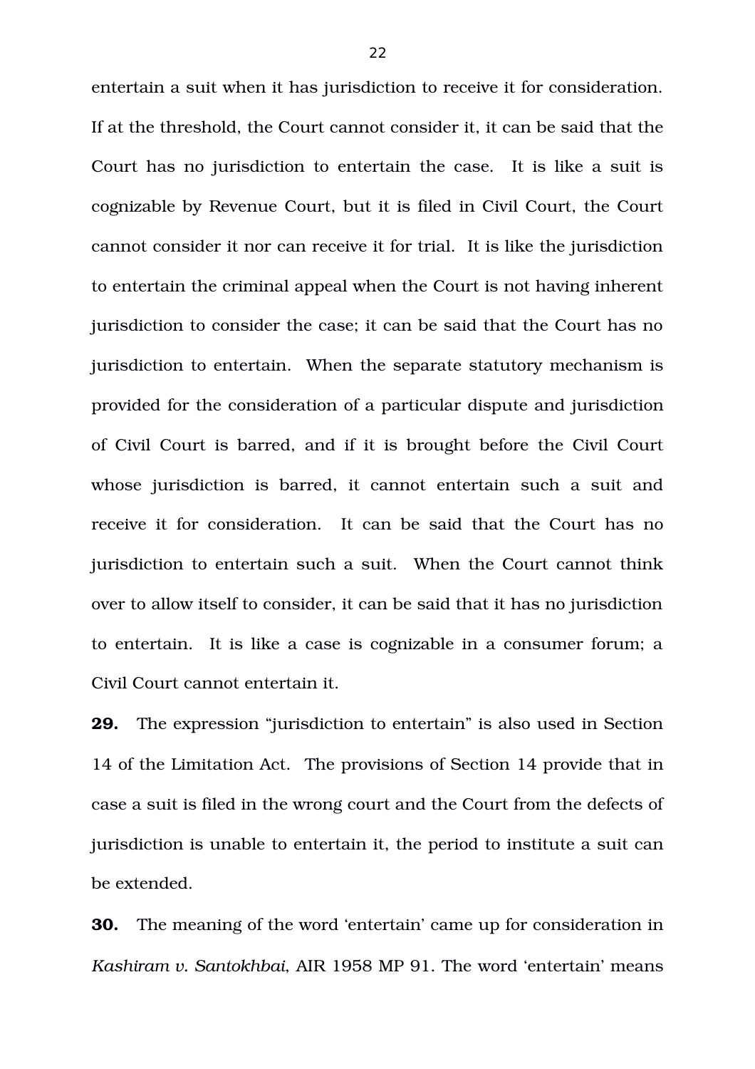entertain a suit when it has jurisdiction to receive it for consideration. If at the threshold, the Court cannot consider it, it can be said that the Court has no jurisdiction to entertain the case. It is like a suit is cognizable by Revenue Court, but it is filed in Civil Court, the Court cannot consider it nor can receive it for trial. It is like the jurisdiction to entertain the criminal appeal when the Court is not having inherent jurisdiction to consider the case; it can be said that the Court has no jurisdiction to entertain. When the separate statutory mechanism is provided for the consideration of a particular dispute and jurisdiction of Civil Court is barred, and if it is brought before the Civil Court whose jurisdiction is barred, it cannot entertain such a suit and receive it for consideration. It can be said that the Court has no jurisdiction to entertain such a suit. When the Court cannot think over to allow itself to consider, it can be said that it has no jurisdiction to entertain. It is like a case is cognizable in a consumer forum; a Civil Court cannot entertain it.

**29.** The expression "jurisdiction to entertain" is also used in Section 14 of the Limitation Act. The provisions of Section 14 provide that in case a suit is filed in the wrong court and the Court from the defects of jurisdiction is unable to entertain it, the period to institute a suit can be extended.

**30.** The meaning of the word 'entertain' came up for consideration in *Kashiram v. Santokhbai*, AIR 1958 MP 91. The word 'entertain' means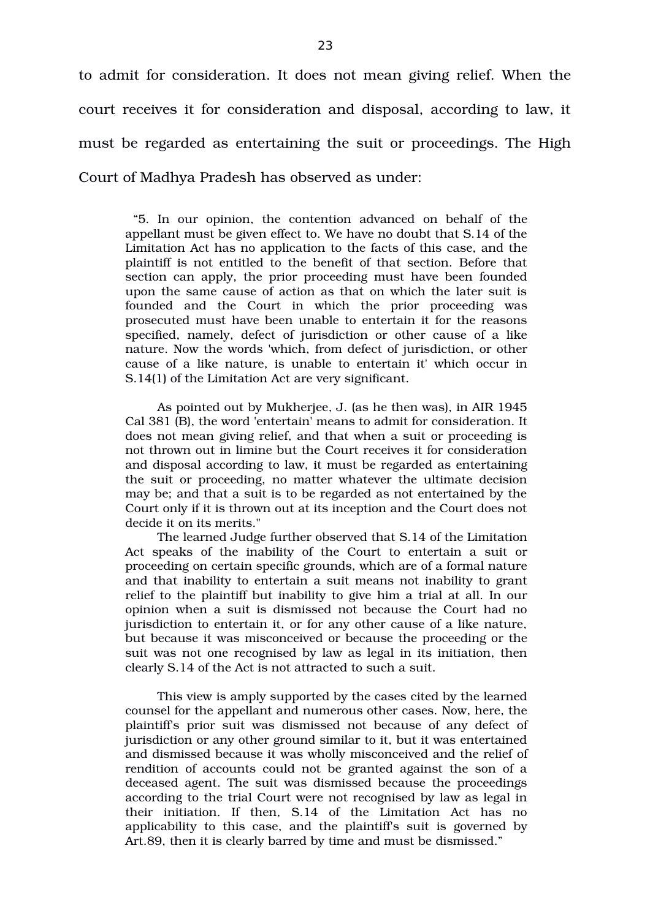to admit for consideration. It does not mean giving relief. When the court receives it for consideration and disposal, according to law, it must be regarded as entertaining the suit or proceedings. The High Court of Madhya Pradesh has observed as under:

> "5. In our opinion, the contention advanced on behalf of the appellant must be given effect to. We have no doubt that S.14 of the Limitation Act has no application to the facts of this case, and the plaintiff is not entitled to the benefit of that section. Before that section can apply, the prior proceeding must have been founded upon the same cause of action as that on which the later suit is founded and the Court in which the prior proceeding was prosecuted must have been unable to entertain it for the reasons specified, namely, defect of jurisdiction or other cause of a like nature. Now the words 'which, from defect of jurisdiction, or other cause of a like nature, is unable to entertain it' which occur in S.14(1) of the Limitation Act are very significant.
>
> As pointed out by Mukherjee, J. (as he then was), in AIR 1945 Cal 381 (B), the word 'entertain' means to admit for consideration. It does not mean giving relief, and that when a suit or proceeding is not thrown out in limine but the Court receives it for consideration and disposal according to law, it must be regarded as entertaining the suit or proceeding, no matter whatever the ultimate decision may be; and that a suit is to be regarded as not entertained by the Court only if it is thrown out at its inception and the Court does not decide it on its merits."
>
> The learned Judge further observed that S.14 of the Limitation Act speaks of the inability of the Court to entertain a suit or proceeding on certain specific grounds, which are of a formal nature and that inability to entertain a suit means not inability to grant relief to the plaintiff but inability to give him a trial at all. In our opinion when a suit is dismissed not because the Court had no jurisdiction to entertain it, or for any other cause of a like nature, but because it was misconceived or because the proceeding or the suit was not one recognised by law as legal in its initiation, then clearly S.14 of the Act is not attracted to such a suit.
>
> This view is amply supported by the cases cited by the learned counsel for the appellant and numerous other cases. Now, here, the plaintiff's prior suit was dismissed not because of any defect of jurisdiction or any other ground similar to it, but it was entertained and dismissed because it was wholly misconceived and the relief of rendition of accounts could not be granted against the son of a deceased agent. The suit was dismissed because the proceedings according to the trial Court were not recognised by law as legal in their initiation. If then, S.14 of the Limitation Act has no applicability to this case, and the plaintiff's suit is governed by Art.89, then it is clearly barred by time and must be dismissed."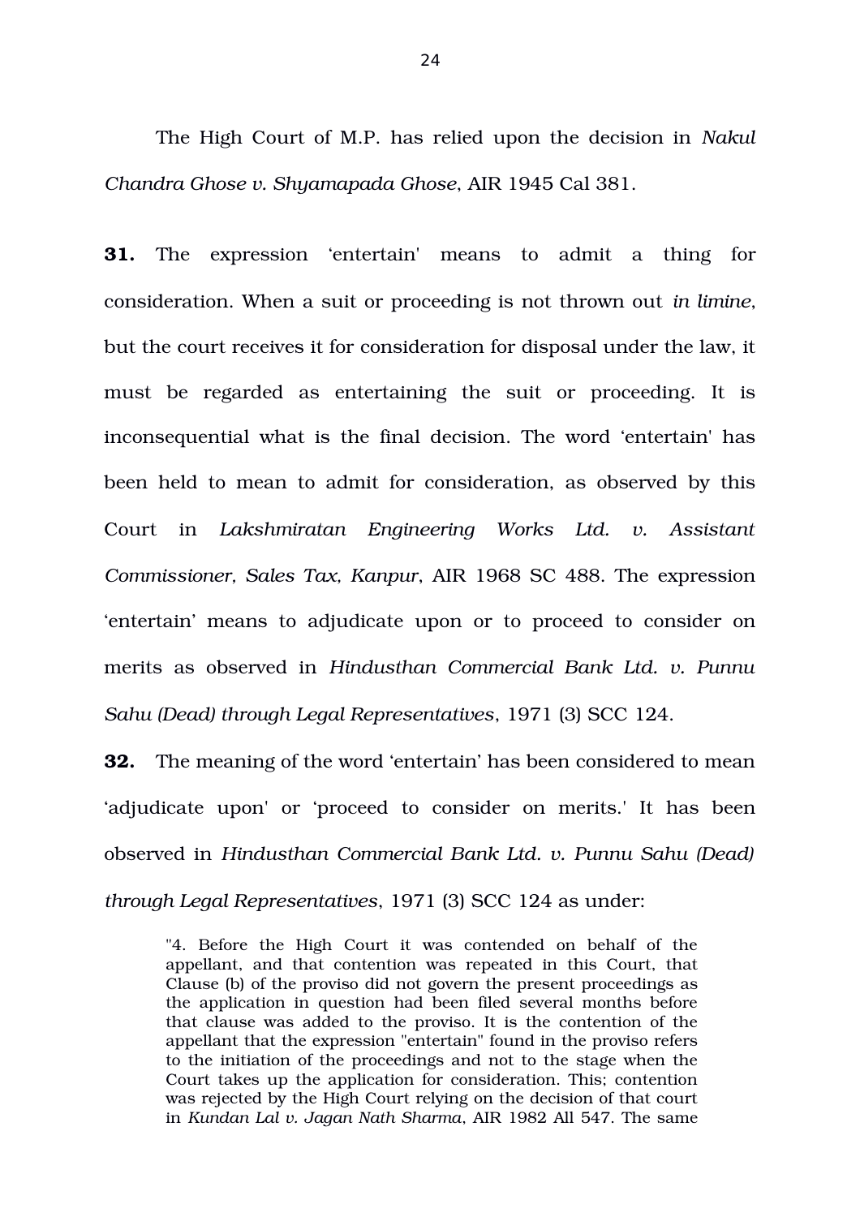The High Court of M.P. has relied upon the decision in *Nakul Chandra Ghose v. Shyamapada Ghose*, AIR 1945 Cal 381.

**31.** The expression 'entertain' means to admit a thing for consideration. When a suit or proceeding is not thrown out *in limine*, but the court receives it for consideration for disposal under the law, it must be regarded as entertaining the suit or proceeding. It is inconsequential what is the final decision. The word 'entertain' has been held to mean to admit for consideration, as observed by this Court in *Lakshmiratan Engineering Works Ltd. v. Assistant Commissioner, Sales Tax, Kanpur*, AIR 1968 SC 488. The expression 'entertain' means to adjudicate upon or to proceed to consider on merits as observed in *Hindusthan Commercial Bank Ltd. v. Punnu Sahu (Dead) through Legal Representatives*, 1971 (3) SCC 124.

**32.** The meaning of the word 'entertain' has been considered to mean 'adjudicate upon' or 'proceed to consider on merits.' It has been observed in *Hindusthan Commercial Bank Ltd. v. Punnu Sahu (Dead) through Legal Representatives*, 1971 (3) SCC 124 as under:

> "4. Before the High Court it was contended on behalf of the appellant, and that contention was repeated in this Court, that Clause (b) of the proviso did not govern the present proceedings as the application in question had been filed several months before that clause was added to the proviso. It is the contention of the appellant that the expression "entertain" found in the proviso refers to the initiation of the proceedings and not to the stage when the Court takes up the application for consideration. This; contention was rejected by the High Court relying on the decision of that court in *Kundan Lal v. Jagan Nath Sharma*, AIR 1982 All 547. The same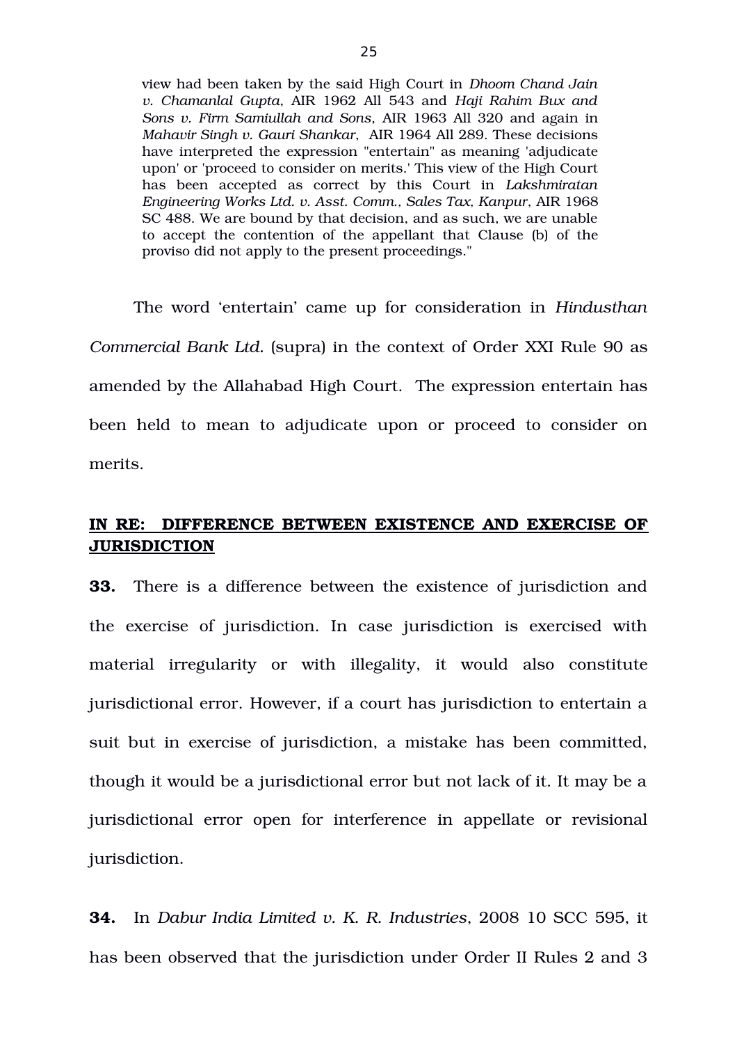> view had been taken by the said High Court in *Dhoom Chand Jain v. Chamanlal Gupta*, AIR 1962 All 543 and *Haji Rahim Bux and Sons v. Firm Samiullah and Sons*, AIR 1963 All 320 and again in *Mahavir Singh v. Gauri Shankar*, AIR 1964 All 289. These decisions have interpreted the expression "entertain" as meaning 'adjudicate upon' or 'proceed to consider on merits.' This view of the High Court has been accepted as correct by this Court in *Lakshmiratan Engineering Works Ltd. v. Asst. Comm., Sales Tax, Kanpur*, AIR 1968 SC 488. We are bound by that decision, and as such, we are unable to accept the contention of the appellant that Clause (b) of the proviso did not apply to the present proceedings."

The word 'entertain' came up for consideration in *Hindusthan Commercial Bank Ltd.* (supra) in the context of Order XXI Rule 90 as amended by the Allahabad High Court. The expression entertain has been held to mean to adjudicate upon or proceed to consider on merits.

**<u>IN RE: DIFFERENCE BETWEEN EXISTENCE AND EXERCISE OF JURISDICTION</u>**

**33.** There is a difference between the existence of jurisdiction and the exercise of jurisdiction. In case jurisdiction is exercised with material irregularity or with illegality, it would also constitute jurisdictional error. However, if a court has jurisdiction to entertain a suit but in exercise of jurisdiction, a mistake has been committed, though it would be a jurisdictional error but not lack of it. It may be a jurisdictional error open for interference in appellate or revisional jurisdiction.

**34.** In *Dabur India Limited v. K. R. Industries*, 2008 10 SCC 595, it has been observed that the jurisdiction under Order II Rules 2 and 3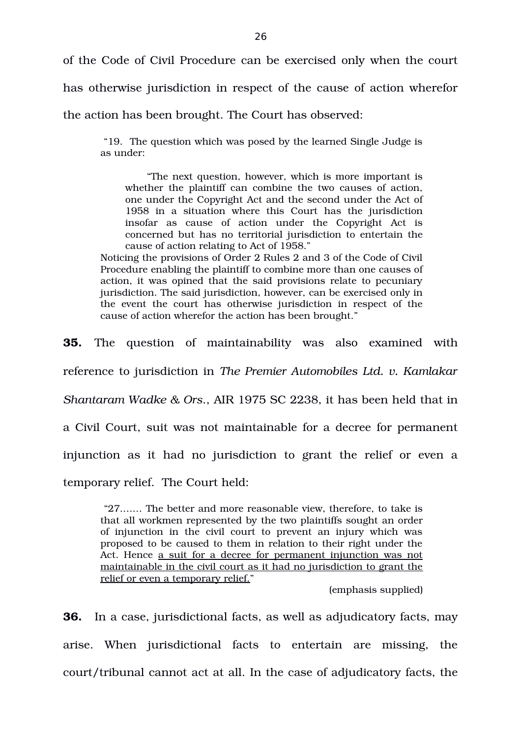of the Code of Civil Procedure can be exercised only when the court has otherwise jurisdiction in respect of the cause of action wherefor the action has been brought. The Court has observed:

> "19. The question which was posed by the learned Single Judge is as under:
>
> > "The next question, however, which is more important is whether the plaintiff can combine the two causes of action, one under the Copyright Act and the second under the Act of 1958 in a situation where this Court has the jurisdiction insofar as cause of action under the Copyright Act is concerned but has no territorial jurisdiction to entertain the cause of action relating to Act of 1958."
>
> Noticing the provisions of Order 2 Rules 2 and 3 of the Code of Civil Procedure enabling the plaintiff to combine more than one causes of action, it was opined that the said provisions relate to pecuniary jurisdiction. The said jurisdiction, however, can be exercised only in the event the court has otherwise jurisdiction in respect of the cause of action wherefor the action has been brought."

**35.** The question of maintainability was also examined with reference to jurisdiction in *The Premier Automobiles Ltd. v. Kamlakar Shantaram Wadke & Ors.*, AIR 1975 SC 2238, it has been held that in a Civil Court, suit was not maintainable for a decree for permanent injunction as it had no jurisdiction to grant the relief or even a temporary relief. The Court held:

> "27....... The better and more reasonable view, therefore, to take is that all workmen represented by the two plaintiffs sought an order of injunction in the civil court to prevent an injury which was proposed to be caused to them in relation to their right under the Act. Hence <u>a suit for a decree for permanent injunction was not maintainable in the civil court as it had no jurisdiction to grant the relief or even a temporary relief.</u>"
>
> (emphasis supplied)

**36.** In a case, jurisdictional facts, as well as adjudicatory facts, may arise. When jurisdictional facts to entertain are missing, the court/tribunal cannot act at all. In the case of adjudicatory facts, the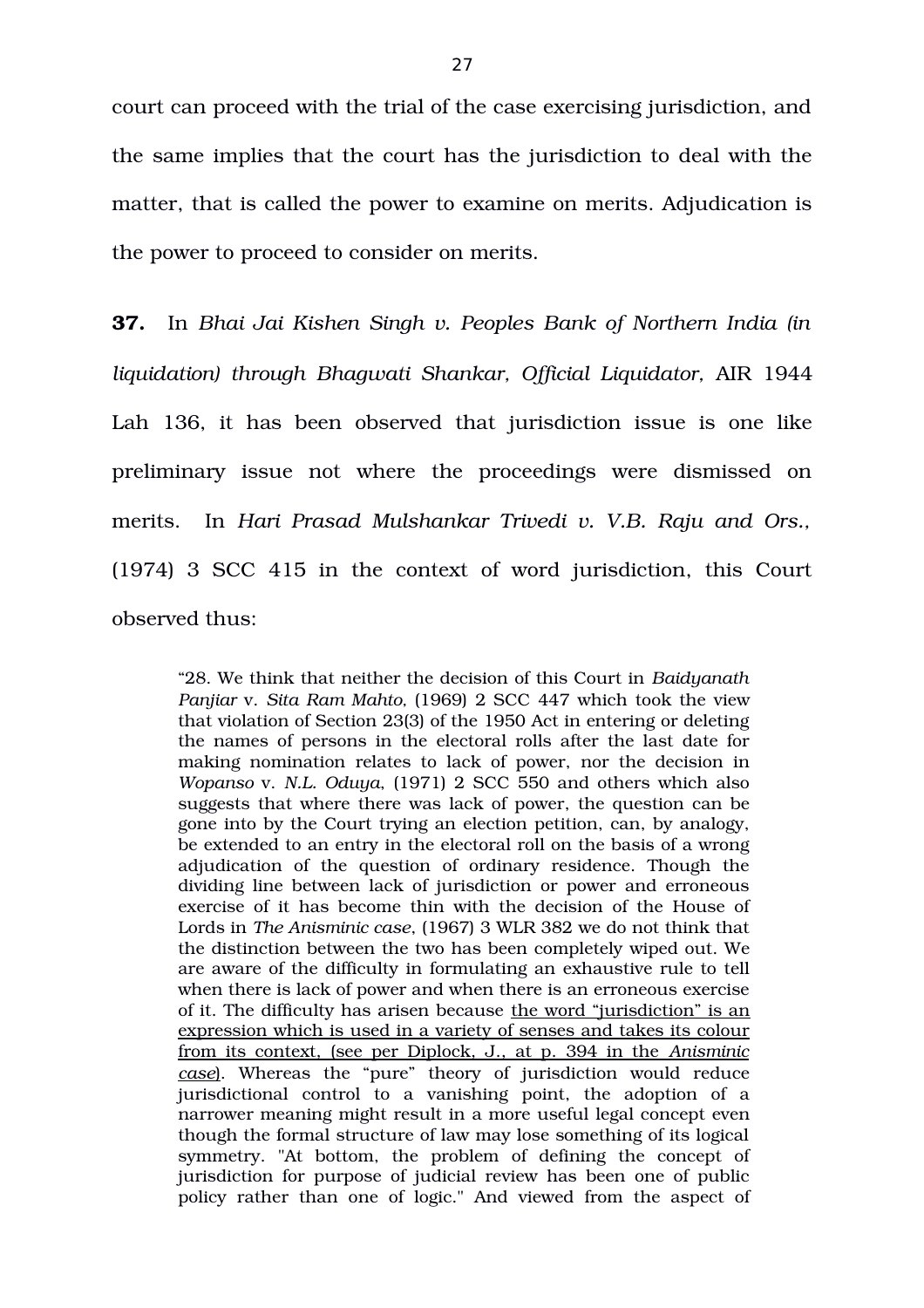court can proceed with the trial of the case exercising jurisdiction, and the same implies that the court has the jurisdiction to deal with the matter, that is called the power to examine on merits. Adjudication is the power to proceed to consider on merits.

**37.** In *Bhai Jai Kishen Singh v. Peoples Bank of Northern India (in liquidation) through Bhagwati Shankar, Official Liquidator,* AIR 1944 Lah 136, it has been observed that jurisdiction issue is one like preliminary issue not where the proceedings were dismissed on merits. In *Hari Prasad Mulshankar Trivedi v. V.B. Raju and Ors.,* (1974) 3 SCC 415 in the context of word jurisdiction, this Court observed thus:

> "28. We think that neither the decision of this Court in *Baidyanath Panjiar* v. *Sita Ram Mahto*, (1969) 2 SCC 447 which took the view that violation of Section 23(3) of the 1950 Act in entering or deleting the names of persons in the electoral rolls after the last date for making nomination relates to lack of power, nor the decision in *Wopanso* v. *N.L. Oduya*, (1971) 2 SCC 550 and others which also suggests that where there was lack of power, the question can be gone into by the Court trying an election petition, can, by analogy, be extended to an entry in the electoral roll on the basis of a wrong adjudication of the question of ordinary residence. Though the dividing line between lack of jurisdiction or power and erroneous exercise of it has become thin with the decision of the House of Lords in *The Anisminic case*, (1967) 3 WLR 382 we do not think that the distinction between the two has been completely wiped out. We are aware of the difficulty in formulating an exhaustive rule to tell when there is lack of power and when there is an erroneous exercise of it. The difficulty has arisen because <u>the word "jurisdiction" is an expression which is used in a variety of senses and takes its colour from its context, (see per Diplock, J., at p. 394 in the *Anisminic case*)</u>. Whereas the "pure" theory of jurisdiction would reduce jurisdictional control to a vanishing point, the adoption of a narrower meaning might result in a more useful legal concept even though the formal structure of law may lose something of its logical symmetry. "At bottom, the problem of defining the concept of jurisdiction for purpose of judicial review has been one of public policy rather than one of logic." And viewed from the aspect of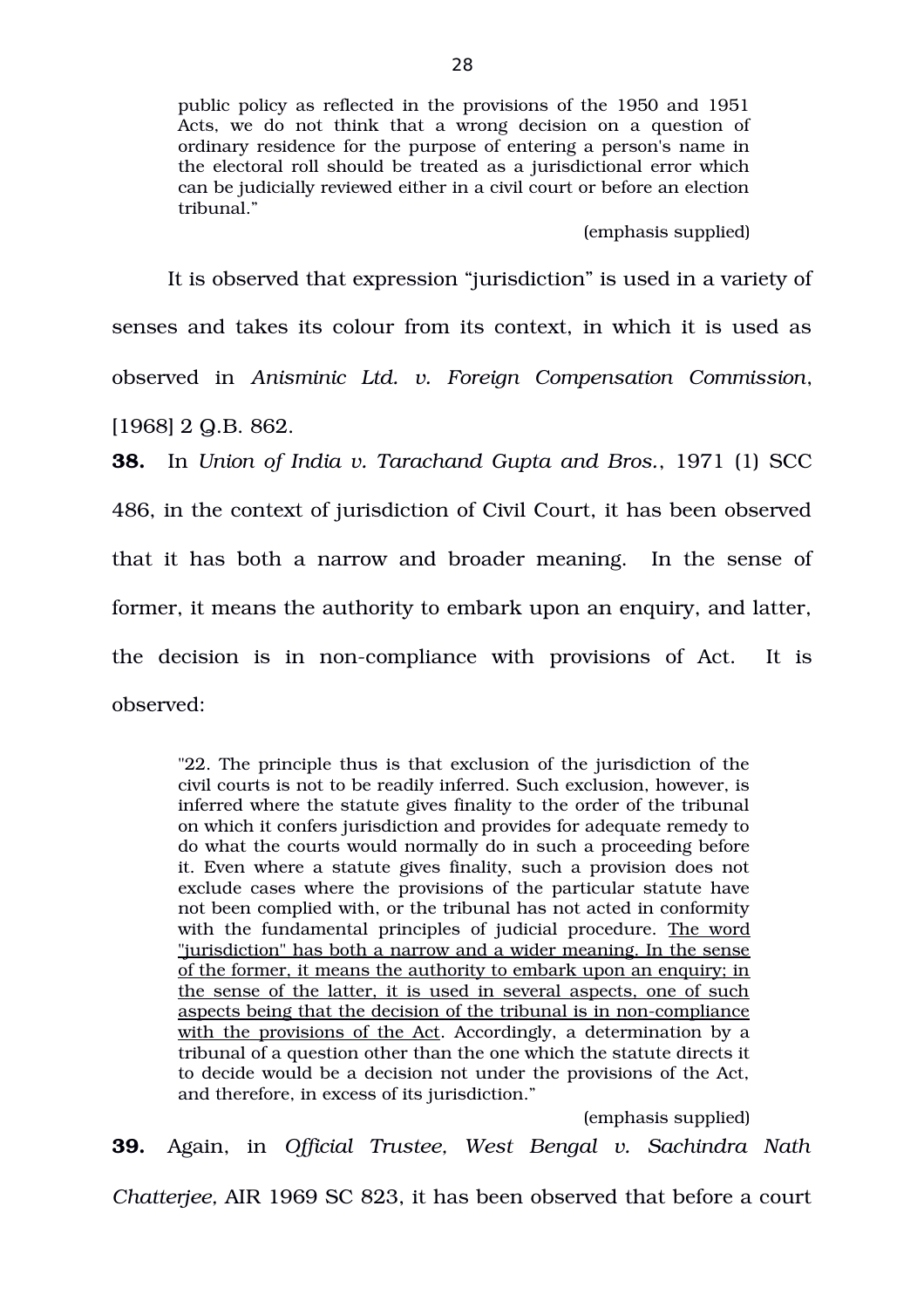> public policy as reflected in the provisions of the 1950 and 1951 Acts, we do not think that a wrong decision on a question of ordinary residence for the purpose of entering a person's name in the electoral roll should be treated as a jurisdictional error which can be judicially reviewed either in a civil court or before an election tribunal."
>
> (emphasis supplied)

It is observed that expression "jurisdiction" is used in a variety of senses and takes its colour from its context, in which it is used as observed in *Anisminic Ltd. v. Foreign Compensation Commission*, [1968] 2 Q.B. 862.

**38.** In *Union of India v. Tarachand Gupta and Bros.*, 1971 (1) SCC 486, in the context of jurisdiction of Civil Court, it has been observed that it has both a narrow and broader meaning. In the sense of former, it means the authority to embark upon an enquiry, and latter, the decision is in non-compliance with provisions of Act. It is observed:

> "22. The principle thus is that exclusion of the jurisdiction of the civil courts is not to be readily inferred. Such exclusion, however, is inferred where the statute gives finality to the order of the tribunal on which it confers jurisdiction and provides for adequate remedy to do what the courts would normally do in such a proceeding before it. Even where a statute gives finality, such a provision does not exclude cases where the provisions of the particular statute have not been complied with, or the tribunal has not acted in conformity with the fundamental principles of judicial procedure. <u>The word "jurisdiction" has both a narrow and a wider meaning. In the sense of the former, it means the authority to embark upon an enquiry; in the sense of the latter, it is used in several aspects, one of such aspects being that the decision of the tribunal is in non-compliance with the provisions of the Act</u>. Accordingly, a determination by a tribunal of a question other than the one which the statute directs it to decide would be a decision not under the provisions of the Act, and therefore, in excess of its jurisdiction."
>
> (emphasis supplied)

**39.** Again, in *Official Trustee, West Bengal v. Sachindra Nath Chatterjee,* AIR 1969 SC 823, it has been observed that before a court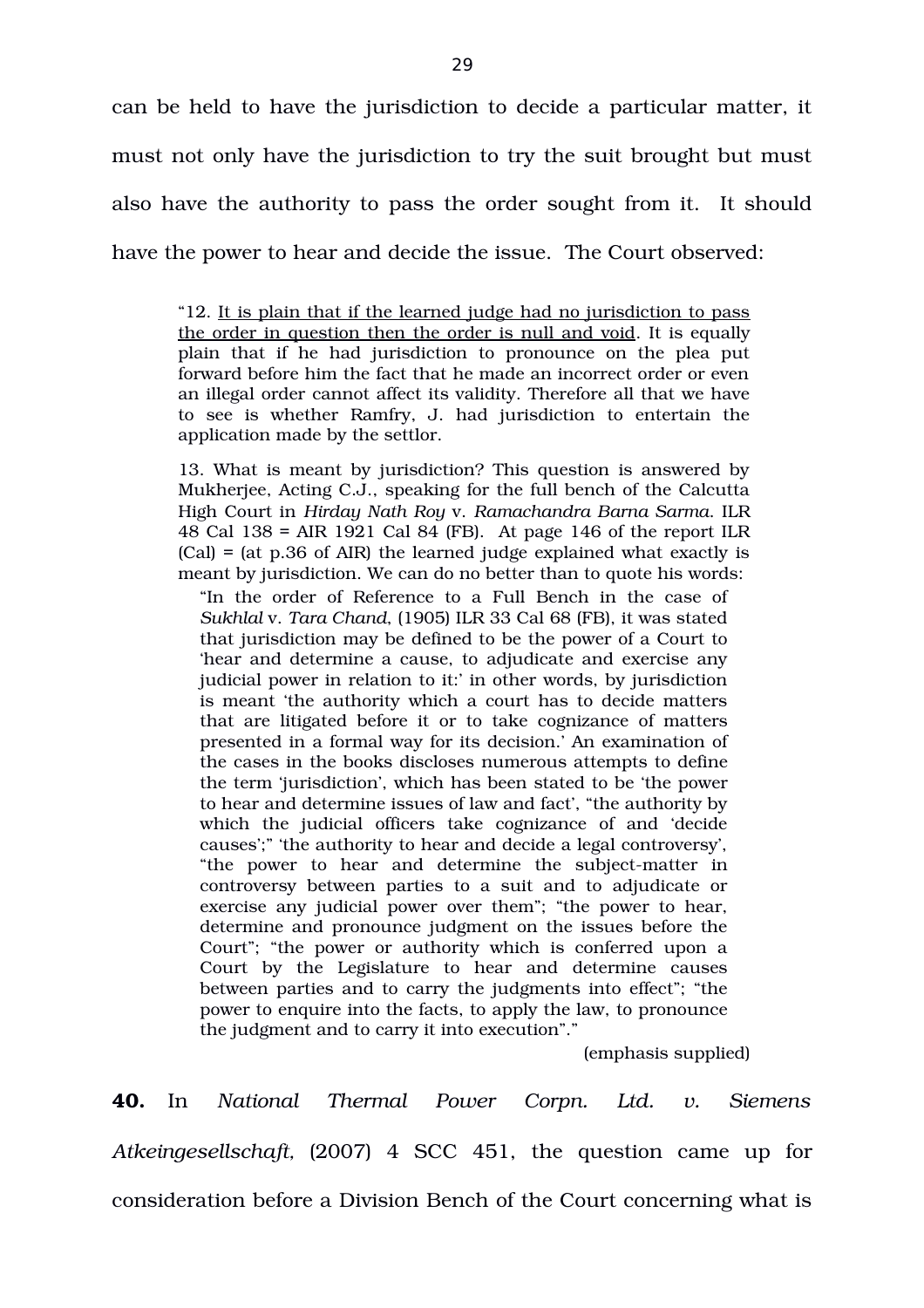can be held to have the jurisdiction to decide a particular matter, it must not only have the jurisdiction to try the suit brought but must also have the authority to pass the order sought from it. It should have the power to hear and decide the issue. The Court observed:

> "12. <u>It is plain that if the learned judge had no jurisdiction to pass the order in question then the order is null and void</u>. It is equally plain that if he had jurisdiction to pronounce on the plea put forward before him the fact that he made an incorrect order or even an illegal order cannot affect its validity. Therefore all that we have to see is whether Ramfry, J. had jurisdiction to entertain the application made by the settlor.
>
> 13. What is meant by jurisdiction? This question is answered by Mukherjee, Acting C.J., speaking for the full bench of the Calcutta High Court in *Hirday Nath Roy* v. *Ramachandra Barna Sarma*. ILR 48 Cal 138 = AIR 1921 Cal 84 (FB). At page 146 of the report ILR (Cal) = (at p.36 of AIR) the learned judge explained what exactly is meant by jurisdiction. We can do no better than to quote his words:
>
>> "In the order of Reference to a Full Bench in the case of *Sukhlal* v. *Tara Chand*, (1905) ILR 33 Cal 68 (FB), it was stated that jurisdiction may be defined to be the power of a Court to 'hear and determine a cause, to adjudicate and exercise any judicial power in relation to it:' in other words, by jurisdiction is meant 'the authority which a court has to decide matters that are litigated before it or to take cognizance of matters presented in a formal way for its decision.' An examination of the cases in the books discloses numerous attempts to define the term 'jurisdiction', which has been stated to be 'the power to hear and determine issues of law and fact', "the authority by which the judicial officers take cognizance of and 'decide causes';" 'the authority to hear and decide a legal controversy', "the power to hear and determine the subject-matter in controversy between parties to a suit and to adjudicate or exercise any judicial power over them"; "the power to hear, determine and pronounce judgment on the issues before the Court"; "the power or authority which is conferred upon a Court by the Legislature to hear and determine causes between parties and to carry the judgments into effect"; "the power to enquire into the facts, to apply the law, to pronounce the judgment and to carry it into execution"."
>
> (emphasis supplied)

**40.** In *National Thermal Power Corpn. Ltd. v. Siemens Atkeingesellschaft,* (2007) 4 SCC 451, the question came up for consideration before a Division Bench of the Court concerning what is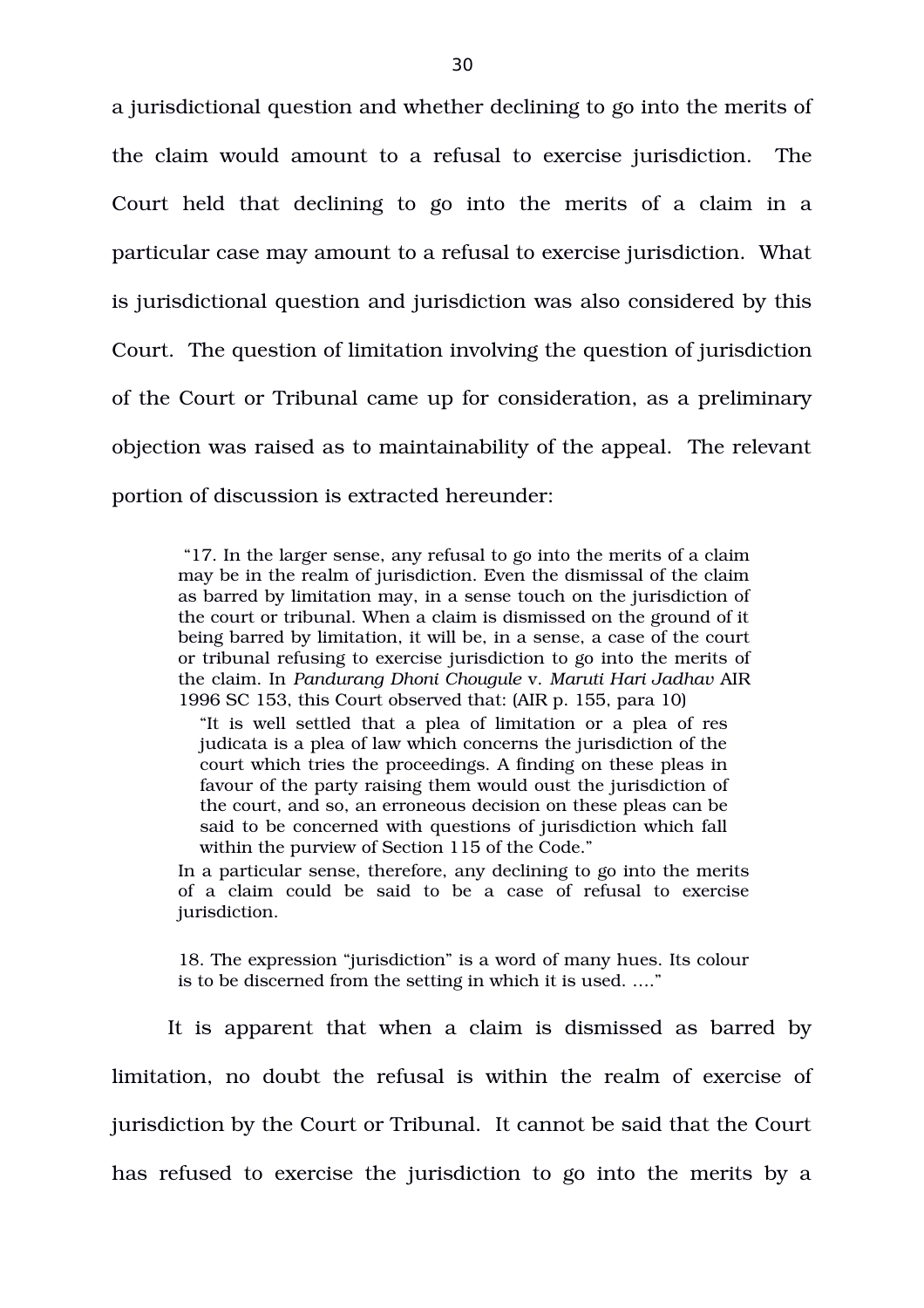a jurisdictional question and whether declining to go into the merits of the claim would amount to a refusal to exercise jurisdiction. The Court held that declining to go into the merits of a claim in a particular case may amount to a refusal to exercise jurisdiction. What is jurisdictional question and jurisdiction was also considered by this Court. The question of limitation involving the question of jurisdiction of the Court or Tribunal came up for consideration, as a preliminary objection was raised as to maintainability of the appeal. The relevant portion of discussion is extracted hereunder:

> "17. In the larger sense, any refusal to go into the merits of a claim may be in the realm of jurisdiction. Even the dismissal of the claim as barred by limitation may, in a sense touch on the jurisdiction of the court or tribunal. When a claim is dismissed on the ground of it being barred by limitation, it will be, in a sense, a case of the court or tribunal refusing to exercise jurisdiction to go into the merits of the claim. In *Pandurang Dhoni Chougule* v. *Maruti Hari Jadhav* AIR 1996 SC 153, this Court observed that: (AIR p. 155, para 10)
>
> > "It is well settled that a plea of limitation or a plea of res judicata is a plea of law which concerns the jurisdiction of the court which tries the proceedings. A finding on these pleas in favour of the party raising them would oust the jurisdiction of the court, and so, an erroneous decision on these pleas can be said to be concerned with questions of jurisdiction which fall within the purview of Section 115 of the Code."
>
> In a particular sense, therefore, any declining to go into the merits of a claim could be said to be a case of refusal to exercise jurisdiction.
>
> 18. The expression "jurisdiction" is a word of many hues. Its colour is to be discerned from the setting in which it is used. ...."

It is apparent that when a claim is dismissed as barred by limitation, no doubt the refusal is within the realm of exercise of jurisdiction by the Court or Tribunal. It cannot be said that the Court has refused to exercise the jurisdiction to go into the merits by a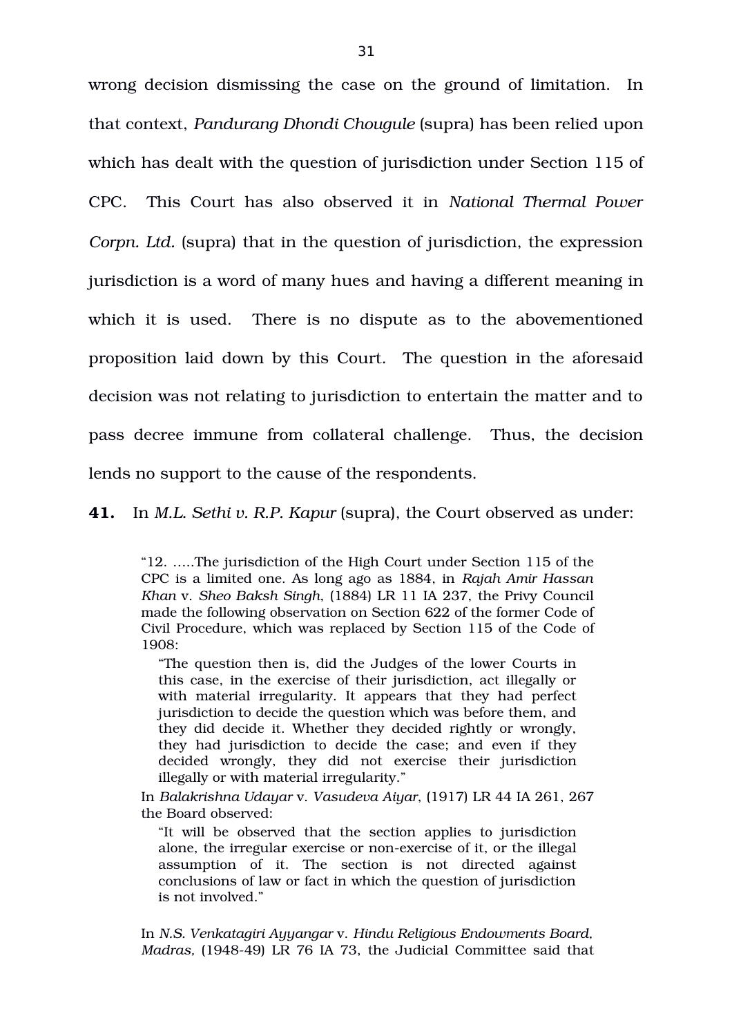wrong decision dismissing the case on the ground of limitation. In that context, *Pandurang Dhondi Chougule* (supra) has been relied upon which has dealt with the question of jurisdiction under Section 115 of CPC. This Court has also observed it in *National Thermal Power Corpn. Ltd.* (supra) that in the question of jurisdiction, the expression jurisdiction is a word of many hues and having a different meaning in which it is used. There is no dispute as to the abovementioned proposition laid down by this Court. The question in the aforesaid decision was not relating to jurisdiction to entertain the matter and to pass decree immune from collateral challenge. Thus, the decision lends no support to the cause of the respondents.

**41.** In *M.L. Sethi v. R.P. Kapur* (supra), the Court observed as under:

> "12. .....The jurisdiction of the High Court under Section 115 of the CPC is a limited one. As long ago as 1884, in *Rajah Amir Hassan Khan* v. *Sheo Baksh Singh*, (1884) LR 11 IA 237, the Privy Council made the following observation on Section 622 of the former Code of Civil Procedure, which was replaced by Section 115 of the Code of 1908:
>
> > "The question then is, did the Judges of the lower Courts in this case, in the exercise of their jurisdiction, act illegally or with material irregularity. It appears that they had perfect jurisdiction to decide the question which was before them, and they did decide it. Whether they decided rightly or wrongly, they had jurisdiction to decide the case; and even if they decided wrongly, they did not exercise their jurisdiction illegally or with material irregularity."
>
> In *Balakrishna Udayar* v. *Vasudeva Aiyar*, (1917) LR 44 IA 261, 267 the Board observed:
>
> > "It will be observed that the section applies to jurisdiction alone, the irregular exercise or non-exercise of it, or the illegal assumption of it. The section is not directed against conclusions of law or fact in which the question of jurisdiction is not involved."
>
> In *N.S. Venkatagiri Ayyangar* v. *Hindu Religious Endowments Board, Madras,* (1948-49) LR 76 IA 73, the Judicial Committee said that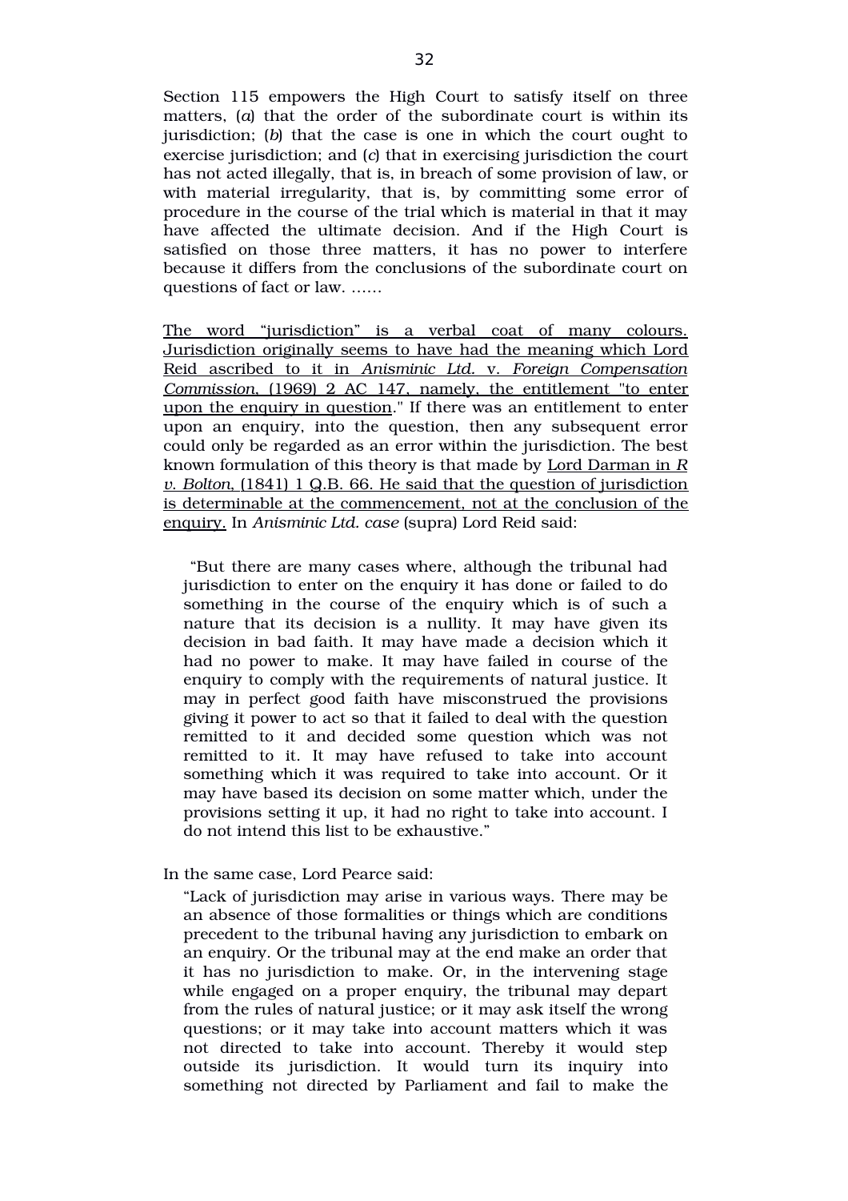Section 115 empowers the High Court to satisfy itself on three matters, (*a*) that the order of the subordinate court is within its jurisdiction; (*b*) that the case is one in which the court ought to exercise jurisdiction; and (*c*) that in exercising jurisdiction the court has not acted illegally, that is, in breach of some provision of law, or with material irregularity, that is, by committing some error of procedure in the course of the trial which is material in that it may have affected the ultimate decision. And if the High Court is satisfied on those three matters, it has no power to interfere because it differs from the conclusions of the subordinate court on questions of fact or law. ……

<u>The word "jurisdiction" is a verbal coat of many colours. Jurisdiction originally seems to have had the meaning which Lord Reid ascribed to it in *Anisminic Ltd.* v. *Foreign Compensation Commission*, (1969) 2 AC 147, namely, the entitlement "to enter upon the enquiry in question</u>." If there was an entitlement to enter upon an enquiry, into the question, then any subsequent error could only be regarded as an error within the jurisdiction. The best known formulation of this theory is that made by <u>Lord Darman in *R v. Bolton*, (1841) 1 Q.B. 66. He said that the question of jurisdiction is determinable at the commencement, not at the conclusion of the enquiry.</u> In *Anisminic Ltd. case* (supra) Lord Reid said:

> "But there are many cases where, although the tribunal had jurisdiction to enter on the enquiry it has done or failed to do something in the course of the enquiry which is of such a nature that its decision is a nullity. It may have given its decision in bad faith. It may have made a decision which it had no power to make. It may have failed in course of the enquiry to comply with the requirements of natural justice. It may in perfect good faith have misconstrued the provisions giving it power to act so that it failed to deal with the question remitted to it and decided some question which was not remitted to it. It may have refused to take into account something which it was required to take into account. Or it may have based its decision on some matter which, under the provisions setting it up, it had no right to take into account. I do not intend this list to be exhaustive."

In the same case, Lord Pearce said:

> "Lack of jurisdiction may arise in various ways. There may be an absence of those formalities or things which are conditions precedent to the tribunal having any jurisdiction to embark on an enquiry. Or the tribunal may at the end make an order that it has no jurisdiction to make. Or, in the intervening stage while engaged on a proper enquiry, the tribunal may depart from the rules of natural justice; or it may ask itself the wrong questions; or it may take into account matters which it was not directed to take into account. Thereby it would step outside its jurisdiction. It would turn its inquiry into something not directed by Parliament and fail to make the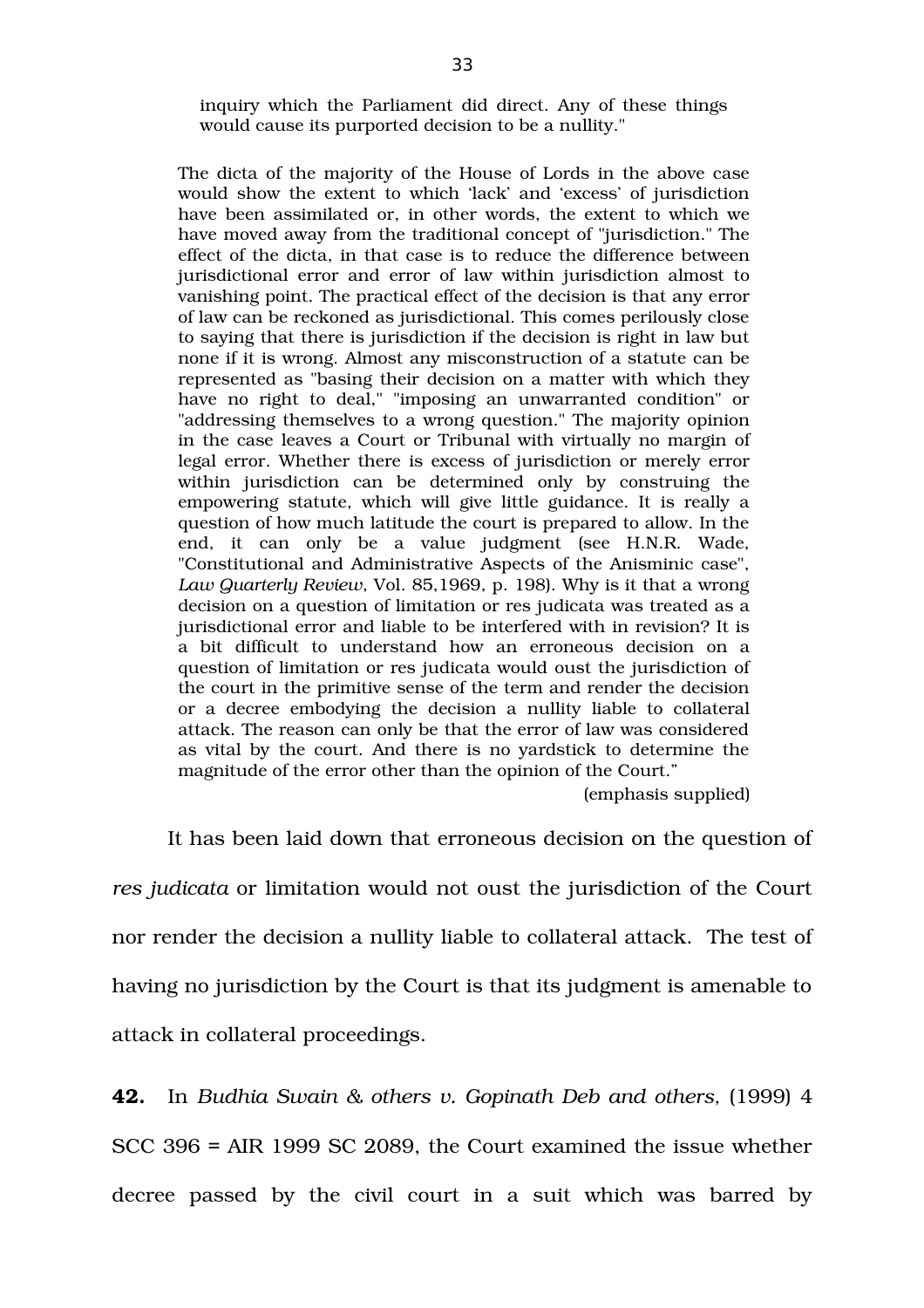> inquiry which the Parliament did direct. Any of these things would cause its purported decision to be a nullity."
>
> The dicta of the majority of the House of Lords in the above case would show the extent to which 'lack' and 'excess' of jurisdiction have been assimilated or, in other words, the extent to which we have moved away from the traditional concept of "jurisdiction." The effect of the dicta, in that case is to reduce the difference between jurisdictional error and error of law within jurisdiction almost to vanishing point. The practical effect of the decision is that any error of law can be reckoned as jurisdictional. This comes perilously close to saying that there is jurisdiction if the decision is right in law but none if it is wrong. Almost any misconstruction of a statute can be represented as "basing their decision on a matter with which they have no right to deal," "imposing an unwarranted condition" or "addressing themselves to a wrong question." The majority opinion in the case leaves a Court or Tribunal with virtually no margin of legal error. Whether there is excess of jurisdiction or merely error within jurisdiction can be determined only by construing the empowering statute, which will give little guidance. It is really a question of how much latitude the court is prepared to allow. In the end, it can only be a value judgment (see H.N.R. Wade, "Constitutional and Administrative Aspects of the Anisminic case", *Law Quarterly Review*, Vol. 85,1969, p. 198). Why is it that a wrong decision on a question of limitation or res judicata was treated as a jurisdictional error and liable to be interfered with in revision? It is a bit difficult to understand how an erroneous decision on a question of limitation or res judicata would oust the jurisdiction of the court in the primitive sense of the term and render the decision or a decree embodying the decision a nullity liable to collateral attack. The reason can only be that the error of law was considered as vital by the court. And there is no yardstick to determine the magnitude of the error other than the opinion of the Court."
>
> (emphasis supplied)

It has been laid down that erroneous decision on the question of *res judicata* or limitation would not oust the jurisdiction of the Court nor render the decision a nullity liable to collateral attack. The test of having no jurisdiction by the Court is that its judgment is amenable to attack in collateral proceedings.

**42.** In *Budhia Swain & others v. Gopinath Deb and others,* (1999) 4 SCC 396 = AIR 1999 SC 2089, the Court examined the issue whether decree passed by the civil court in a suit which was barred by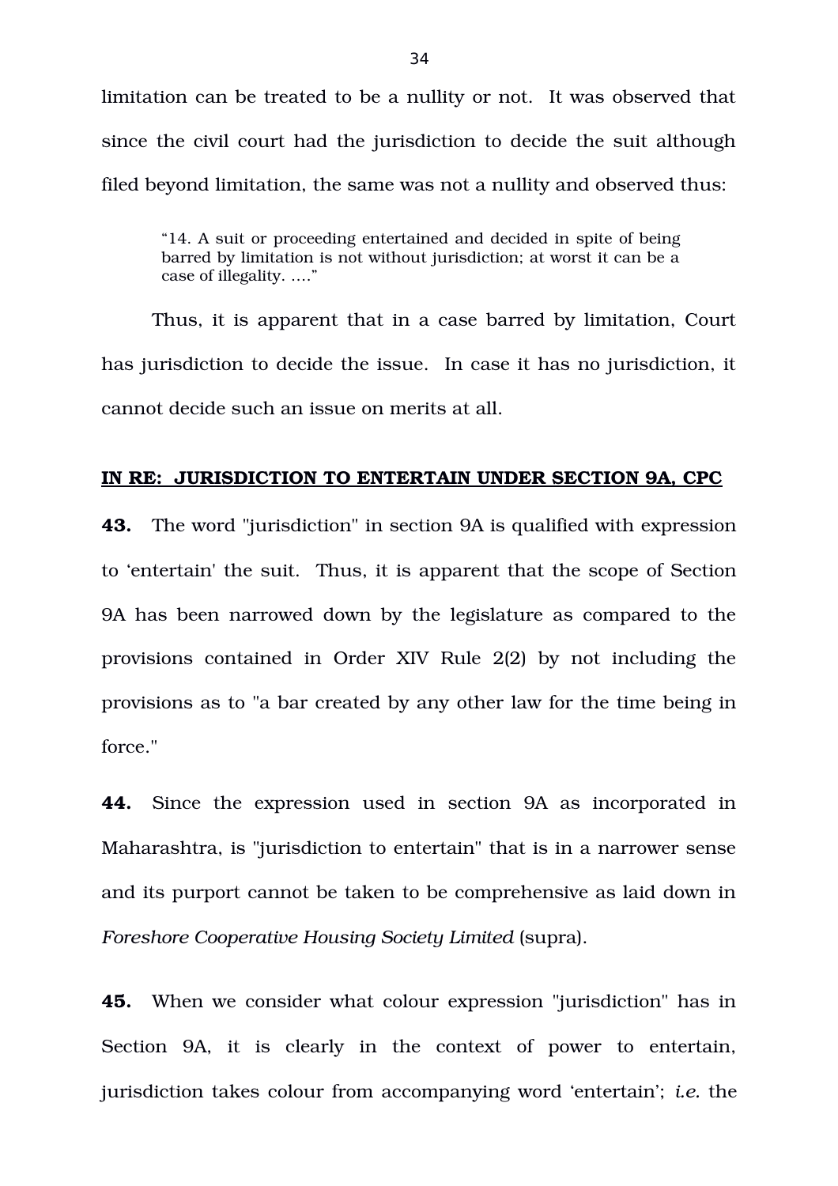limitation can be treated to be a nullity or not. It was observed that since the civil court had the jurisdiction to decide the suit although filed beyond limitation, the same was not a nullity and observed thus:

> "14. A suit or proceeding entertained and decided in spite of being barred by limitation is not without jurisdiction; at worst it can be a case of illegality. ...."

Thus, it is apparent that in a case barred by limitation, Court has jurisdiction to decide the issue. In case it has no jurisdiction, it cannot decide such an issue on merits at all.

**IN RE: JURISDICTION TO ENTERTAIN UNDER SECTION 9A, CPC**

**43.** The word "jurisdiction" in section 9A is qualified with expression to 'entertain' the suit. Thus, it is apparent that the scope of Section 9A has been narrowed down by the legislature as compared to the provisions contained in Order XIV Rule 2(2) by not including the provisions as to "a bar created by any other law for the time being in force."

**44.** Since the expression used in section 9A as incorporated in Maharashtra, is "jurisdiction to entertain" that is in a narrower sense and its purport cannot be taken to be comprehensive as laid down in *Foreshore Cooperative Housing Society Limited* (supra).

**45.** When we consider what colour expression "jurisdiction" has in Section 9A, it is clearly in the context of power to entertain, jurisdiction takes colour from accompanying word 'entertain'; *i.e.* the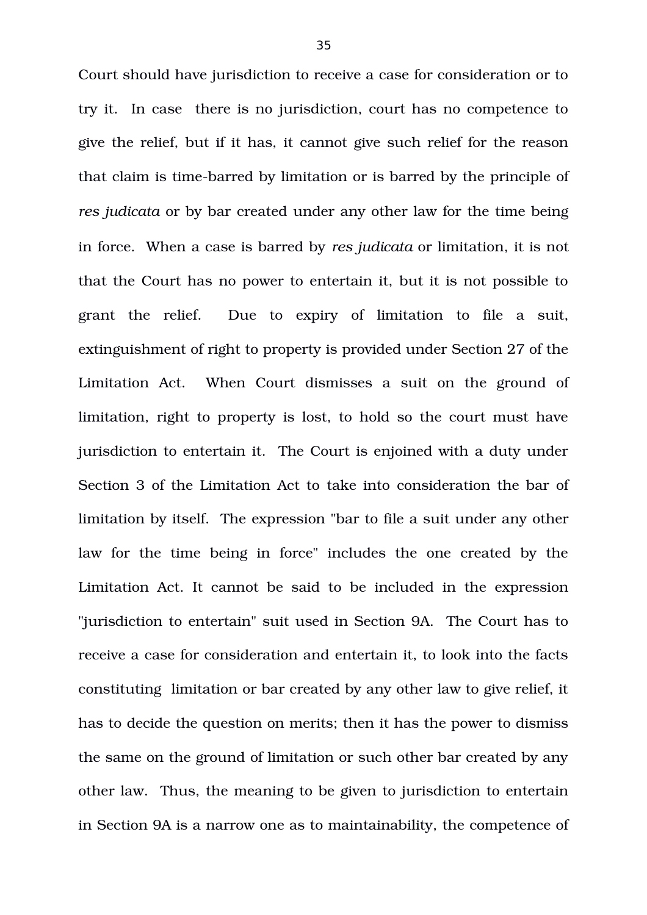Court should have jurisdiction to receive a case for consideration or to try it. In case there is no jurisdiction, court has no competence to give the relief, but if it has, it cannot give such relief for the reason that claim is time-barred by limitation or is barred by the principle of *res judicata* or by bar created under any other law for the time being in force. When a case is barred by *res judicata* or limitation, it is not that the Court has no power to entertain it, but it is not possible to grant the relief. Due to expiry of limitation to file a suit, extinguishment of right to property is provided under Section 27 of the Limitation Act. When Court dismisses a suit on the ground of limitation, right to property is lost, to hold so the court must have jurisdiction to entertain it. The Court is enjoined with a duty under Section 3 of the Limitation Act to take into consideration the bar of limitation by itself. The expression "bar to file a suit under any other law for the time being in force" includes the one created by the Limitation Act. It cannot be said to be included in the expression "jurisdiction to entertain" suit used in Section 9A. The Court has to receive a case for consideration and entertain it, to look into the facts constituting limitation or bar created by any other law to give relief, it has to decide the question on merits; then it has the power to dismiss the same on the ground of limitation or such other bar created by any other law. Thus, the meaning to be given to jurisdiction to entertain in Section 9A is a narrow one as to maintainability, the competence of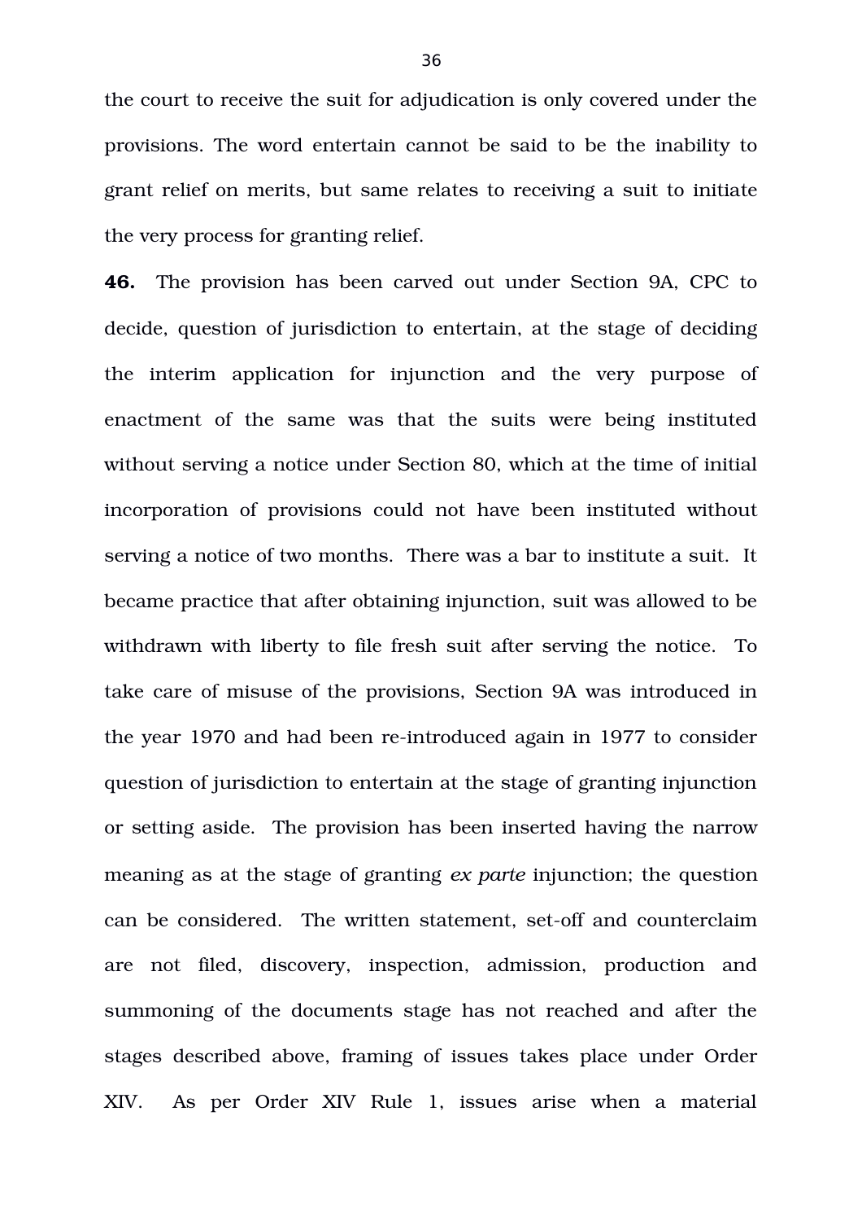the court to receive the suit for adjudication is only covered under the provisions. The word entertain cannot be said to be the inability to grant relief on merits, but same relates to receiving a suit to initiate the very process for granting relief.

**46.** The provision has been carved out under Section 9A, CPC to decide, question of jurisdiction to entertain, at the stage of deciding the interim application for injunction and the very purpose of enactment of the same was that the suits were being instituted without serving a notice under Section 80, which at the time of initial incorporation of provisions could not have been instituted without serving a notice of two months. There was a bar to institute a suit. It became practice that after obtaining injunction, suit was allowed to be withdrawn with liberty to file fresh suit after serving the notice. To take care of misuse of the provisions, Section 9A was introduced in the year 1970 and had been re-introduced again in 1977 to consider question of jurisdiction to entertain at the stage of granting injunction or setting aside. The provision has been inserted having the narrow meaning as at the stage of granting *ex parte* injunction; the question can be considered. The written statement, set-off and counterclaim are not filed, discovery, inspection, admission, production and summoning of the documents stage has not reached and after the stages described above, framing of issues takes place under Order XIV. As per Order XIV Rule 1, issues arise when a material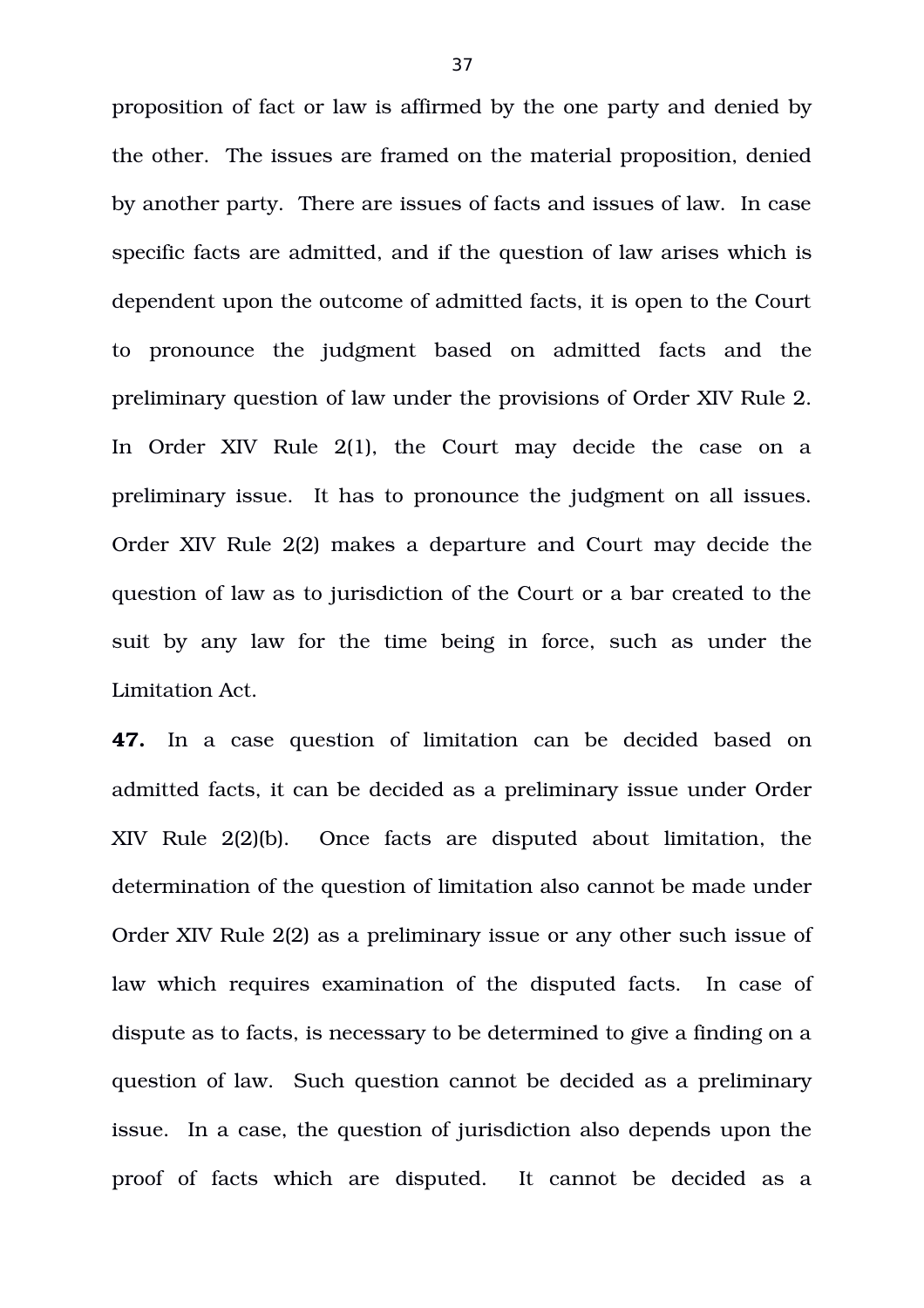proposition of fact or law is affirmed by the one party and denied by the other. The issues are framed on the material proposition, denied by another party. There are issues of facts and issues of law. In case specific facts are admitted, and if the question of law arises which is dependent upon the outcome of admitted facts, it is open to the Court to pronounce the judgment based on admitted facts and the preliminary question of law under the provisions of Order XIV Rule 2. In Order XIV Rule 2(1), the Court may decide the case on a preliminary issue. It has to pronounce the judgment on all issues. Order XIV Rule 2(2) makes a departure and Court may decide the question of law as to jurisdiction of the Court or a bar created to the suit by any law for the time being in force, such as under the Limitation Act.

**47.** In a case question of limitation can be decided based on admitted facts, it can be decided as a preliminary issue under Order XIV Rule 2(2)(b). Once facts are disputed about limitation, the determination of the question of limitation also cannot be made under Order XIV Rule 2(2) as a preliminary issue or any other such issue of law which requires examination of the disputed facts. In case of dispute as to facts, is necessary to be determined to give a finding on a question of law. Such question cannot be decided as a preliminary issue. In a case, the question of jurisdiction also depends upon the proof of facts which are disputed. It cannot be decided as a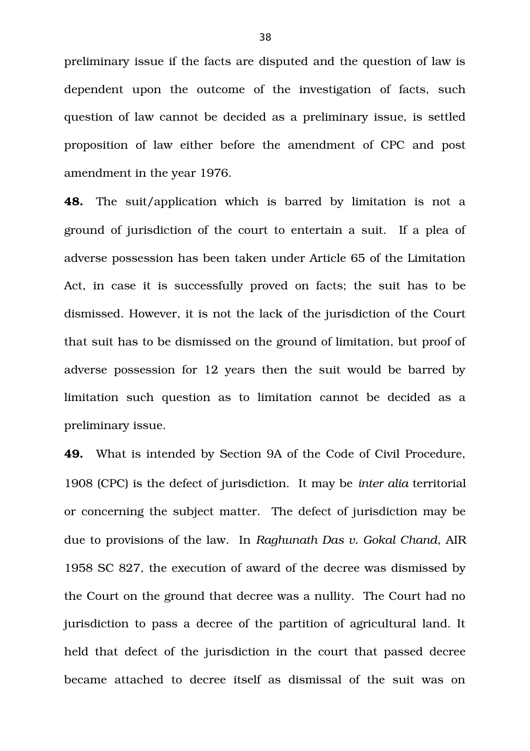preliminary issue if the facts are disputed and the question of law is dependent upon the outcome of the investigation of facts, such question of law cannot be decided as a preliminary issue, is settled proposition of law either before the amendment of CPC and post amendment in the year 1976.

**48.** The suit/application which is barred by limitation is not a ground of jurisdiction of the court to entertain a suit. If a plea of adverse possession has been taken under Article 65 of the Limitation Act, in case it is successfully proved on facts; the suit has to be dismissed. However, it is not the lack of the jurisdiction of the Court that suit has to be dismissed on the ground of limitation, but proof of adverse possession for 12 years then the suit would be barred by limitation such question as to limitation cannot be decided as a preliminary issue.

**49.** What is intended by Section 9A of the Code of Civil Procedure, 1908 (CPC) is the defect of jurisdiction. It may be *inter alia* territorial or concerning the subject matter. The defect of jurisdiction may be due to provisions of the law. In *Raghunath Das v. Gokal Chand*, AIR 1958 SC 827, the execution of award of the decree was dismissed by the Court on the ground that decree was a nullity. The Court had no jurisdiction to pass a decree of the partition of agricultural land. It held that defect of the jurisdiction in the court that passed decree became attached to decree itself as dismissal of the suit was on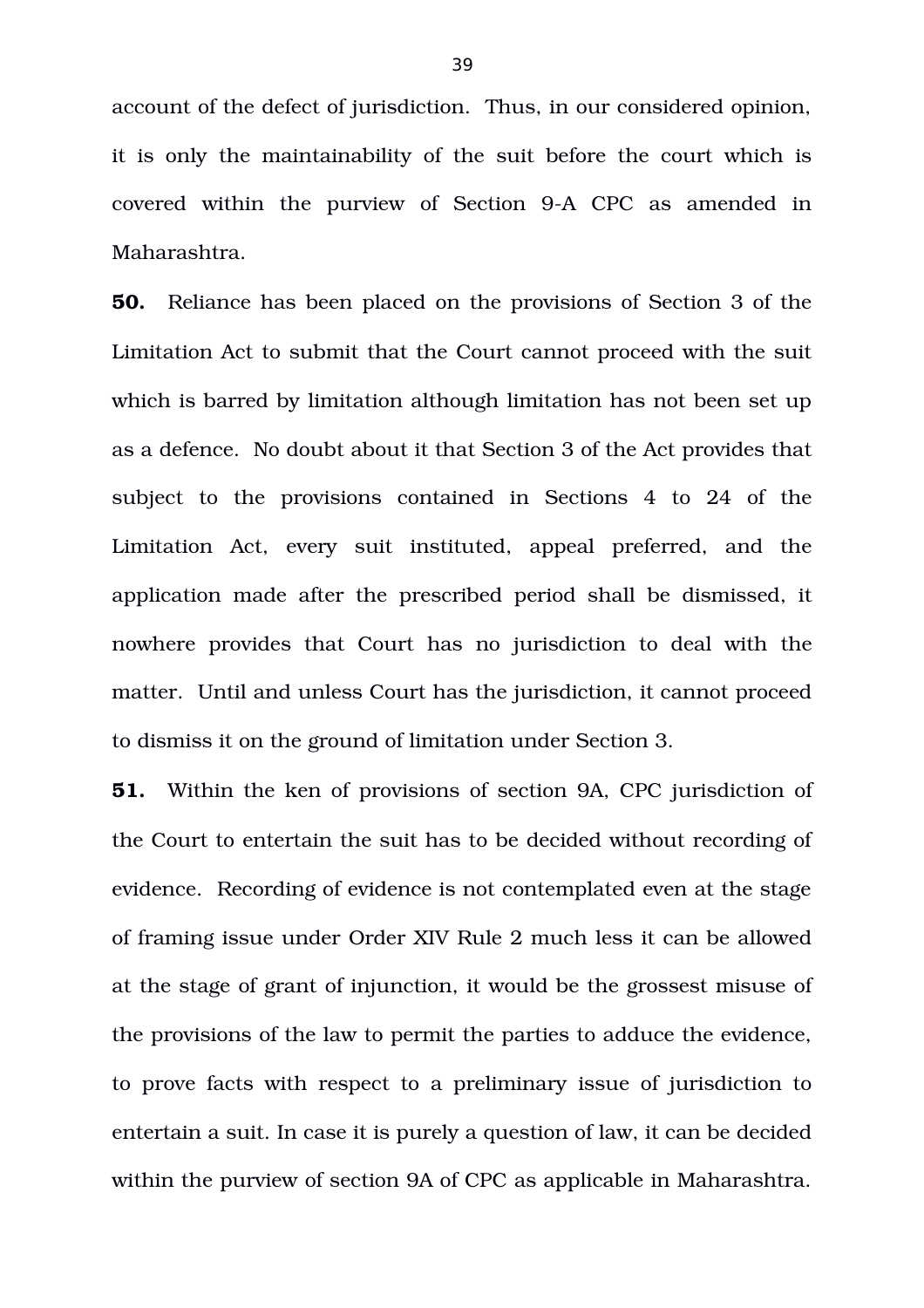account of the defect of jurisdiction. Thus, in our considered opinion, it is only the maintainability of the suit before the court which is covered within the purview of Section 9-A CPC as amended in Maharashtra.

**50.** Reliance has been placed on the provisions of Section 3 of the Limitation Act to submit that the Court cannot proceed with the suit which is barred by limitation although limitation has not been set up as a defence. No doubt about it that Section 3 of the Act provides that subject to the provisions contained in Sections 4 to 24 of the Limitation Act, every suit instituted, appeal preferred, and the application made after the prescribed period shall be dismissed, it nowhere provides that Court has no jurisdiction to deal with the matter. Until and unless Court has the jurisdiction, it cannot proceed to dismiss it on the ground of limitation under Section 3.

**51.** Within the ken of provisions of section 9A, CPC jurisdiction of the Court to entertain the suit has to be decided without recording of evidence. Recording of evidence is not contemplated even at the stage of framing issue under Order XIV Rule 2 much less it can be allowed at the stage of grant of injunction, it would be the grossest misuse of the provisions of the law to permit the parties to adduce the evidence, to prove facts with respect to a preliminary issue of jurisdiction to entertain a suit. In case it is purely a question of law, it can be decided within the purview of section 9A of CPC as applicable in Maharashtra.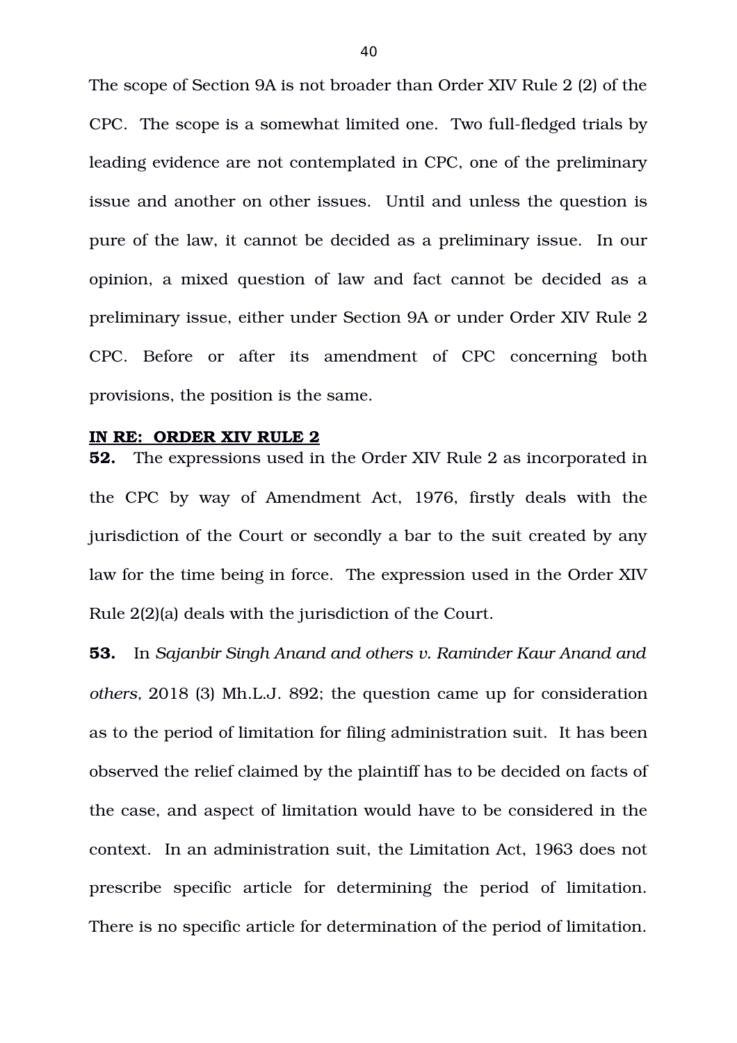The scope of Section 9A is not broader than Order XIV Rule 2 (2) of the CPC. The scope is a somewhat limited one. Two full-fledged trials by leading evidence are not contemplated in CPC, one of the preliminary issue and another on other issues. Until and unless the question is pure of the law, it cannot be decided as a preliminary issue. In our opinion, a mixed question of law and fact cannot be decided as a preliminary issue, either under Section 9A or under Order XIV Rule 2 CPC. Before or after its amendment of CPC concerning both provisions, the position is the same.

**IN RE: ORDER XIV RULE 2**

**52.** The expressions used in the Order XIV Rule 2 as incorporated in the CPC by way of Amendment Act, 1976, firstly deals with the jurisdiction of the Court or secondly a bar to the suit created by any law for the time being in force. The expression used in the Order XIV Rule 2(2)(a) deals with the jurisdiction of the Court.

**53.** In *Sajanbir Singh Anand and others v. Raminder Kaur Anand and others,* 2018 (3) Mh.L.J. 892; the question came up for consideration as to the period of limitation for filing administration suit. It has been observed the relief claimed by the plaintiff has to be decided on facts of the case, and aspect of limitation would have to be considered in the context. In an administration suit, the Limitation Act, 1963 does not prescribe specific article for determining the period of limitation. There is no specific article for determination of the period of limitation.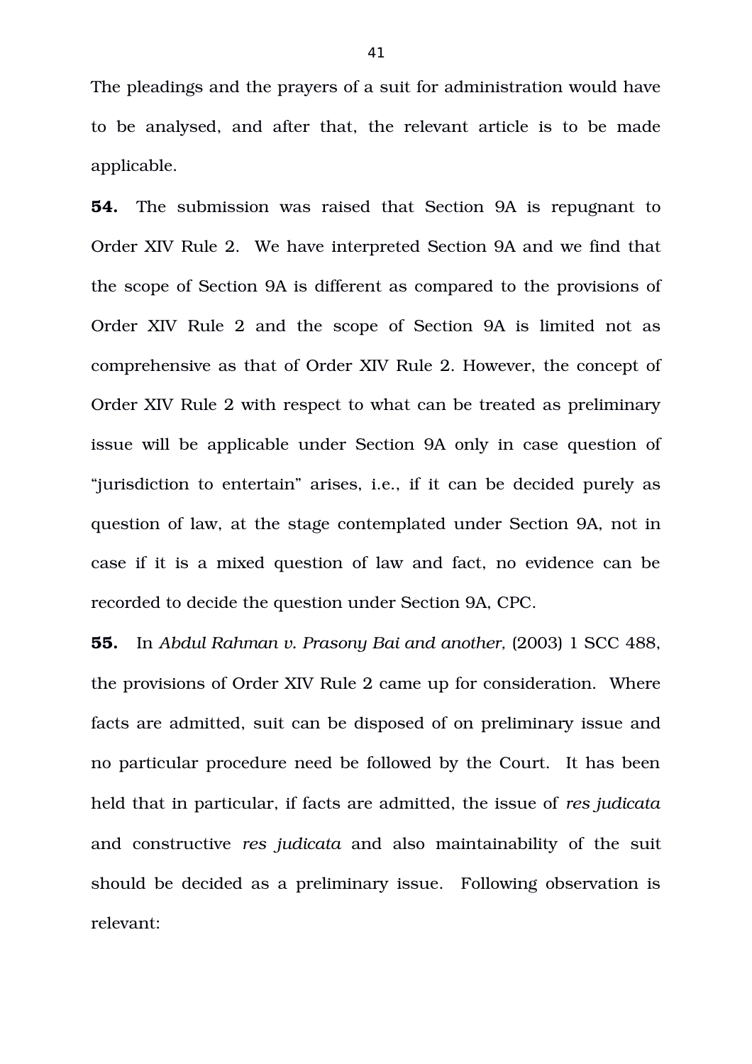The pleadings and the prayers of a suit for administration would have to be analysed, and after that, the relevant article is to be made applicable.

**54.** The submission was raised that Section 9A is repugnant to Order XIV Rule 2. We have interpreted Section 9A and we find that the scope of Section 9A is different as compared to the provisions of Order XIV Rule 2 and the scope of Section 9A is limited not as comprehensive as that of Order XIV Rule 2. However, the concept of Order XIV Rule 2 with respect to what can be treated as preliminary issue will be applicable under Section 9A only in case question of "jurisdiction to entertain" arises, i.e., if it can be decided purely as question of law, at the stage contemplated under Section 9A, not in case if it is a mixed question of law and fact, no evidence can be recorded to decide the question under Section 9A, CPC.

**55.** In *Abdul Rahman v. Prasony Bai and another,* (2003) 1 SCC 488, the provisions of Order XIV Rule 2 came up for consideration. Where facts are admitted, suit can be disposed of on preliminary issue and no particular procedure need be followed by the Court. It has been held that in particular, if facts are admitted, the issue of *res judicata* and constructive *res judicata* and also maintainability of the suit should be decided as a preliminary issue. Following observation is relevant: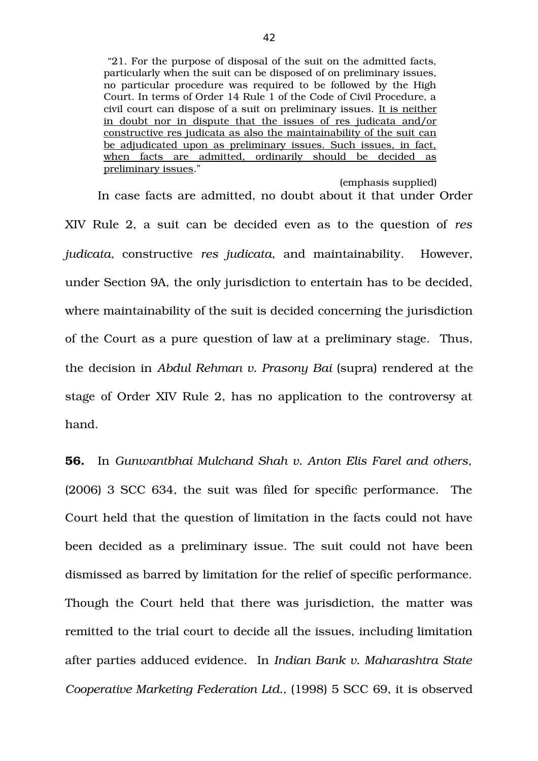> "21. For the purpose of disposal of the suit on the admitted facts, particularly when the suit can be disposed of on preliminary issues, no particular procedure was required to be followed by the High Court. In terms of Order 14 Rule 1 of the Code of Civil Procedure, a civil court can dispose of a suit on preliminary issues. <u>It is neither in doubt nor in dispute that the issues of res judicata and/or constructive res judicata as also the maintainability of the suit can be adjudicated upon as preliminary issues. Such issues, in fact, when facts are admitted, ordinarily should be decided as preliminary issues</u>."
>
> (emphasis supplied)

In case facts are admitted, no doubt about it that under Order XIV Rule 2, a suit can be decided even as to the question of *res judicata*, constructive *res judicata*, and maintainability. However, under Section 9A, the only jurisdiction to entertain has to be decided, where maintainability of the suit is decided concerning the jurisdiction of the Court as a pure question of law at a preliminary stage. Thus, the decision in *Abdul Rehman v. Prasony Bai* (supra) rendered at the stage of Order XIV Rule 2, has no application to the controversy at hand.

**56.** In *Gunwantbhai Mulchand Shah v. Anton Elis Farel and others,* (2006) 3 SCC 634, the suit was filed for specific performance. The Court held that the question of limitation in the facts could not have been decided as a preliminary issue. The suit could not have been dismissed as barred by limitation for the relief of specific performance. Though the Court held that there was jurisdiction, the matter was remitted to the trial court to decide all the issues, including limitation after parties adduced evidence. In *Indian Bank v. Maharashtra State Cooperative Marketing Federation Ltd.,* (1998) 5 SCC 69, it is observed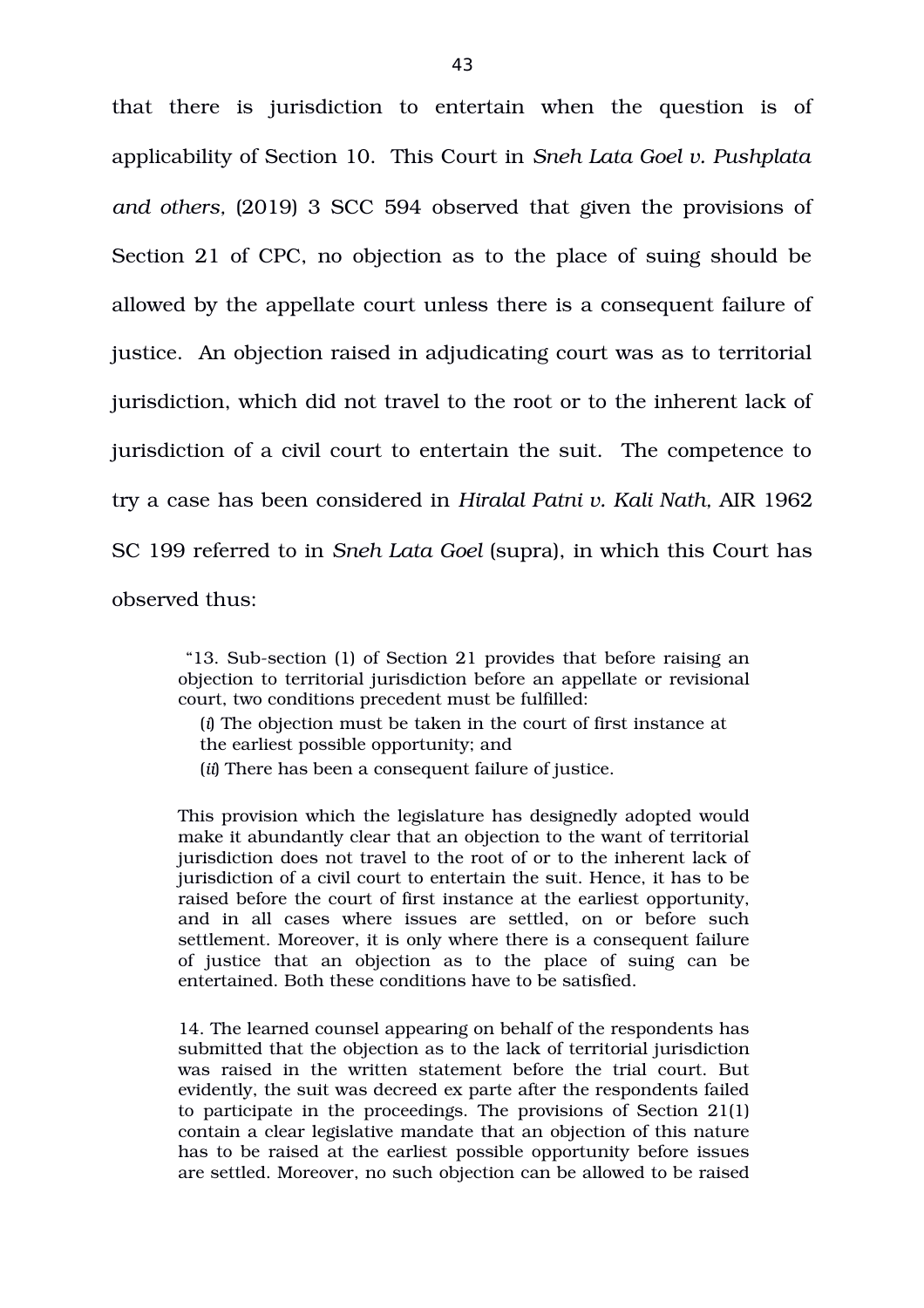that there is jurisdiction to entertain when the question is of applicability of Section 10. This Court in *Sneh Lata Goel v. Pushplata and others,* (2019) 3 SCC 594 observed that given the provisions of Section 21 of CPC, no objection as to the place of suing should be allowed by the appellate court unless there is a consequent failure of justice. An objection raised in adjudicating court was as to territorial jurisdiction, which did not travel to the root or to the inherent lack of jurisdiction of a civil court to entertain the suit. The competence to try a case has been considered in *Hiralal Patni v. Kali Nath,* AIR 1962 SC 199 referred to in *Sneh Lata Goel* (supra), in which this Court has observed thus:

> "13. Sub-section (1) of Section 21 provides that before raising an objection to territorial jurisdiction before an appellate or revisional court, two conditions precedent must be fulfilled:
>
> (*i*) The objection must be taken in the court of first instance at the earliest possible opportunity; and
>
> (*ii*) There has been a consequent failure of justice.
>
> This provision which the legislature has designedly adopted would make it abundantly clear that an objection to the want of territorial jurisdiction does not travel to the root of or to the inherent lack of jurisdiction of a civil court to entertain the suit. Hence, it has to be raised before the court of first instance at the earliest opportunity, and in all cases where issues are settled, on or before such settlement. Moreover, it is only where there is a consequent failure of justice that an objection as to the place of suing can be entertained. Both these conditions have to be satisfied.
>
> 14. The learned counsel appearing on behalf of the respondents has submitted that the objection as to the lack of territorial jurisdiction was raised in the written statement before the trial court. But evidently, the suit was decreed ex parte after the respondents failed to participate in the proceedings. The provisions of Section 21(1) contain a clear legislative mandate that an objection of this nature has to be raised at the earliest possible opportunity before issues are settled. Moreover, no such objection can be allowed to be raised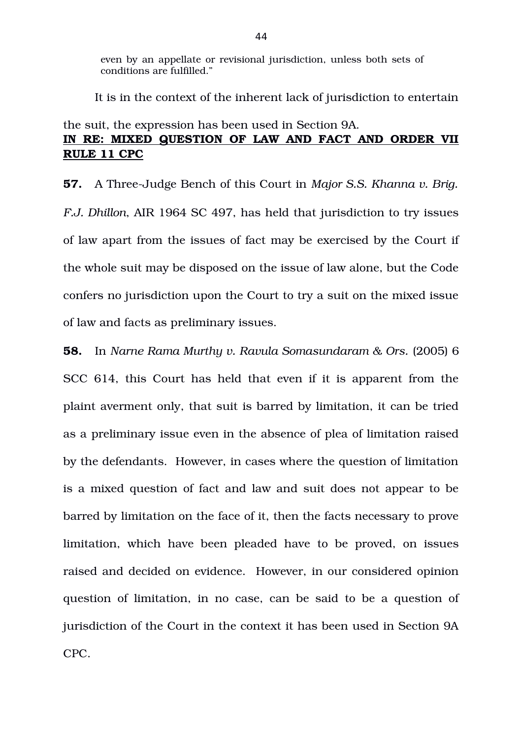even by an appellate or revisional jurisdiction, unless both sets of conditions are fulfilled."

It is in the context of the inherent lack of jurisdiction to entertain the suit, the expression has been used in Section 9A.

**IN RE: MIXED QUESTION OF LAW AND FACT AND ORDER VII RULE 11 CPC**

**57.** A Three-Judge Bench of this Court in *Major S.S. Khanna v. Brig. F.J. Dhillon*, AIR 1964 SC 497, has held that jurisdiction to try issues of law apart from the issues of fact may be exercised by the Court if the whole suit may be disposed on the issue of law alone, but the Code confers no jurisdiction upon the Court to try a suit on the mixed issue of law and facts as preliminary issues.

**58.** In *Narne Rama Murthy v. Ravula Somasundaram & Ors.* (2005) 6 SCC 614, this Court has held that even if it is apparent from the plaint averment only, that suit is barred by limitation, it can be tried as a preliminary issue even in the absence of plea of limitation raised by the defendants. However, in cases where the question of limitation is a mixed question of fact and law and suit does not appear to be barred by limitation on the face of it, then the facts necessary to prove limitation, which have been pleaded have to be proved, on issues raised and decided on evidence. However, in our considered opinion question of limitation, in no case, can be said to be a question of jurisdiction of the Court in the context it has been used in Section 9A CPC.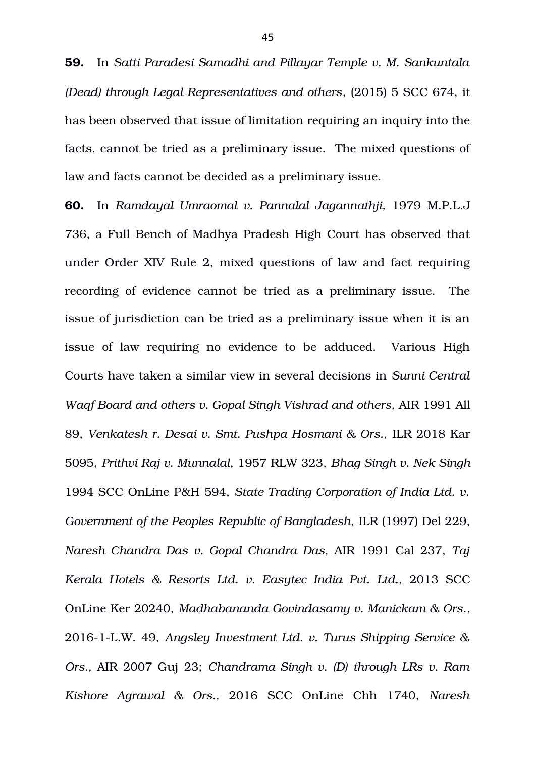**59.** In *Satti Paradesi Samadhi and Pillayar Temple v. M. Sankuntala (Dead) through Legal Representatives and others*, (2015) 5 SCC 674, it has been observed that issue of limitation requiring an inquiry into the facts, cannot be tried as a preliminary issue. The mixed questions of law and facts cannot be decided as a preliminary issue.

**60.** In *Ramdayal Umraomal v. Pannalal Jagannathji*, 1979 M.P.L.J 736, a Full Bench of Madhya Pradesh High Court has observed that under Order XIV Rule 2, mixed questions of law and fact requiring recording of evidence cannot be tried as a preliminary issue. The issue of jurisdiction can be tried as a preliminary issue when it is an issue of law requiring no evidence to be adduced. Various High Courts have taken a similar view in several decisions in *Sunni Central Waqf Board and others v. Gopal Singh Vishrad and others,* AIR 1991 All 89, *Venkatesh r. Desai v. Smt. Pushpa Hosmani & Ors.,* ILR 2018 Kar 5095, *Prithvi Raj v. Munnalal*, 1957 RLW 323, *Bhag Singh v. Nek Singh* 1994 SCC OnLine P&H 594, *State Trading Corporation of India Ltd. v. Government of the Peoples Republic of Bangladesh*, ILR (1997) Del 229, *Naresh Chandra Das v. Gopal Chandra Das,* AIR 1991 Cal 237, *Taj Kerala Hotels & Resorts Ltd. v. Easytec India Pvt. Ltd.,* 2013 SCC OnLine Ker 20240, *Madhabananda Govindasamy v. Manickam & Ors*., 2016-1-L.W. 49, *Angsley Investment Ltd. v. Turus Shipping Service & Ors.,* AIR 2007 Guj 23; *Chandrama Singh v. (D) through LRs v. Ram Kishore Agrawal & Ors.,* 2016 SCC OnLine Chh 1740, *Naresh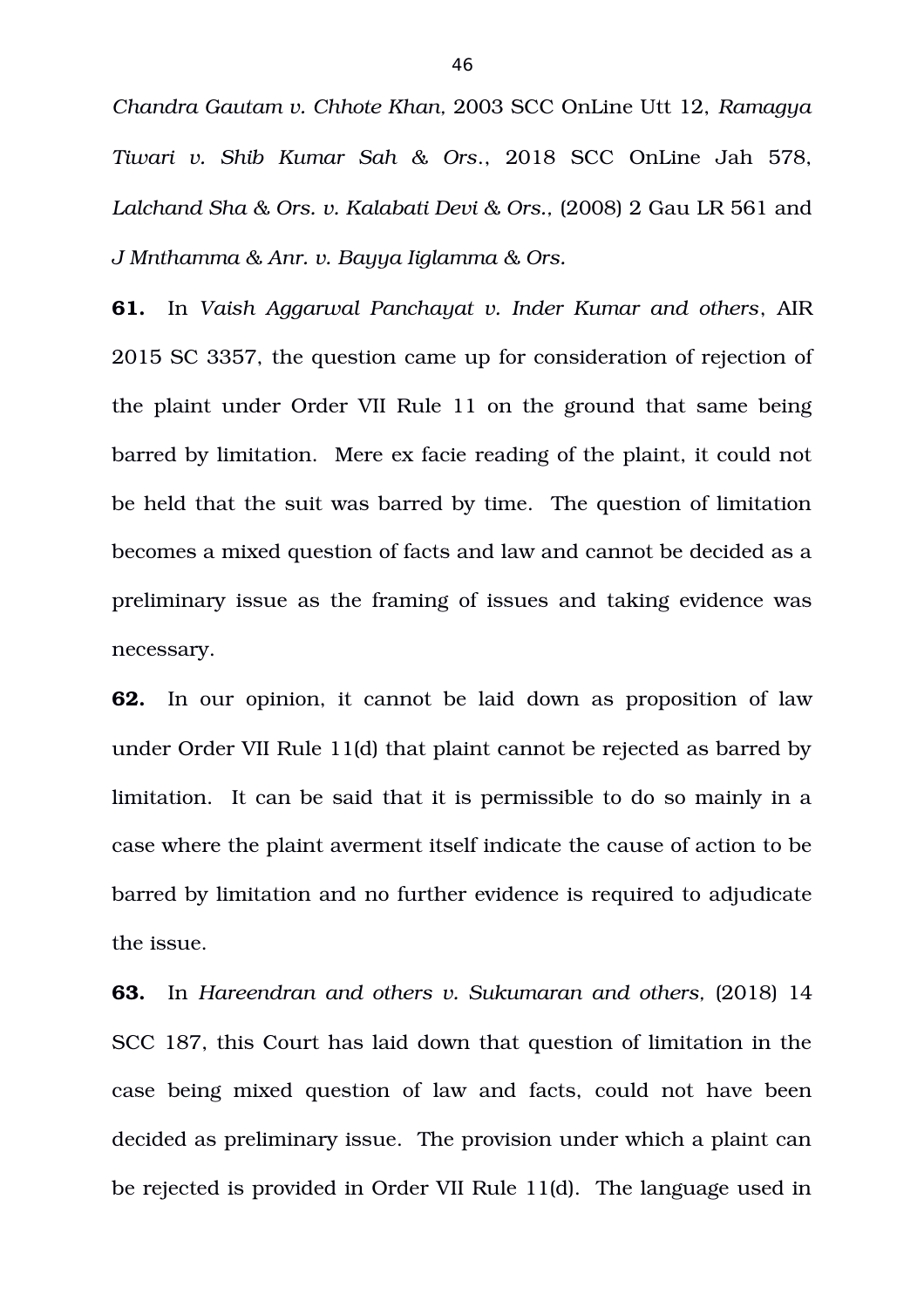*Chandra Gautam v. Chhote Khan,* 2003 SCC OnLine Utt 12, *Ramagya Tiwari v. Shib Kumar Sah & Ors.*, 2018 SCC OnLine Jah 578, *Lalchand Sha & Ors. v. Kalabati Devi & Ors.,* (2008) 2 Gau LR 561 and *J Mnthamma & Anr. v. Bayya Iiglamma & Ors.*

**61.** In *Vaish Aggarwal Panchayat v. Inder Kumar and others*, AIR 2015 SC 3357, the question came up for consideration of rejection of the plaint under Order VII Rule 11 on the ground that same being barred by limitation. Mere ex facie reading of the plaint, it could not be held that the suit was barred by time. The question of limitation becomes a mixed question of facts and law and cannot be decided as a preliminary issue as the framing of issues and taking evidence was necessary.

**62.** In our opinion, it cannot be laid down as proposition of law under Order VII Rule 11(d) that plaint cannot be rejected as barred by limitation. It can be said that it is permissible to do so mainly in a case where the plaint averment itself indicate the cause of action to be barred by limitation and no further evidence is required to adjudicate the issue.

**63.** In *Hareendran and others v. Sukumaran and others,* (2018) 14 SCC 187, this Court has laid down that question of limitation in the case being mixed question of law and facts, could not have been decided as preliminary issue. The provision under which a plaint can be rejected is provided in Order VII Rule 11(d). The language used in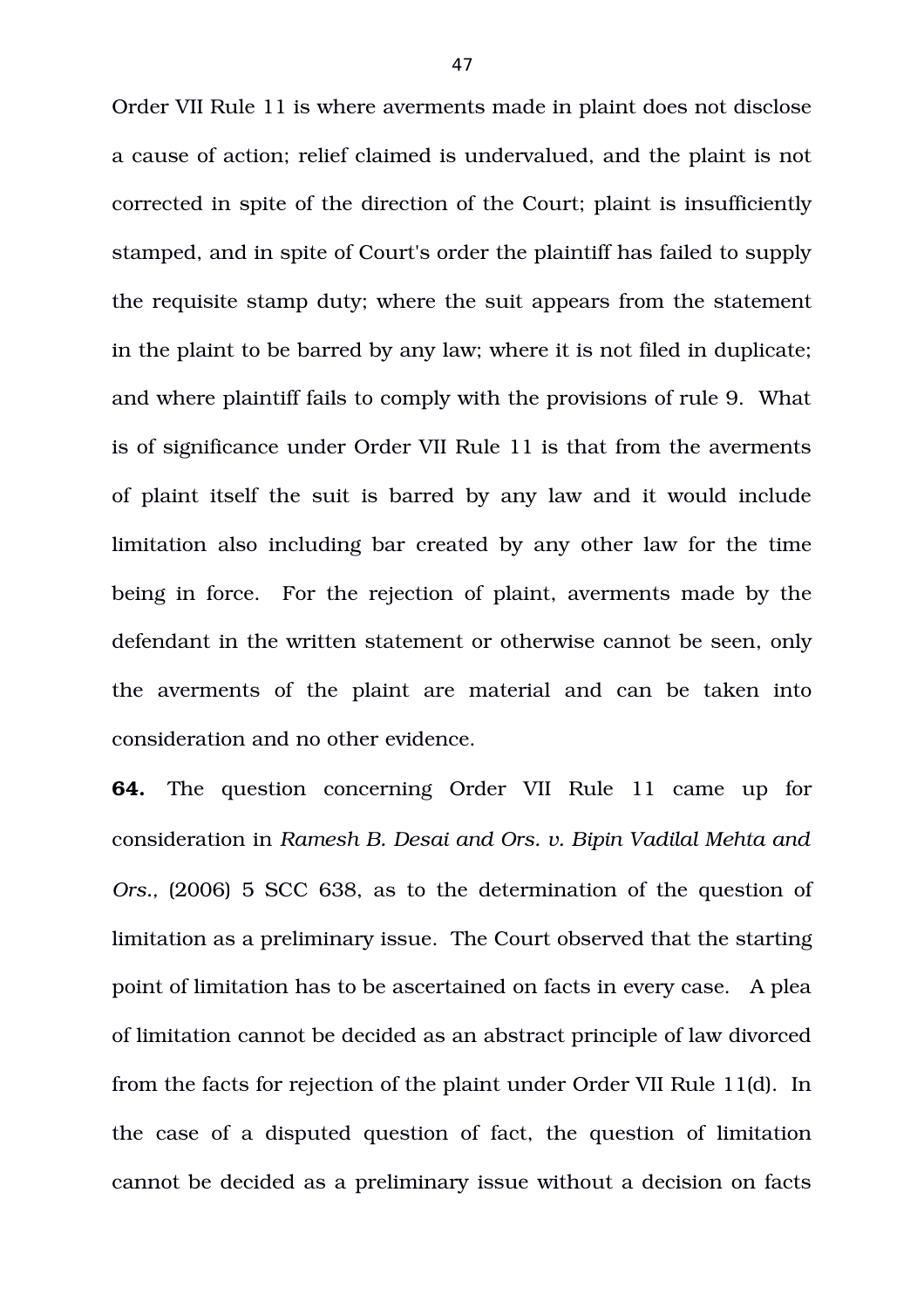Order VII Rule 11 is where averments made in plaint does not disclose a cause of action; relief claimed is undervalued, and the plaint is not corrected in spite of the direction of the Court; plaint is insufficiently stamped, and in spite of Court's order the plaintiff has failed to supply the requisite stamp duty; where the suit appears from the statement in the plaint to be barred by any law; where it is not filed in duplicate; and where plaintiff fails to comply with the provisions of rule 9. What is of significance under Order VII Rule 11 is that from the averments of plaint itself the suit is barred by any law and it would include limitation also including bar created by any other law for the time being in force. For the rejection of plaint, averments made by the defendant in the written statement or otherwise cannot be seen, only the averments of the plaint are material and can be taken into consideration and no other evidence.

**64.** The question concerning Order VII Rule 11 came up for consideration in *Ramesh B. Desai and Ors. v. Bipin Vadilal Mehta and Ors.,* (2006) 5 SCC 638, as to the determination of the question of limitation as a preliminary issue. The Court observed that the starting point of limitation has to be ascertained on facts in every case. A plea of limitation cannot be decided as an abstract principle of law divorced from the facts for rejection of the plaint under Order VII Rule 11(d). In the case of a disputed question of fact, the question of limitation cannot be decided as a preliminary issue without a decision on facts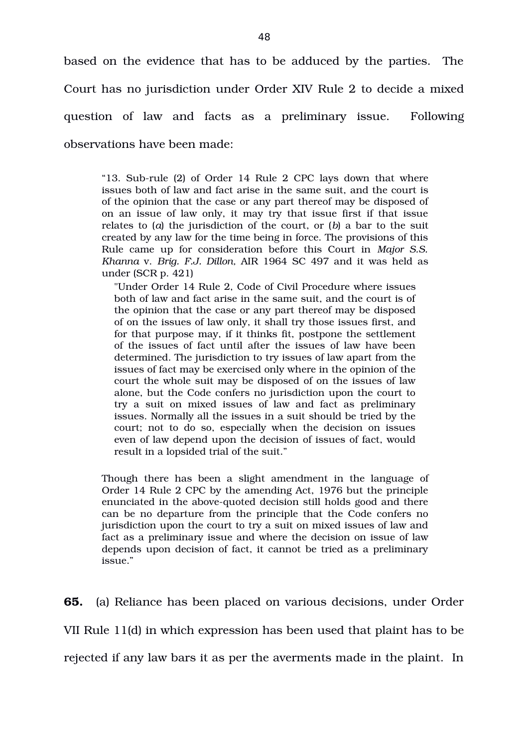based on the evidence that has to be adduced by the parties. The Court has no jurisdiction under Order XIV Rule 2 to decide a mixed question of law and facts as a preliminary issue. Following observations have been made:

> "13. Sub-rule (2) of Order 14 Rule 2 CPC lays down that where issues both of law and fact arise in the same suit, and the court is of the opinion that the case or any part thereof may be disposed of on an issue of law only, it may try that issue first if that issue relates to (*a*) the jurisdiction of the court, or (*b*) a bar to the suit created by any law for the time being in force. The provisions of this Rule came up for consideration before this Court in *Major S.S. Khanna* v. *Brig. F.J. Dillon,* AIR 1964 SC 497 and it was held as under (SCR p. 421)
>
> > "Under Order 14 Rule 2, Code of Civil Procedure where issues both of law and fact arise in the same suit, and the court is of the opinion that the case or any part thereof may be disposed of on the issues of law only, it shall try those issues first, and for that purpose may, if it thinks fit, postpone the settlement of the issues of fact until after the issues of law have been determined. The jurisdiction to try issues of law apart from the issues of fact may be exercised only where in the opinion of the court the whole suit may be disposed of on the issues of law alone, but the Code confers no jurisdiction upon the court to try a suit on mixed issues of law and fact as preliminary issues. Normally all the issues in a suit should be tried by the court; not to do so, especially when the decision on issues even of law depend upon the decision of issues of fact, would result in a lopsided trial of the suit."
>
> Though there has been a slight amendment in the language of Order 14 Rule 2 CPC by the amending Act, 1976 but the principle enunciated in the above-quoted decision still holds good and there can be no departure from the principle that the Code confers no jurisdiction upon the court to try a suit on mixed issues of law and fact as a preliminary issue and where the decision on issue of law depends upon decision of fact, it cannot be tried as a preliminary issue."

**65.** (a) Reliance has been placed on various decisions, under Order VII Rule 11(d) in which expression has been used that plaint has to be rejected if any law bars it as per the averments made in the plaint. In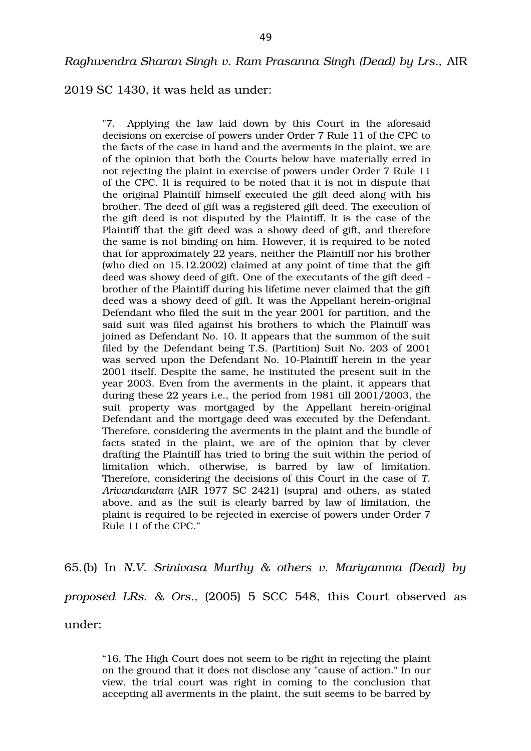*Raghwendra Sharan Singh v. Ram Prasanna Singh (Dead) by Lrs.*, AIR 2019 SC 1430, it was held as under:

> "7. Applying the law laid down by this Court in the aforesaid decisions on exercise of powers under Order 7 Rule 11 of the CPC to the facts of the case in hand and the averments in the plaint, we are of the opinion that both the Courts below have materially erred in not rejecting the plaint in exercise of powers under Order 7 Rule 11 of the CPC. It is required to be noted that it is not in dispute that the original Plaintiff himself executed the gift deed along with his brother. The deed of gift was a registered gift deed. The execution of the gift deed is not disputed by the Plaintiff. It is the case of the Plaintiff that the gift deed was a showy deed of gift, and therefore the same is not binding on him. However, it is required to be noted that for approximately 22 years, neither the Plaintiff nor his brother (who died on 15.12.2002) claimed at any point of time that the gift deed was showy deed of gift. One of the executants of the gift deed - brother of the Plaintiff during his lifetime never claimed that the gift deed was a showy deed of gift. It was the Appellant herein-original Defendant who filed the suit in the year 2001 for partition, and the said suit was filed against his brothers to which the Plaintiff was joined as Defendant No. 10. It appears that the summon of the suit filed by the Defendant being T.S. (Partition) Suit No. 203 of 2001 was served upon the Defendant No. 10-Plaintiff herein in the year 2001 itself. Despite the same, he instituted the present suit in the year 2003. Even from the averments in the plaint, it appears that during these 22 years i.e., the period from 1981 till 2001/2003, the suit property was mortgaged by the Appellant herein-original Defendant and the mortgage deed was executed by the Defendant. Therefore, considering the averments in the plaint and the bundle of facts stated in the plaint, we are of the opinion that by clever drafting the Plaintiff has tried to bring the suit within the period of limitation which, otherwise, is barred by law of limitation. Therefore, considering the decisions of this Court in the case of *T. Arivandandam* (AIR 1977 SC 2421) (supra) and others, as stated above, and as the suit is clearly barred by law of limitation, the plaint is required to be rejected in exercise of powers under Order 7 Rule 11 of the CPC."

65.(b) In *N.V. Srinivasa Murthy & others v. Mariyamma (Dead) by proposed LRs. & Ors.*, (2005) 5 SCC 548, this Court observed as under:

> "16. The High Court does not seem to be right in rejecting the plaint on the ground that it does not disclose any "cause of action." In our view, the trial court was right in coming to the conclusion that accepting all averments in the plaint, the suit seems to be barred by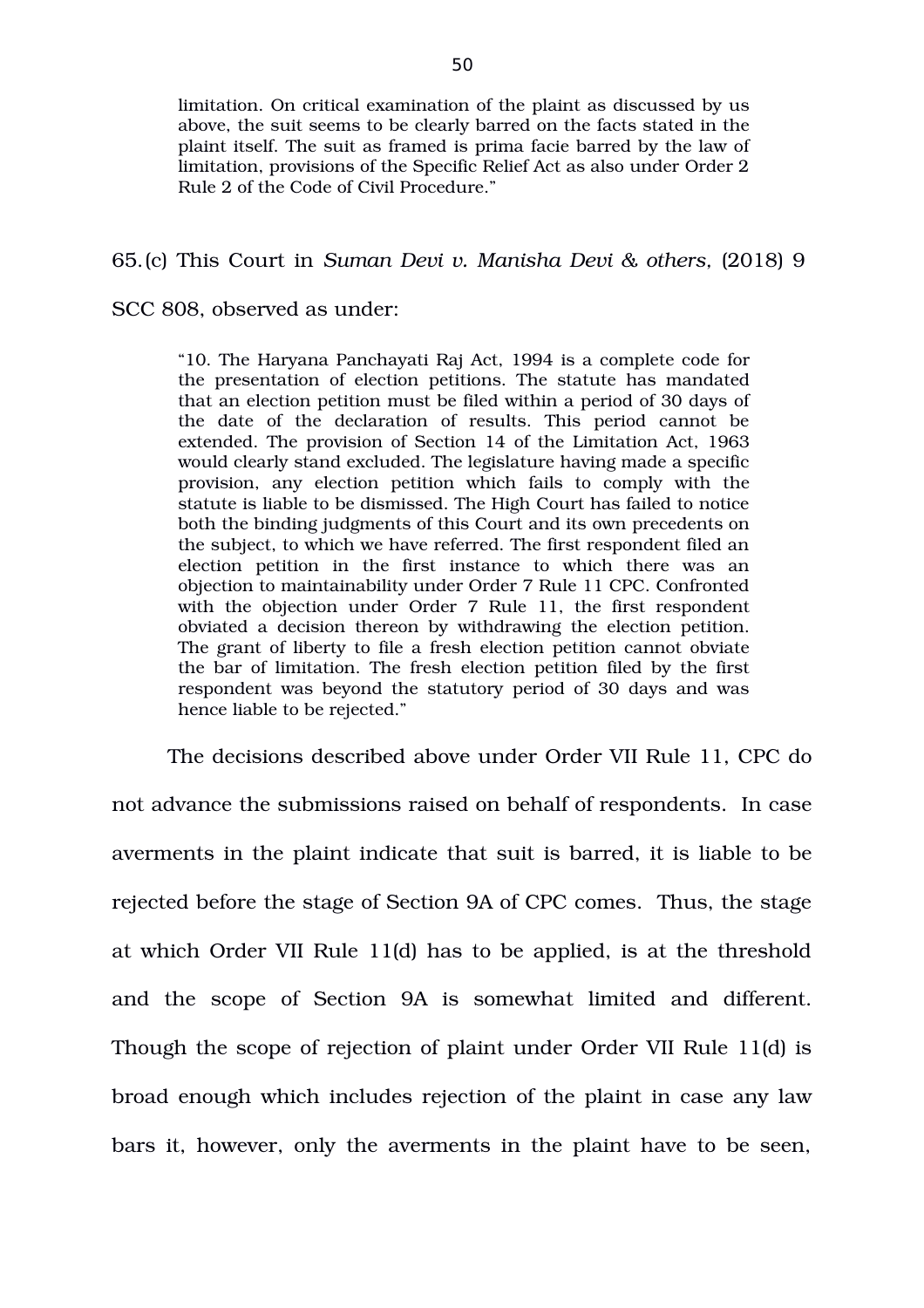> limitation. On critical examination of the plaint as discussed by us above, the suit seems to be clearly barred on the facts stated in the plaint itself. The suit as framed is prima facie barred by the law of limitation, provisions of the Specific Relief Act as also under Order 2 Rule 2 of the Code of Civil Procedure."

65. (c) This Court in *Suman Devi v. Manisha Devi & others*, (2018) 9 SCC 808, observed as under:

> "10. The Haryana Panchayati Raj Act, 1994 is a complete code for the presentation of election petitions. The statute has mandated that an election petition must be filed within a period of 30 days of the date of the declaration of results. This period cannot be extended. The provision of Section 14 of the Limitation Act, 1963 would clearly stand excluded. The legislature having made a specific provision, any election petition which fails to comply with the statute is liable to be dismissed. The High Court has failed to notice both the binding judgments of this Court and its own precedents on the subject, to which we have referred. The first respondent filed an election petition in the first instance to which there was an objection to maintainability under Order 7 Rule 11 CPC. Confronted with the objection under Order 7 Rule 11, the first respondent obviated a decision thereon by withdrawing the election petition. The grant of liberty to file a fresh election petition cannot obviate the bar of limitation. The fresh election petition filed by the first respondent was beyond the statutory period of 30 days and was hence liable to be rejected."

The decisions described above under Order VII Rule 11, CPC do not advance the submissions raised on behalf of respondents. In case averments in the plaint indicate that suit is barred, it is liable to be rejected before the stage of Section 9A of CPC comes. Thus, the stage at which Order VII Rule 11(d) has to be applied, is at the threshold and the scope of Section 9A is somewhat limited and different. Though the scope of rejection of plaint under Order VII Rule 11(d) is broad enough which includes rejection of the plaint in case any law bars it, however, only the averments in the plaint have to be seen,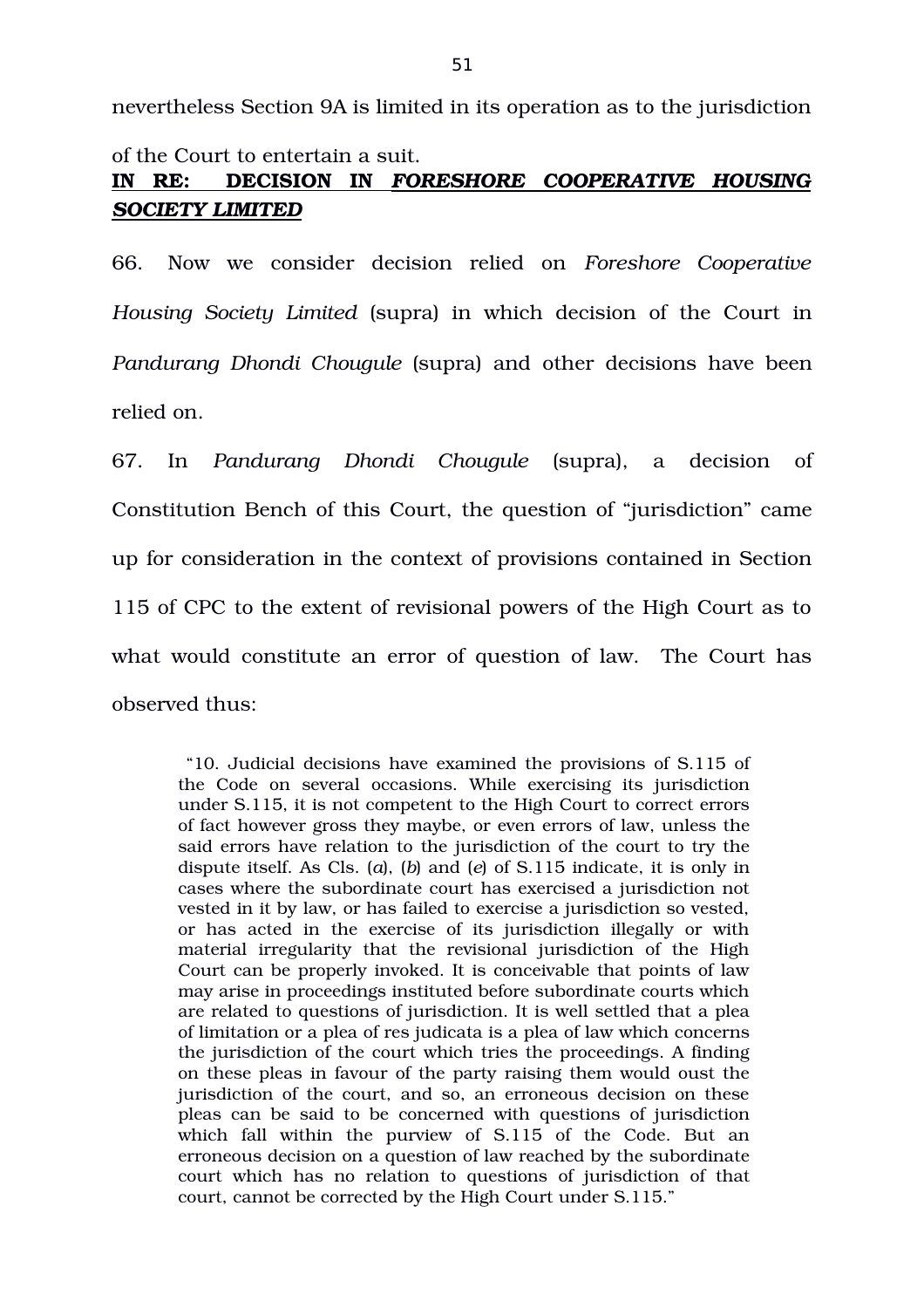nevertheless Section 9A is limited in its operation as to the jurisdiction of the Court to entertain a suit.

**IN RE: DECISION IN *FORESHORE COOPERATIVE HOUSING SOCIETY LIMITED***

66. Now we consider decision relied on *Foreshore Cooperative Housing Society Limited* (supra) in which decision of the Court in *Pandurang Dhondi Chougule* (supra) and other decisions have been relied on.

67. In *Pandurang Dhondi Chougule* (supra), a decision of Constitution Bench of this Court, the question of "jurisdiction" came up for consideration in the context of provisions contained in Section 115 of CPC to the extent of revisional powers of the High Court as to what would constitute an error of question of law. The Court has observed thus:

> "10. Judicial decisions have examined the provisions of S.115 of the Code on several occasions. While exercising its jurisdiction under S.115, it is not competent to the High Court to correct errors of fact however gross they maybe, or even errors of law, unless the said errors have relation to the jurisdiction of the court to try the dispute itself. As Cls. (*a*), (*b*) and (*e*) of S.115 indicate, it is only in cases where the subordinate court has exercised a jurisdiction not vested in it by law, or has failed to exercise a jurisdiction so vested, or has acted in the exercise of its jurisdiction illegally or with material irregularity that the revisional jurisdiction of the High Court can be properly invoked. It is conceivable that points of law may arise in proceedings instituted before subordinate courts which are related to questions of jurisdiction. It is well settled that a plea of limitation or a plea of res judicata is a plea of law which concerns the jurisdiction of the court which tries the proceedings. A finding on these pleas in favour of the party raising them would oust the jurisdiction of the court, and so, an erroneous decision on these pleas can be said to be concerned with questions of jurisdiction which fall within the purview of S.115 of the Code. But an erroneous decision on a question of law reached by the subordinate court which has no relation to questions of jurisdiction of that court, cannot be corrected by the High Court under S.115."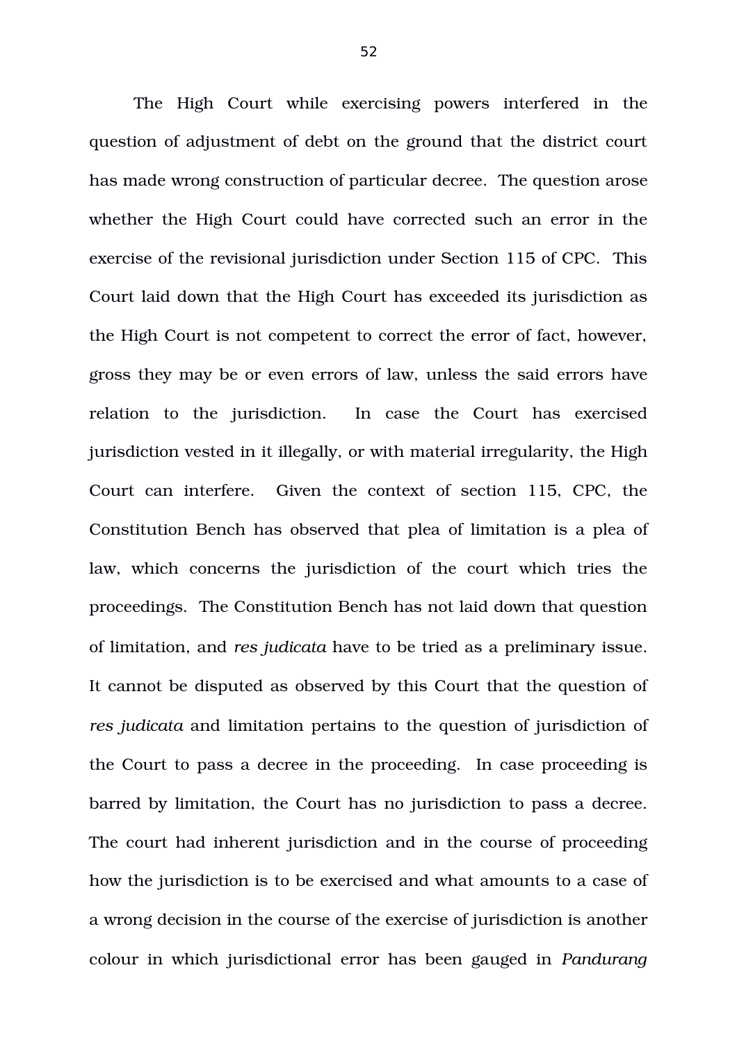The High Court while exercising powers interfered in the question of adjustment of debt on the ground that the district court has made wrong construction of particular decree. The question arose whether the High Court could have corrected such an error in the exercise of the revisional jurisdiction under Section 115 of CPC. This Court laid down that the High Court has exceeded its jurisdiction as the High Court is not competent to correct the error of fact, however, gross they may be or even errors of law, unless the said errors have relation to the jurisdiction. In case the Court has exercised jurisdiction vested in it illegally, or with material irregularity, the High Court can interfere. Given the context of section 115, CPC, the Constitution Bench has observed that plea of limitation is a plea of law, which concerns the jurisdiction of the court which tries the proceedings. The Constitution Bench has not laid down that question of limitation, and *res judicata* have to be tried as a preliminary issue. It cannot be disputed as observed by this Court that the question of *res judicata* and limitation pertains to the question of jurisdiction of the Court to pass a decree in the proceeding. In case proceeding is barred by limitation, the Court has no jurisdiction to pass a decree. The court had inherent jurisdiction and in the course of proceeding how the jurisdiction is to be exercised and what amounts to a case of a wrong decision in the course of the exercise of jurisdiction is another colour in which jurisdictional error has been gauged in *Pandurang*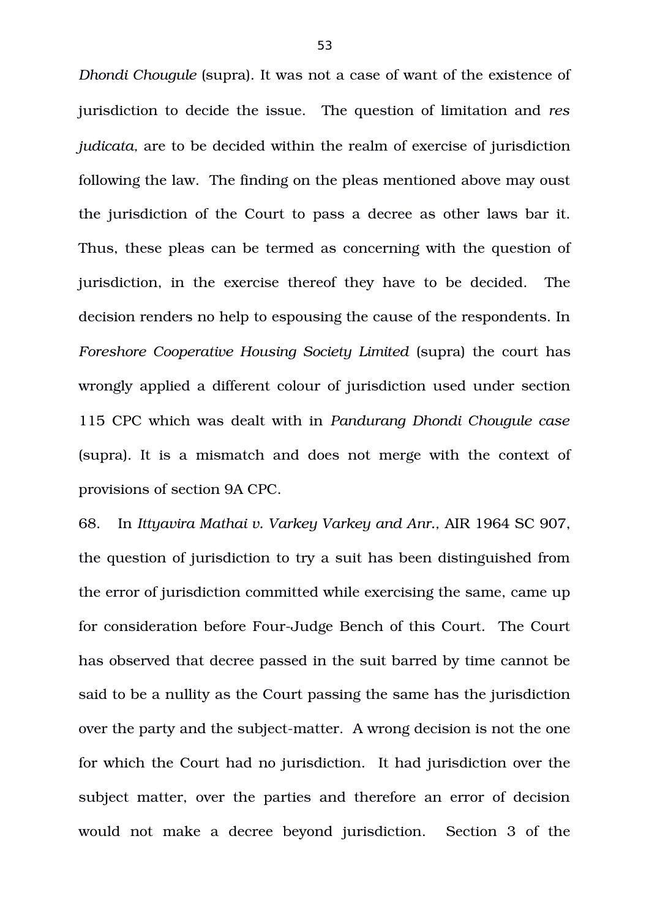*Dhondi Chougule* (supra). It was not a case of want of the existence of jurisdiction to decide the issue. The question of limitation and *res judicata,* are to be decided within the realm of exercise of jurisdiction following the law. The finding on the pleas mentioned above may oust the jurisdiction of the Court to pass a decree as other laws bar it. Thus, these pleas can be termed as concerning with the question of jurisdiction, in the exercise thereof they have to be decided. The decision renders no help to espousing the cause of the respondents. In *Foreshore Cooperative Housing Society Limited* (supra) the court has wrongly applied a different colour of jurisdiction used under section 115 CPC which was dealt with in *Pandurang Dhondi Chougule case* (supra). It is a mismatch and does not merge with the context of provisions of section 9A CPC.

68. In *Ittyavira Mathai v. Varkey Varkey and Anr.,* AIR 1964 SC 907, the question of jurisdiction to try a suit has been distinguished from the error of jurisdiction committed while exercising the same, came up for consideration before Four-Judge Bench of this Court. The Court has observed that decree passed in the suit barred by time cannot be said to be a nullity as the Court passing the same has the jurisdiction over the party and the subject-matter. A wrong decision is not the one for which the Court had no jurisdiction. It had jurisdiction over the subject matter, over the parties and therefore an error of decision would not make a decree beyond jurisdiction. Section 3 of the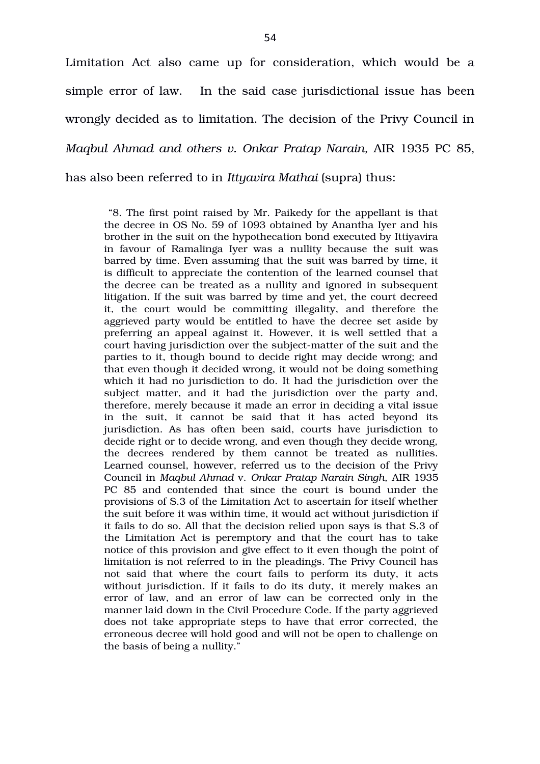Limitation Act also came up for consideration, which would be a simple error of law. In the said case jurisdictional issue has been wrongly decided as to limitation. The decision of the Privy Council in *Maqbul Ahmad and others v. Onkar Pratap Narain,* AIR 1935 PC 85, has also been referred to in *Ittyavira Mathai* (supra) thus:

> "8. The first point raised by Mr. Paikedy for the appellant is that the decree in OS No. 59 of 1093 obtained by Anantha Iyer and his brother in the suit on the hypothecation bond executed by Ittiyavira in favour of Ramalinga Iyer was a nullity because the suit was barred by time. Even assuming that the suit was barred by time, it is difficult to appreciate the contention of the learned counsel that the decree can be treated as a nullity and ignored in subsequent litigation. If the suit was barred by time and yet, the court decreed it, the court would be committing illegality, and therefore the aggrieved party would be entitled to have the decree set aside by preferring an appeal against it. However, it is well settled that a court having jurisdiction over the subject-matter of the suit and the parties to it, though bound to decide right may decide wrong; and that even though it decided wrong, it would not be doing something which it had no jurisdiction to do. It had the jurisdiction over the subject matter, and it had the jurisdiction over the party and, therefore, merely because it made an error in deciding a vital issue in the suit, it cannot be said that it has acted beyond its jurisdiction. As has often been said, courts have jurisdiction to decide right or to decide wrong, and even though they decide wrong, the decrees rendered by them cannot be treated as nullities. Learned counsel, however, referred us to the decision of the Privy Council in *Maqbul Ahmad* v. *Onkar Pratap Narain Singh*, AIR 1935 PC 85 and contended that since the court is bound under the provisions of S.3 of the Limitation Act to ascertain for itself whether the suit before it was within time, it would act without jurisdiction if it fails to do so. All that the decision relied upon says is that S.3 of the Limitation Act is peremptory and that the court has to take notice of this provision and give effect to it even though the point of limitation is not referred to in the pleadings. The Privy Council has not said that where the court fails to perform its duty, it acts without jurisdiction. If it fails to do its duty, it merely makes an error of law, and an error of law can be corrected only in the manner laid down in the Civil Procedure Code. If the party aggrieved does not take appropriate steps to have that error corrected, the erroneous decree will hold good and will not be open to challenge on the basis of being a nullity."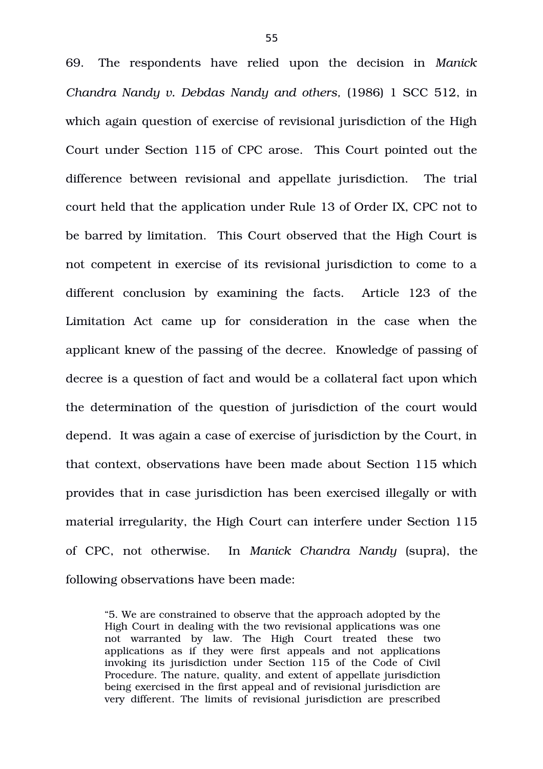69. The respondents have relied upon the decision in *Manick Chandra Nandy v. Debdas Nandy and others*, (1986) 1 SCC 512, in which again question of exercise of revisional jurisdiction of the High Court under Section 115 of CPC arose. This Court pointed out the difference between revisional and appellate jurisdiction. The trial court held that the application under Rule 13 of Order IX, CPC not to be barred by limitation. This Court observed that the High Court is not competent in exercise of its revisional jurisdiction to come to a different conclusion by examining the facts. Article 123 of the Limitation Act came up for consideration in the case when the applicant knew of the passing of the decree. Knowledge of passing of decree is a question of fact and would be a collateral fact upon which the determination of the question of jurisdiction of the court would depend. It was again a case of exercise of jurisdiction by the Court, in that context, observations have been made about Section 115 which provides that in case jurisdiction has been exercised illegally or with material irregularity, the High Court can interfere under Section 115 of CPC, not otherwise. In *Manick Chandra Nandy* (supra), the following observations have been made:

> "5. We are constrained to observe that the approach adopted by the High Court in dealing with the two revisional applications was one not warranted by law. The High Court treated these two applications as if they were first appeals and not applications invoking its jurisdiction under Section 115 of the Code of Civil Procedure. The nature, quality, and extent of appellate jurisdiction being exercised in the first appeal and of revisional jurisdiction are very different. The limits of revisional jurisdiction are prescribed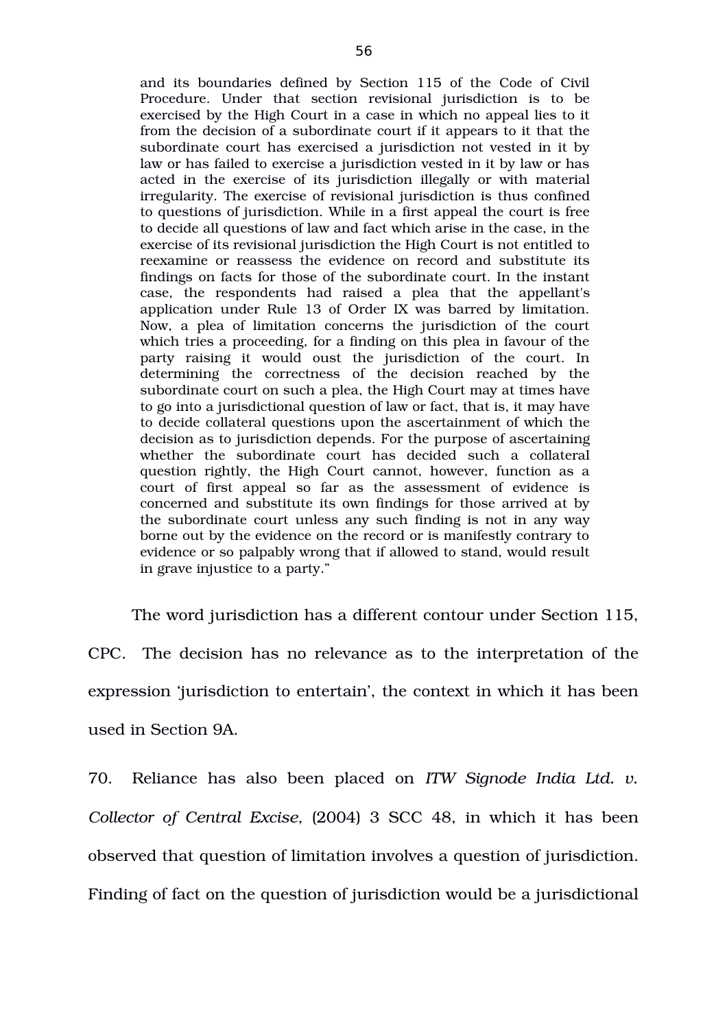> and its boundaries defined by Section 115 of the Code of Civil Procedure. Under that section revisional jurisdiction is to be exercised by the High Court in a case in which no appeal lies to it from the decision of a subordinate court if it appears to it that the subordinate court has exercised a jurisdiction not vested in it by law or has failed to exercise a jurisdiction vested in it by law or has acted in the exercise of its jurisdiction illegally or with material irregularity. The exercise of revisional jurisdiction is thus confined to questions of jurisdiction. While in a first appeal the court is free to decide all questions of law and fact which arise in the case, in the exercise of its revisional jurisdiction the High Court is not entitled to reexamine or reassess the evidence on record and substitute its findings on facts for those of the subordinate court. In the instant case, the respondents had raised a plea that the appellant's application under Rule 13 of Order IX was barred by limitation. Now, a plea of limitation concerns the jurisdiction of the court which tries a proceeding, for a finding on this plea in favour of the party raising it would oust the jurisdiction of the court. In determining the correctness of the decision reached by the subordinate court on such a plea, the High Court may at times have to go into a jurisdictional question of law or fact, that is, it may have to decide collateral questions upon the ascertainment of which the decision as to jurisdiction depends. For the purpose of ascertaining whether the subordinate court has decided such a collateral question rightly, the High Court cannot, however, function as a court of first appeal so far as the assessment of evidence is concerned and substitute its own findings for those arrived at by the subordinate court unless any such finding is not in any way borne out by the evidence on the record or is manifestly contrary to evidence or so palpably wrong that if allowed to stand, would result in grave injustice to a party."

The word jurisdiction has a different contour under Section 115, CPC. The decision has no relevance as to the interpretation of the expression 'jurisdiction to entertain', the context in which it has been used in Section 9A.

70. Reliance has also been placed on *ITW Signode India Ltd. v. Collector of Central Excise,* (2004) 3 SCC 48, in which it has been observed that question of limitation involves a question of jurisdiction. Finding of fact on the question of jurisdiction would be a jurisdictional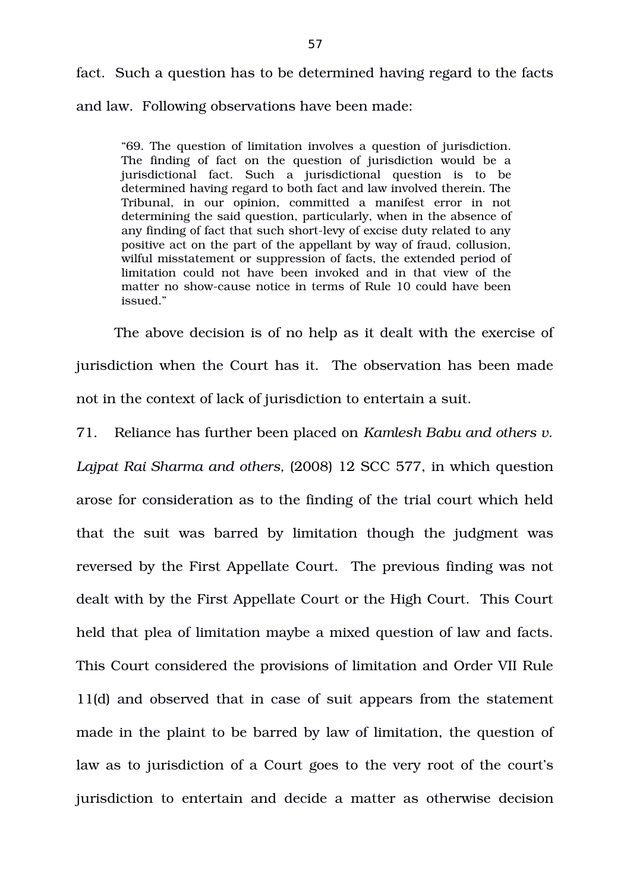fact. Such a question has to be determined having regard to the facts and law. Following observations have been made:

> "69. The question of limitation involves a question of jurisdiction. The finding of fact on the question of jurisdiction would be a jurisdictional fact. Such a jurisdictional question is to be determined having regard to both fact and law involved therein. The Tribunal, in our opinion, committed a manifest error in not determining the said question, particularly, when in the absence of any finding of fact that such short-levy of excise duty related to any positive act on the part of the appellant by way of fraud, collusion, wilful misstatement or suppression of facts, the extended period of limitation could not have been invoked and in that view of the matter no show-cause notice in terms of Rule 10 could have been issued."

The above decision is of no help as it dealt with the exercise of jurisdiction when the Court has it. The observation has been made not in the context of lack of jurisdiction to entertain a suit.

71. Reliance has further been placed on *Kamlesh Babu and others v. Lajpat Rai Sharma and others,* (2008) 12 SCC 577, in which question arose for consideration as to the finding of the trial court which held that the suit was barred by limitation though the judgment was reversed by the First Appellate Court. The previous finding was not dealt with by the First Appellate Court or the High Court. This Court held that plea of limitation maybe a mixed question of law and facts. This Court considered the provisions of limitation and Order VII Rule 11(d) and observed that in case of suit appears from the statement made in the plaint to be barred by law of limitation, the question of law as to jurisdiction of a Court goes to the very root of the court's jurisdiction to entertain and decide a matter as otherwise decision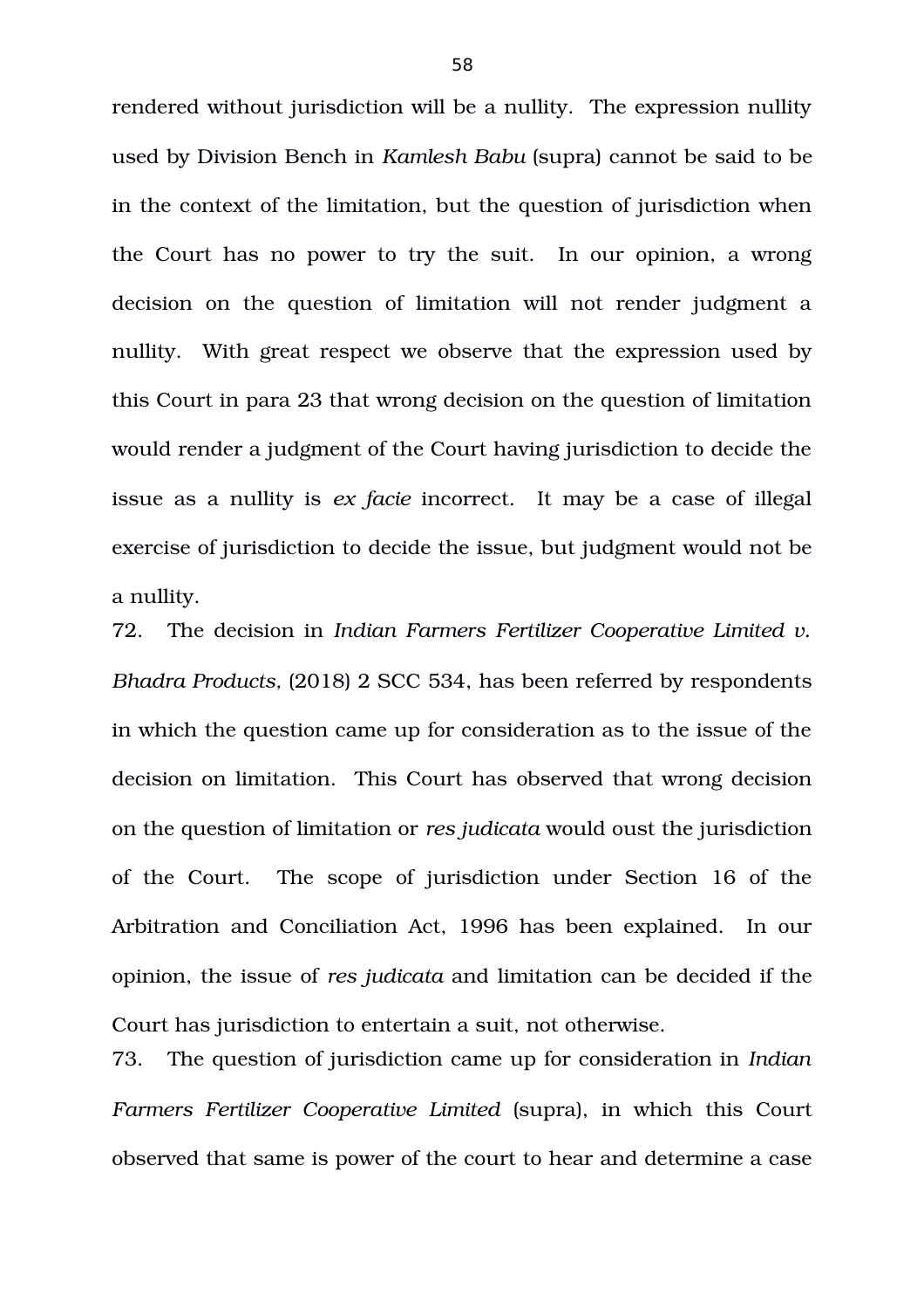rendered without jurisdiction will be a nullity. The expression nullity used by Division Bench in *Kamlesh Babu* (supra) cannot be said to be in the context of the limitation, but the question of jurisdiction when the Court has no power to try the suit. In our opinion, a wrong decision on the question of limitation will not render judgment a nullity. With great respect we observe that the expression used by this Court in para 23 that wrong decision on the question of limitation would render a judgment of the Court having jurisdiction to decide the issue as a nullity is *ex facie* incorrect. It may be a case of illegal exercise of jurisdiction to decide the issue, but judgment would not be a nullity.

72. The decision in *Indian Farmers Fertilizer Cooperative Limited v. Bhadra Products*, (2018) 2 SCC 534, has been referred by respondents in which the question came up for consideration as to the issue of the decision on limitation. This Court has observed that wrong decision on the question of limitation or *res judicata* would oust the jurisdiction of the Court. The scope of jurisdiction under Section 16 of the Arbitration and Conciliation Act, 1996 has been explained. In our opinion, the issue of *res judicata* and limitation can be decided if the Court has jurisdiction to entertain a suit, not otherwise.

73. The question of jurisdiction came up for consideration in *Indian Farmers Fertilizer Cooperative Limited* (supra), in which this Court observed that same is power of the court to hear and determine a case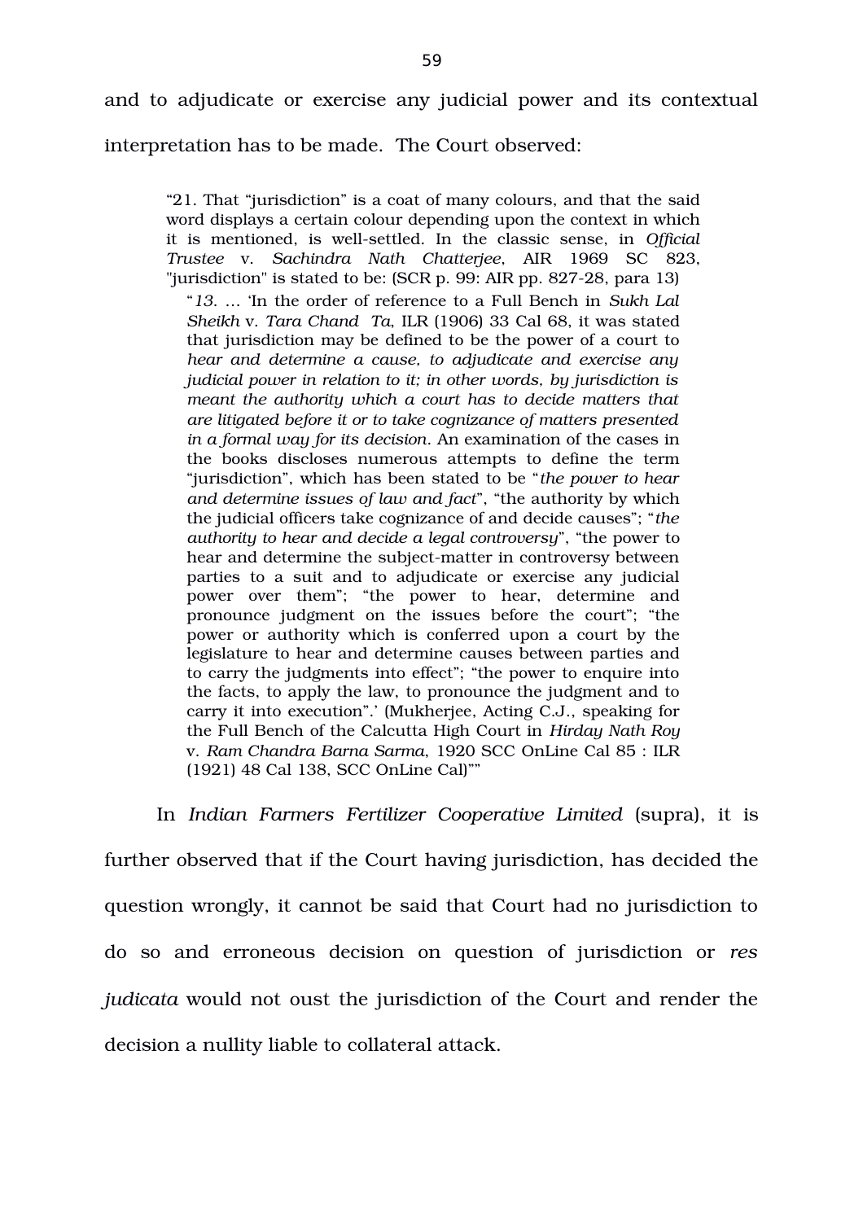and to adjudicate or exercise any judicial power and its contextual interpretation has to be made. The Court observed:

> "21. That "jurisdiction" is a coat of many colours, and that the said word displays a certain colour depending upon the context in which it is mentioned, is well-settled. In the classic sense, in *Official Trustee* v. *Sachindra Nath Chatterjee*, AIR 1969 SC 823, "jurisdiction" is stated to be: (SCR p. 99: AIR pp. 827-28, para 13)
>
> > "*13.* … 'In the order of reference to a Full Bench in *Sukh Lal Sheikh* v. *Tara Chand Ta*, ILR (1906) 33 Cal 68, it was stated that jurisdiction may be defined to be the power of a court to *hear and determine a cause, to adjudicate and exercise any judicial power in relation to it; in other words, by jurisdiction is meant the authority which a court has to decide matters that are litigated before it or to take cognizance of matters presented in a formal way for its decision*. An examination of the cases in the books discloses numerous attempts to define the term "jurisdiction", which has been stated to be "*the power to hear and determine issues of law and fact*", "the authority by which the judicial officers take cognizance of and decide causes"; "*the authority to hear and decide a legal controversy*", "the power to hear and determine the subject-matter in controversy between parties to a suit and to adjudicate or exercise any judicial power over them"; "the power to hear, determine and pronounce judgment on the issues before the court"; "the power or authority which is conferred upon a court by the legislature to hear and determine causes between parties and to carry the judgments into effect"; "the power to enquire into the facts, to apply the law, to pronounce the judgment and to carry it into execution".' (Mukherjee, Acting C.J., speaking for the Full Bench of the Calcutta High Court in *Hirday Nath Roy* v. *Ram Chandra Barna Sarma*, 1920 SCC OnLine Cal 85 : ILR (1921) 48 Cal 138, SCC OnLine Cal)""

In *Indian Farmers Fertilizer Cooperative Limited* (supra), it is further observed that if the Court having jurisdiction, has decided the question wrongly, it cannot be said that Court had no jurisdiction to do so and erroneous decision on question of jurisdiction or *res judicata* would not oust the jurisdiction of the Court and render the decision a nullity liable to collateral attack.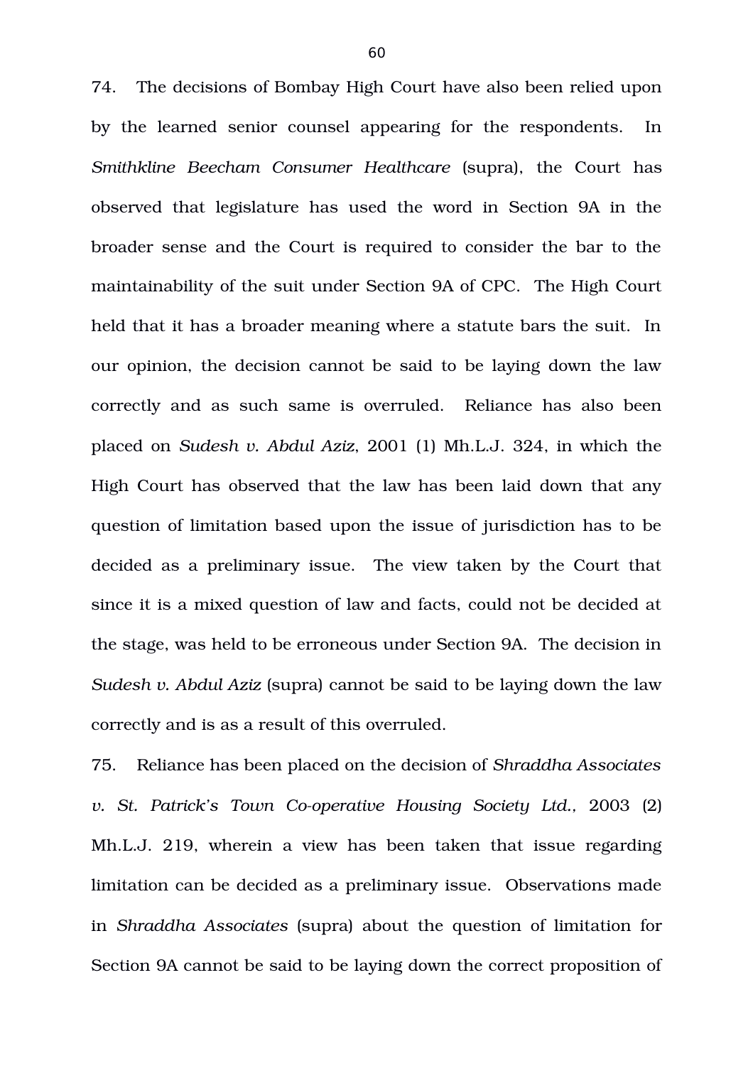74. The decisions of Bombay High Court have also been relied upon by the learned senior counsel appearing for the respondents. In *Smithkline Beecham Consumer Healthcare* (supra), the Court has observed that legislature has used the word in Section 9A in the broader sense and the Court is required to consider the bar to the maintainability of the suit under Section 9A of CPC. The High Court held that it has a broader meaning where a statute bars the suit. In our opinion, the decision cannot be said to be laying down the law correctly and as such same is overruled. Reliance has also been placed on *Sudesh v. Abdul Aziz*, 2001 (1) Mh.L.J. 324, in which the High Court has observed that the law has been laid down that any question of limitation based upon the issue of jurisdiction has to be decided as a preliminary issue. The view taken by the Court that since it is a mixed question of law and facts, could not be decided at the stage, was held to be erroneous under Section 9A. The decision in *Sudesh v. Abdul Aziz* (supra) cannot be said to be laying down the law correctly and is as a result of this overruled.

75. Reliance has been placed on the decision of *Shraddha Associates v. St. Patrick's Town Co-operative Housing Society Ltd.*, 2003 (2) Mh.L.J. 219, wherein a view has been taken that issue regarding limitation can be decided as a preliminary issue. Observations made in *Shraddha Associates* (supra) about the question of limitation for Section 9A cannot be said to be laying down the correct proposition of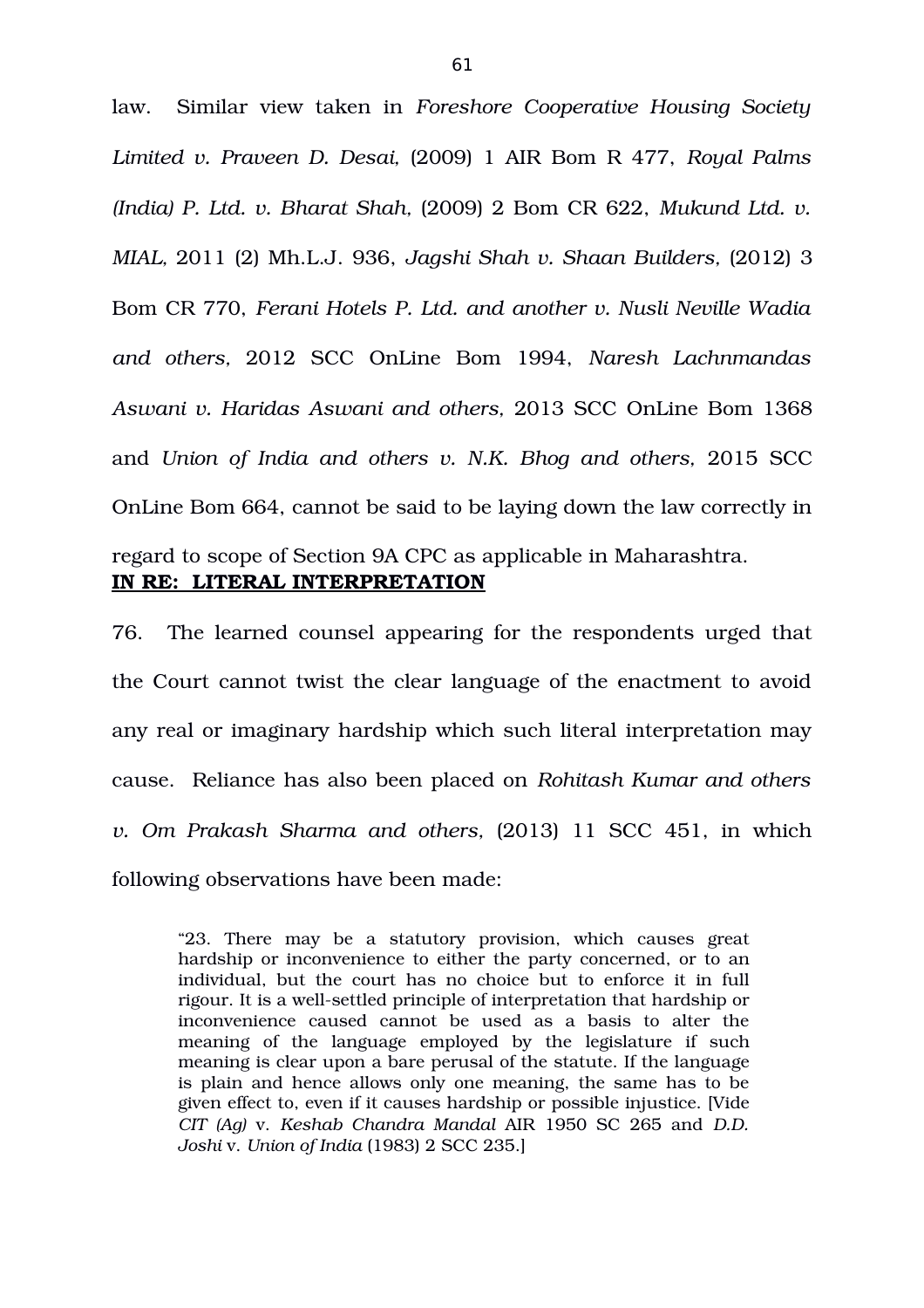law. Similar view taken in *Foreshore Cooperative Housing Society Limited v. Praveen D. Desai,* (2009) 1 AIR Bom R 477, *Royal Palms (India) P. Ltd. v. Bharat Shah,* (2009) 2 Bom CR 622, *Mukund Ltd. v. MIAL,* 2011 (2) Mh.L.J. 936, *Jagshi Shah v. Shaan Builders*, (2012) 3 Bom CR 770, *Ferani Hotels P. Ltd. and another v. Nusli Neville Wadia and others*, 2012 SCC OnLine Bom 1994, *Naresh Lachnmandas Aswani v. Haridas Aswani and others,* 2013 SCC OnLine Bom 1368 and *Union of India and others v. N.K. Bhog and others*, 2015 SCC OnLine Bom 664, cannot be said to be laying down the law correctly in regard to scope of Section 9A CPC as applicable in Maharashtra.

**IN RE: LITERAL INTERPRETATION**

76. The learned counsel appearing for the respondents urged that the Court cannot twist the clear language of the enactment to avoid any real or imaginary hardship which such literal interpretation may cause. Reliance has also been placed on *Rohitash Kumar and others v. Om Prakash Sharma and others,* (2013) 11 SCC 451, in which following observations have been made:

> "23. There may be a statutory provision, which causes great hardship or inconvenience to either the party concerned, or to an individual, but the court has no choice but to enforce it in full rigour. It is a well-settled principle of interpretation that hardship or inconvenience caused cannot be used as a basis to alter the meaning of the language employed by the legislature if such meaning is clear upon a bare perusal of the statute. If the language is plain and hence allows only one meaning, the same has to be given effect to, even if it causes hardship or possible injustice. [Vide *CIT (Ag)* v. *Keshab Chandra Mandal* AIR 1950 SC 265 and *D.D. Joshi* v. *Union of India* (1983) 2 SCC 235.]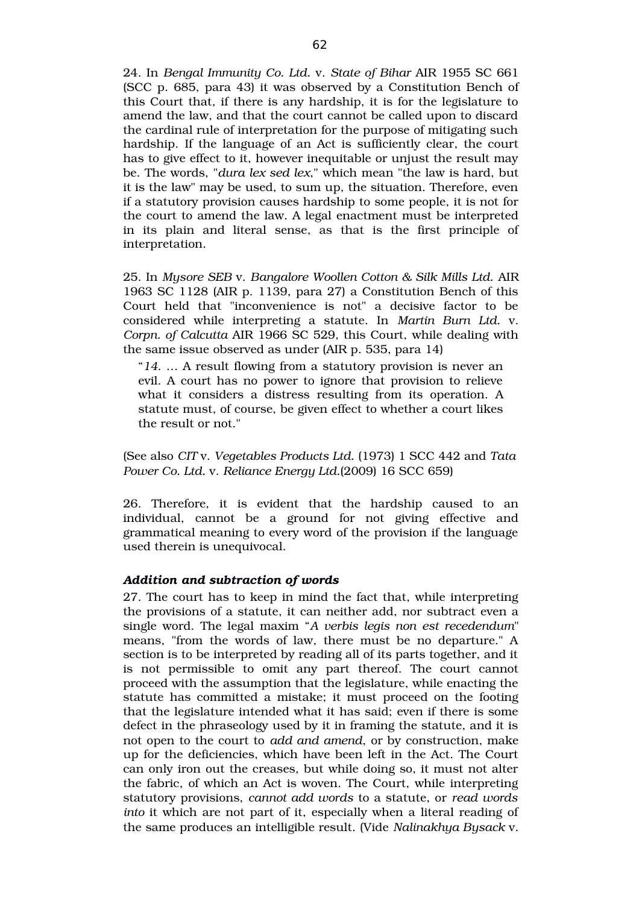24. In *Bengal Immunity Co. Ltd.* v. *State of Bihar* AIR 1955 SC 661 (SCC p. 685, para 43) it was observed by a Constitution Bench of this Court that, if there is any hardship, it is for the legislature to amend the law, and that the court cannot be called upon to discard the cardinal rule of interpretation for the purpose of mitigating such hardship. If the language of an Act is sufficiently clear, the court has to give effect to it, however inequitable or unjust the result may be. The words, "*dura lex sed lex*," which mean "the law is hard, but it is the law" may be used, to sum up, the situation. Therefore, even if a statutory provision causes hardship to some people, it is not for the court to amend the law. A legal enactment must be interpreted in its plain and literal sense, as that is the first principle of interpretation.

25. In *Mysore SEB* v. *Bangalore Woollen Cotton & Silk Mills Ltd.* AIR 1963 SC 1128 (AIR p. 1139, para 27) a Constitution Bench of this Court held that "inconvenience is not" a decisive factor to be considered while interpreting a statute. In *Martin Burn Ltd.* v. *Corpn. of Calcutta* AIR 1966 SC 529, this Court, while dealing with the same issue observed as under (AIR p. 535, para 14)

> "*14.* ... A result flowing from a statutory provision is never an evil. A court has no power to ignore that provision to relieve what it considers a distress resulting from its operation. A statute must, of course, be given effect to whether a court likes the result or not."

(See also *CIT* v. *Vegetables Products Ltd.* (1973) 1 SCC 442 and *Tata Power Co. Ltd.* v. *Reliance Energy Ltd.*(2009) 16 SCC 659)

26. Therefore, it is evident that the hardship caused to an individual, cannot be a ground for not giving effective and grammatical meaning to every word of the provision if the language used therein is unequivocal.

***Addition and subtraction of words***

27. The court has to keep in mind the fact that, while interpreting the provisions of a statute, it can neither add, nor subtract even a single word. The legal maxim "*A verbis legis non est recedendum*" means, "from the words of law, there must be no departure." A section is to be interpreted by reading all of its parts together, and it is not permissible to omit any part thereof. The court cannot proceed with the assumption that the legislature, while enacting the statute has committed a mistake; it must proceed on the footing that the legislature intended what it has said; even if there is some defect in the phraseology used by it in framing the statute, and it is not open to the court to *add and amend*, or by construction, make up for the deficiencies, which have been left in the Act. The Court can only iron out the creases, but while doing so, it must not alter the fabric, of which an Act is woven. The Court, while interpreting statutory provisions, *cannot add words* to a statute, or *read words into* it which are not part of it, especially when a literal reading of the same produces an intelligible result. (Vide *Nalinakhya Bysack* v.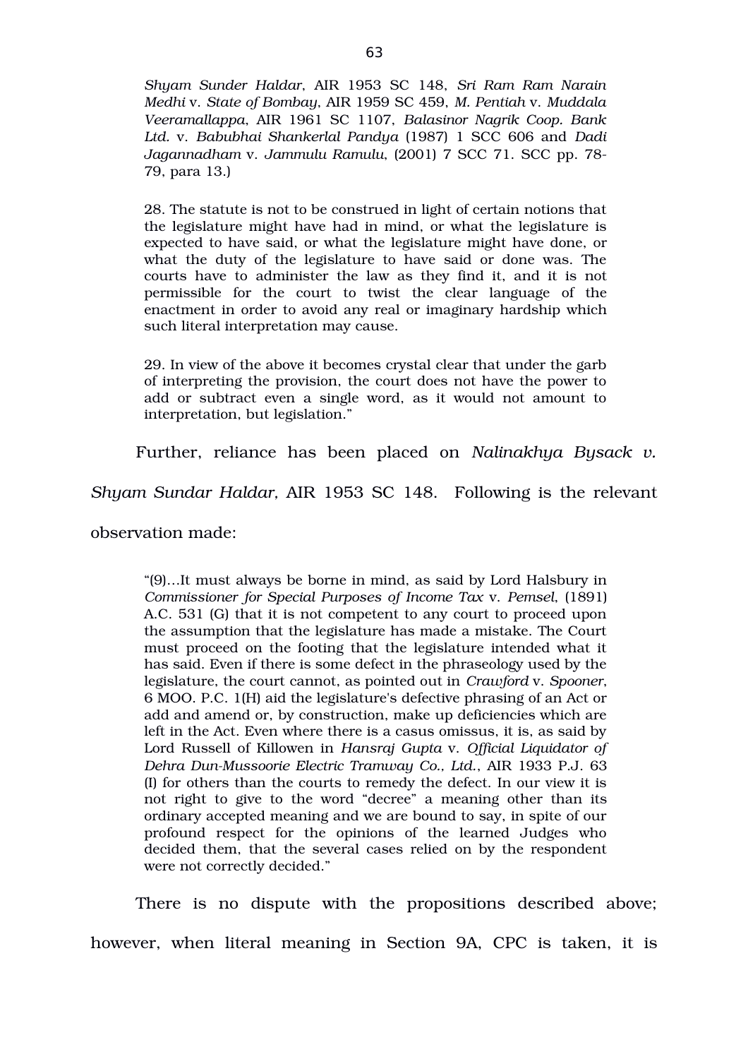> *Shyam Sunder Haldar*, AIR 1953 SC 148, *Sri Ram Ram Narain Medhi* v. *State of Bombay*, AIR 1959 SC 459, *M. Pentiah* v. *Muddala Veeramallappa*, AIR 1961 SC 1107, *Balasinor Nagrik Coop. Bank Ltd.* v. *Babubhai Shankerlal Pandya* (1987) 1 SCC 606 and *Dadi Jagannadham* v. *Jammulu Ramulu*, (2001) 7 SCC 71. SCC pp. 78-79, para 13.)
>
> 28. The statute is not to be construed in light of certain notions that the legislature might have had in mind, or what the legislature is expected to have said, or what the legislature might have done, or what the duty of the legislature to have said or done was. The courts have to administer the law as they find it, and it is not permissible for the court to twist the clear language of the enactment in order to avoid any real or imaginary hardship which such literal interpretation may cause.
>
> 29. In view of the above it becomes crystal clear that under the garb of interpreting the provision, the court does not have the power to add or subtract even a single word, as it would not amount to interpretation, but legislation."

Further, reliance has been placed on *Nalinakhya Bysack v. Shyam Sundar Haldar,* AIR 1953 SC 148. Following is the relevant observation made:

> "(9)...It must always be borne in mind, as said by Lord Halsbury in *Commissioner for Special Purposes of Income Tax* v. *Pemsel*, (1891) A.C. 531 (G) that it is not competent to any court to proceed upon the assumption that the legislature has made a mistake. The Court must proceed on the footing that the legislature intended what it has said. Even if there is some defect in the phraseology used by the legislature, the court cannot, as pointed out in *Crawford* v. *Spooner*, 6 MOO. P.C. 1(H) aid the legislature's defective phrasing of an Act or add and amend or, by construction, make up deficiencies which are left in the Act. Even where there is a casus omissus, it is, as said by Lord Russell of Killowen in *Hansraj Gupta* v. *Official Liquidator of Dehra Dun-Mussoorie Electric Tramway Co., Ltd.*, AIR 1933 P.J. 63 (I) for others than the courts to remedy the defect. In our view it is not right to give to the word "decree" a meaning other than its ordinary accepted meaning and we are bound to say, in spite of our profound respect for the opinions of the learned Judges who decided them, that the several cases relied on by the respondent were not correctly decided."

There is no dispute with the propositions described above; however, when literal meaning in Section 9A, CPC is taken, it is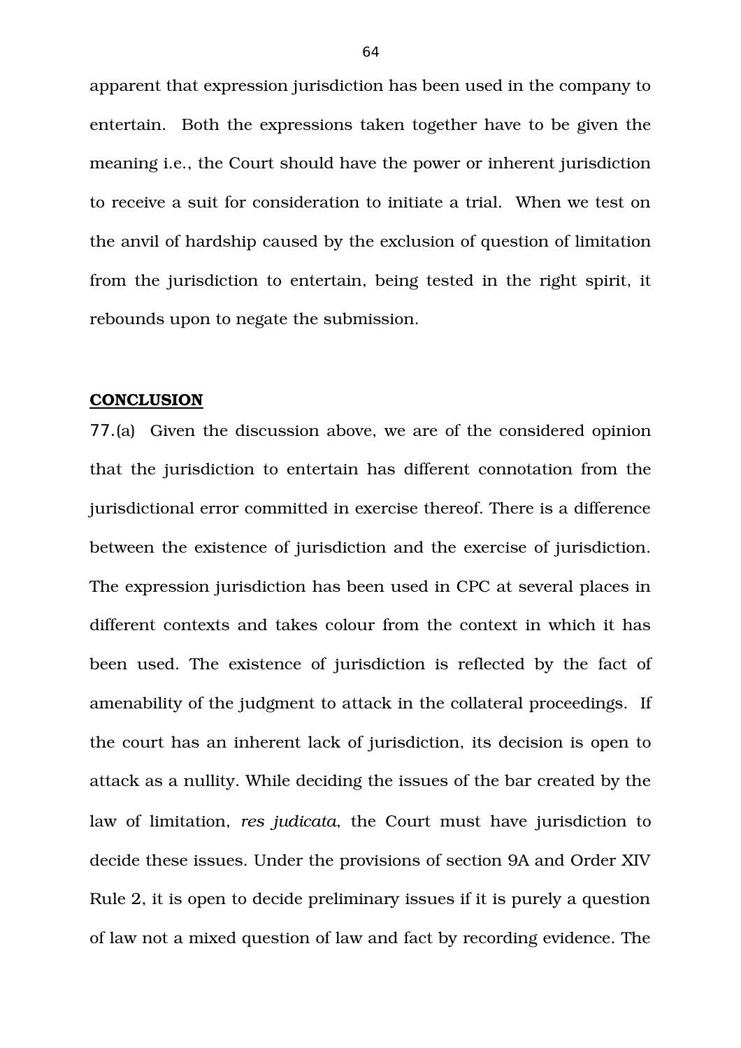apparent that expression jurisdiction has been used in the company to entertain. Both the expressions taken together have to be given the meaning i.e., the Court should have the power or inherent jurisdiction to receive a suit for consideration to initiate a trial. When we test on the anvil of hardship caused by the exclusion of question of limitation from the jurisdiction to entertain, being tested in the right spirit, it rebounds upon to negate the submission.

## CONCLUSION

77.(a) Given the discussion above, we are of the considered opinion that the jurisdiction to entertain has different connotation from the jurisdictional error committed in exercise thereof. There is a difference between the existence of jurisdiction and the exercise of jurisdiction. The expression jurisdiction has been used in CPC at several places in different contexts and takes colour from the context in which it has been used. The existence of jurisdiction is reflected by the fact of amenability of the judgment to attack in the collateral proceedings. If the court has an inherent lack of jurisdiction, its decision is open to attack as a nullity. While deciding the issues of the bar created by the law of limitation, *res judicata*, the Court must have jurisdiction to decide these issues. Under the provisions of section 9A and Order XIV Rule 2, it is open to decide preliminary issues if it is purely a question of law not a mixed question of law and fact by recording evidence. The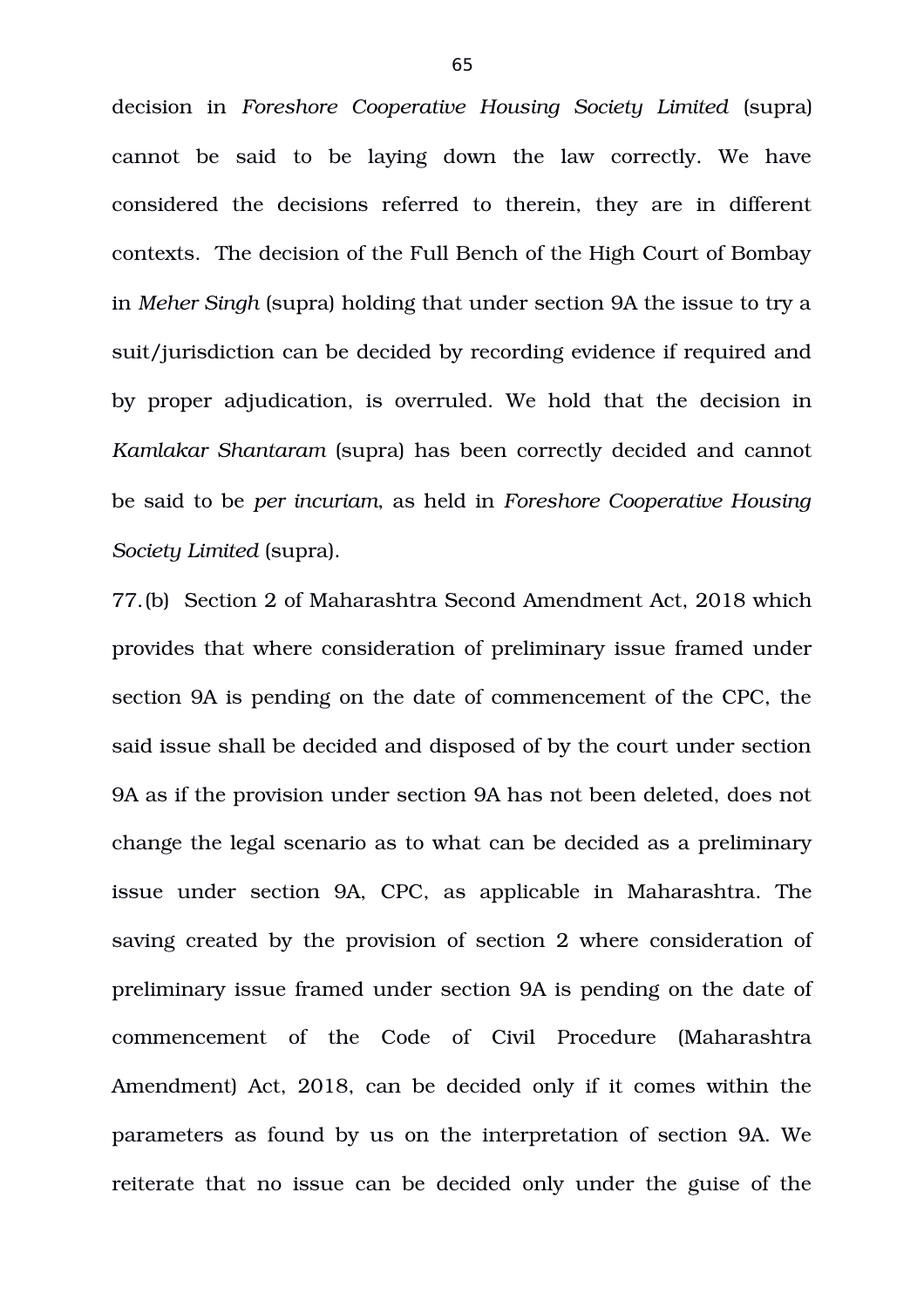decision in *Foreshore Cooperative Housing Society Limited* (supra) cannot be said to be laying down the law correctly. We have considered the decisions referred to therein, they are in different contexts. The decision of the Full Bench of the High Court of Bombay in *Meher Singh* (supra) holding that under section 9A the issue to try a suit/jurisdiction can be decided by recording evidence if required and by proper adjudication, is overruled. We hold that the decision in *Kamlakar Shantaram* (supra) has been correctly decided and cannot be said to be *per incuriam*, as held in *Foreshore Cooperative Housing Society Limited* (supra).

77. (b) Section 2 of Maharashtra Second Amendment Act, 2018 which provides that where consideration of preliminary issue framed under section 9A is pending on the date of commencement of the CPC, the said issue shall be decided and disposed of by the court under section 9A as if the provision under section 9A has not been deleted, does not change the legal scenario as to what can be decided as a preliminary issue under section 9A, CPC, as applicable in Maharashtra. The saving created by the provision of section 2 where consideration of preliminary issue framed under section 9A is pending on the date of commencement of the Code of Civil Procedure (Maharashtra Amendment) Act, 2018, can be decided only if it comes within the parameters as found by us on the interpretation of section 9A. We reiterate that no issue can be decided only under the guise of the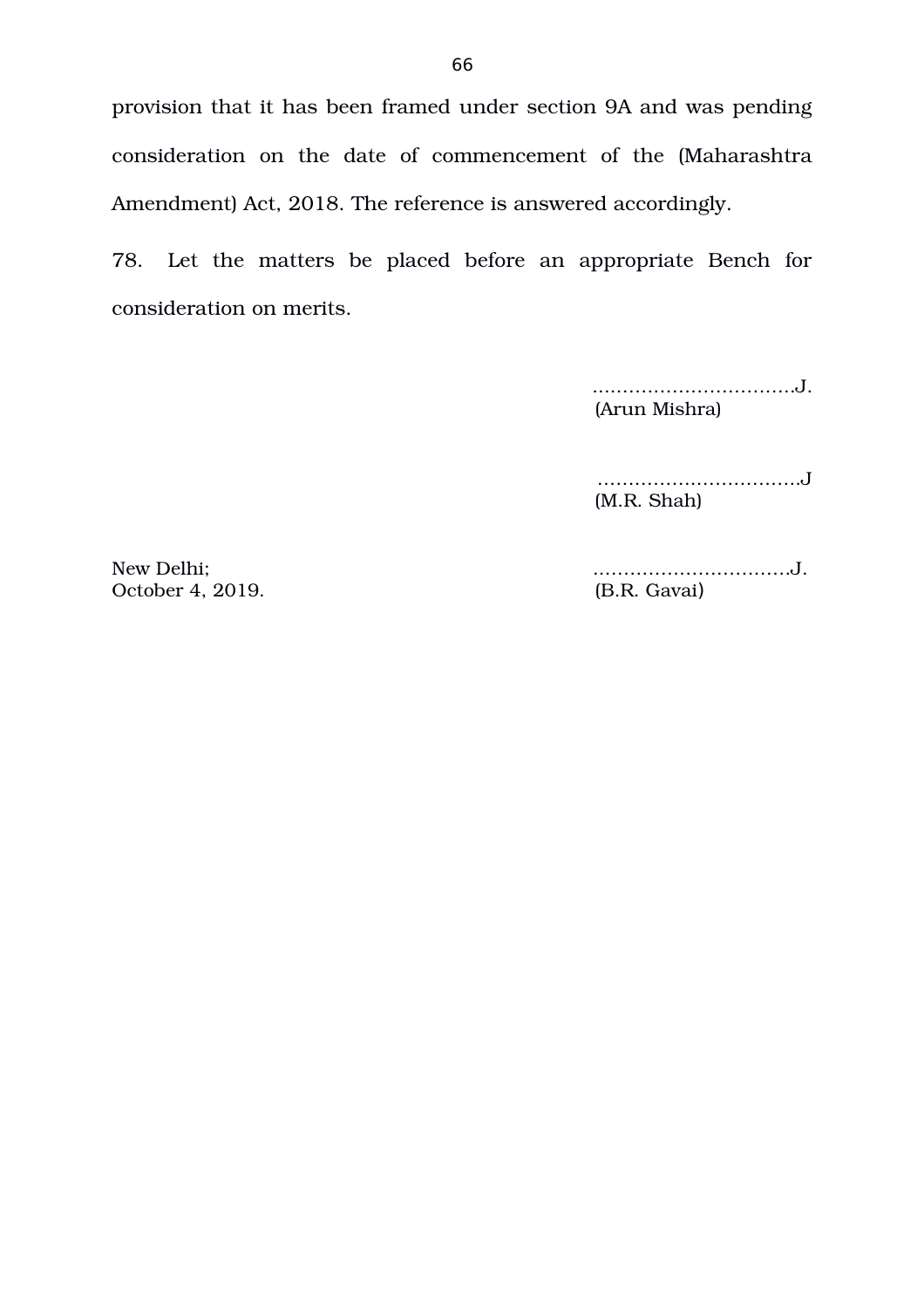provision that it has been framed under section 9A and was pending consideration on the date of commencement of the (Maharashtra Amendment) Act, 2018. The reference is answered accordingly.

78. Let the matters be placed before an appropriate Bench for consideration on merits.

……………………………J.
(Arun Mishra)

……………………………J
(M.R. Shah)

New Delhi;
October 4, 2019.

……………………………J.
(B.R. Gavai)